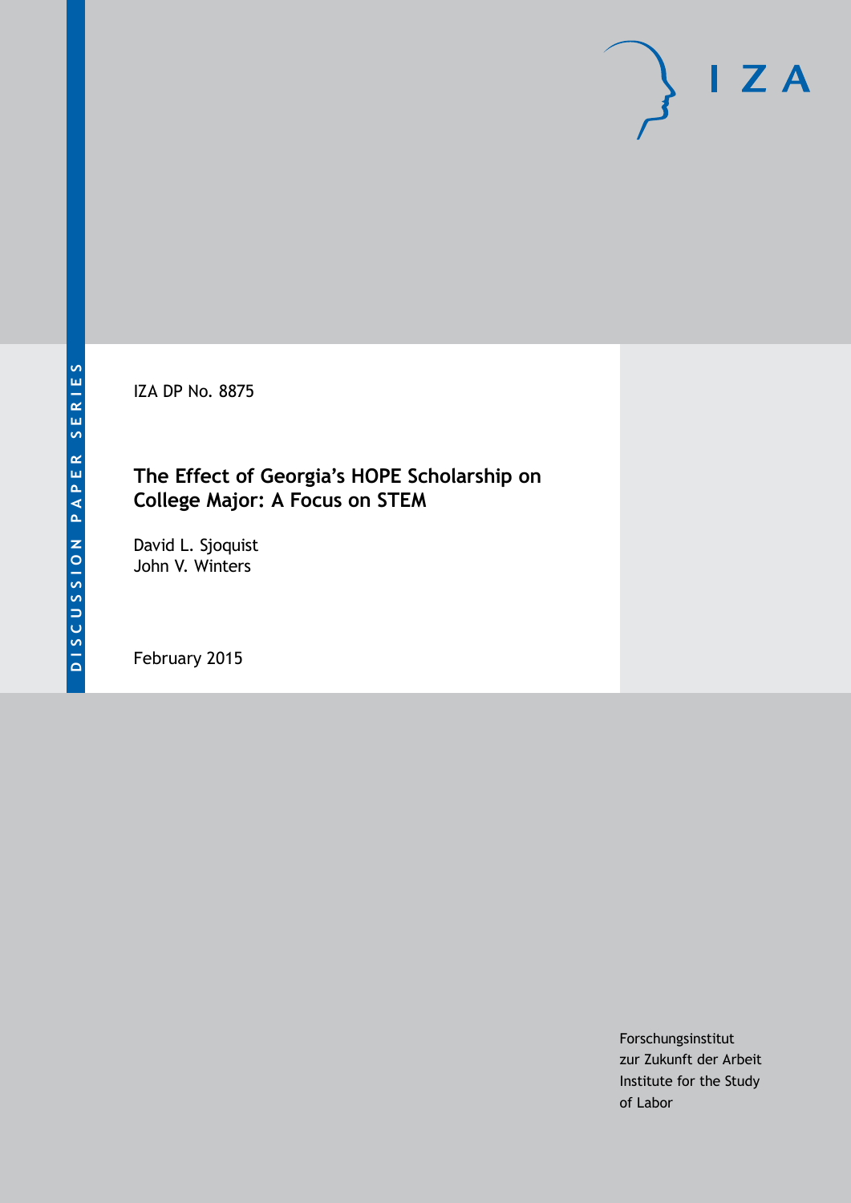DISCUSSION PAPER SERIES

IZA DP No. 8875

# The Effect of Georgia's HOPE Scholarship on College Major: A Focus on STEM

David L. Sjoquist
John V. Winters

February 2015

Forschungsinstitut
zur Zukunft der Arbeit
Institute for the Study
of Labor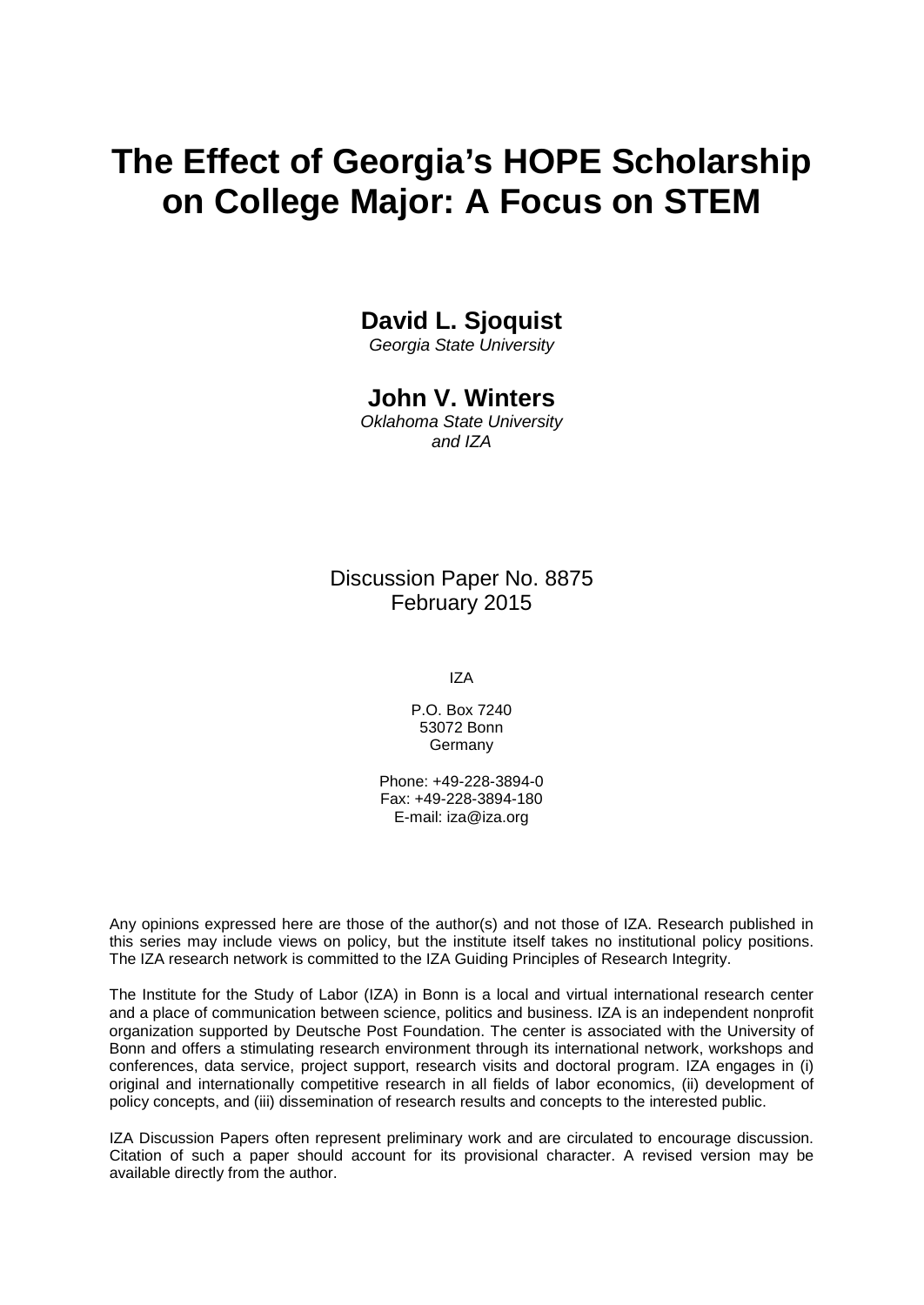# The Effect of Georgia's HOPE Scholarship on College Major: A Focus on STEM

**David L. Sjoquist**
*Georgia State University*

**John V. Winters**
*Oklahoma State University and IZA*

Discussion Paper No. 8875
February 2015

IZA

P.O. Box 7240
53072 Bonn
Germany

Phone: +49-228-3894-0
Fax: +49-228-3894-180
E-mail: iza@iza.org

Any opinions expressed here are those of the author(s) and not those of IZA. Research published in this series may include views on policy, but the institute itself takes no institutional policy positions. The IZA research network is committed to the IZA Guiding Principles of Research Integrity.

The Institute for the Study of Labor (IZA) in Bonn is a local and virtual international research center and a place of communication between science, politics and business. IZA is an independent nonprofit organization supported by Deutsche Post Foundation. The center is associated with the University of Bonn and offers a stimulating research environment through its international network, workshops and conferences, data service, project support, research visits and doctoral program. IZA engages in (i) original and internationally competitive research in all fields of labor economics, (ii) development of policy concepts, and (iii) dissemination of research results and concepts to the interested public.

IZA Discussion Papers often represent preliminary work and are circulated to encourage discussion. Citation of such a paper should account for its provisional character. A revised version may be available directly from the author.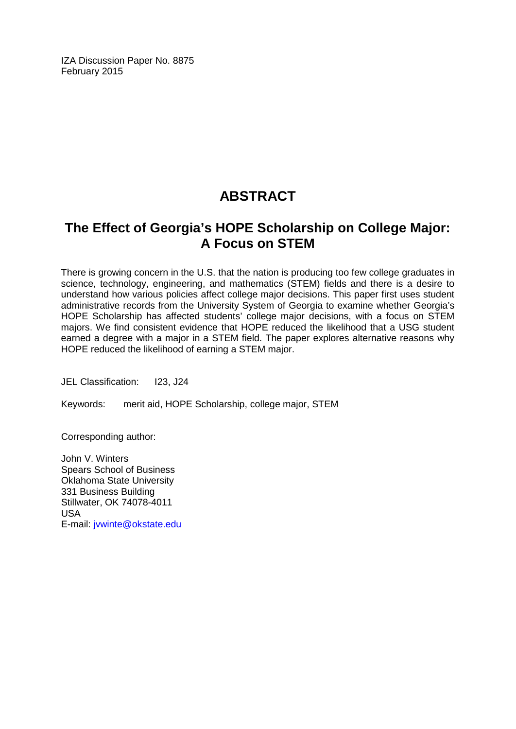IZA Discussion Paper No. 8875
February 2015

# ABSTRACT

## The Effect of Georgia's HOPE Scholarship on College Major: A Focus on STEM

There is growing concern in the U.S. that the nation is producing too few college graduates in science, technology, engineering, and mathematics (STEM) fields and there is a desire to understand how various policies affect college major decisions. This paper first uses student administrative records from the University System of Georgia to examine whether Georgia's HOPE Scholarship has affected students' college major decisions, with a focus on STEM majors. We find consistent evidence that HOPE reduced the likelihood that a USG student earned a degree with a major in a STEM field. The paper explores alternative reasons why HOPE reduced the likelihood of earning a STEM major.

JEL Classification: I23, J24

Keywords: merit aid, HOPE Scholarship, college major, STEM

Corresponding author:

John V. Winters
Spears School of Business
Oklahoma State University
331 Business Building
Stillwater, OK 74078-4011
USA
E-mail: jvwinte@okstate.edu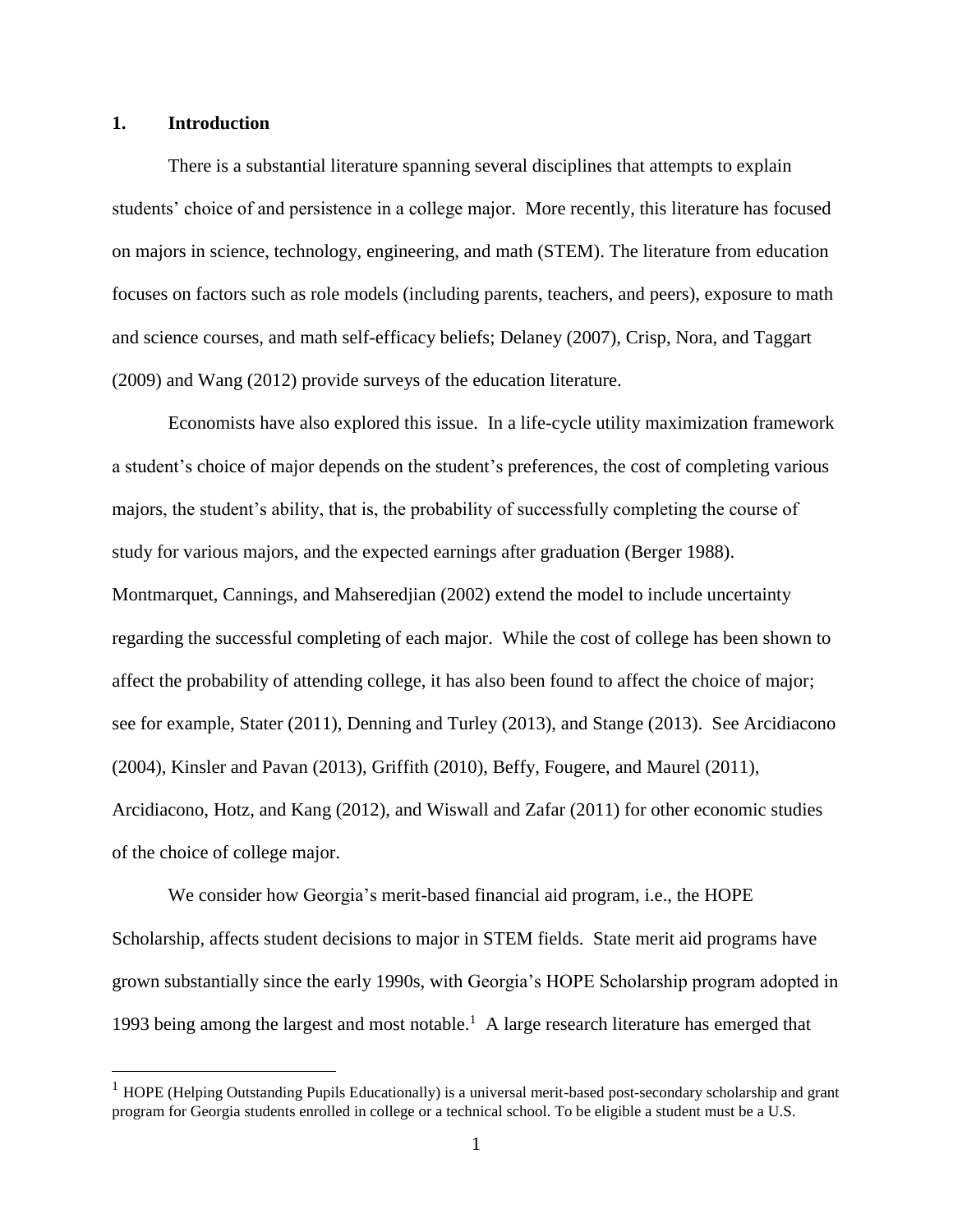## 1. Introduction

There is a substantial literature spanning several disciplines that attempts to explain students' choice of and persistence in a college major. More recently, this literature has focused on majors in science, technology, engineering, and math (STEM). The literature from education focuses on factors such as role models (including parents, teachers, and peers), exposure to math and science courses, and math self-efficacy beliefs; Delaney (2007), Crisp, Nora, and Taggart (2009) and Wang (2012) provide surveys of the education literature.

Economists have also explored this issue. In a life-cycle utility maximization framework a student's choice of major depends on the student's preferences, the cost of completing various majors, the student's ability, that is, the probability of successfully completing the course of study for various majors, and the expected earnings after graduation (Berger 1988). Montmarquet, Cannings, and Mahseredjian (2002) extend the model to include uncertainty regarding the successful completing of each major. While the cost of college has been shown to affect the probability of attending college, it has also been found to affect the choice of major; see for example, Stater (2011), Denning and Turley (2013), and Stange (2013). See Arcidiacono (2004), Kinsler and Pavan (2013), Griffith (2010), Beffy, Fougere, and Maurel (2011), Arcidiacono, Hotz, and Kang (2012), and Wiswall and Zafar (2011) for other economic studies of the choice of college major.

We consider how Georgia's merit-based financial aid program, i.e., the HOPE Scholarship, affects student decisions to major in STEM fields. State merit aid programs have grown substantially since the early 1990s, with Georgia's HOPE Scholarship program adopted in 1993 being among the largest and most notable.[1] A large research literature has emerged that

[1] HOPE (Helping Outstanding Pupils Educationally) is a universal merit-based post-secondary scholarship and grant program for Georgia students enrolled in college or a technical school. To be eligible a student must be a U.S.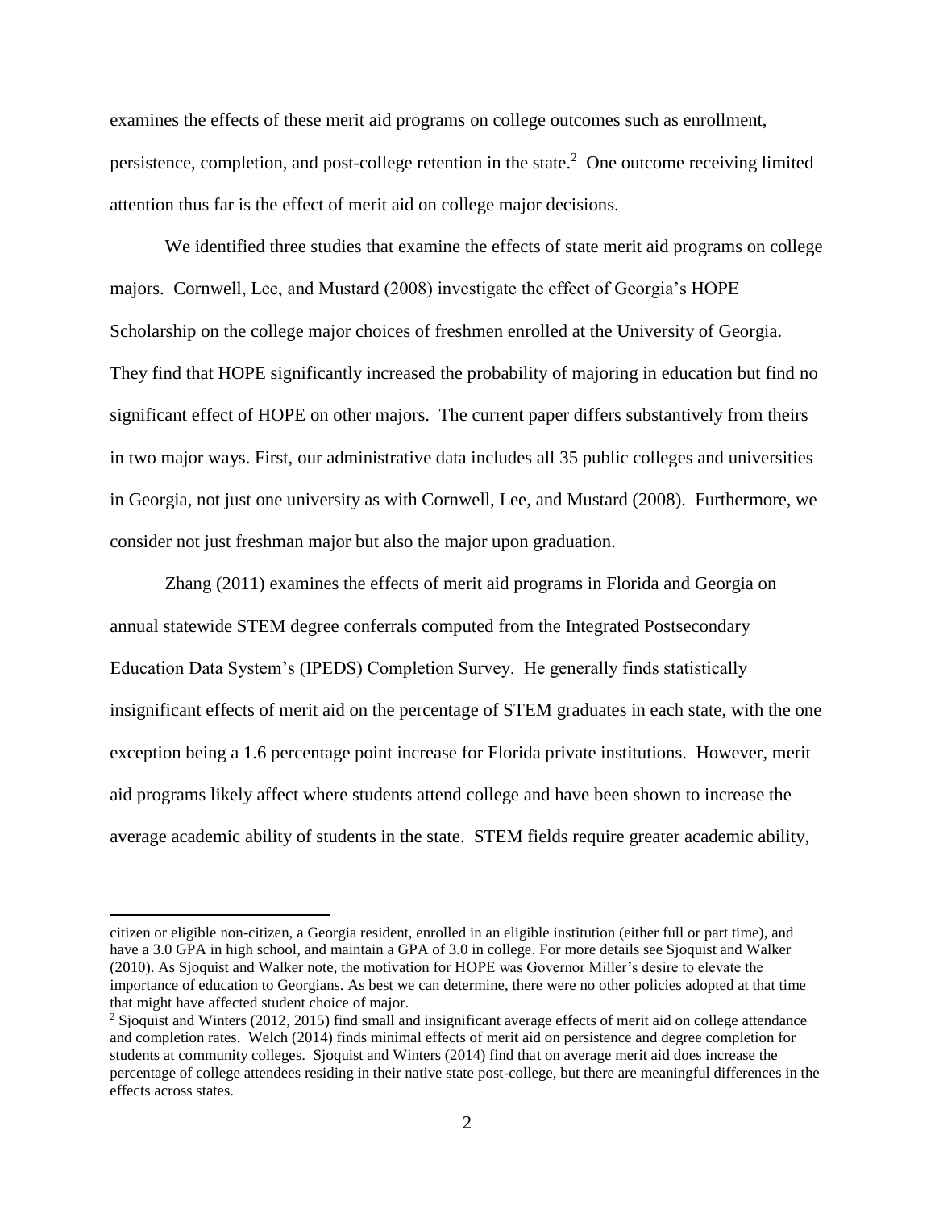examines the effects of these merit aid programs on college outcomes such as enrollment, persistence, completion, and post-college retention in the state.[2] One outcome receiving limited attention thus far is the effect of merit aid on college major decisions.

We identified three studies that examine the effects of state merit aid programs on college majors. Cornwell, Lee, and Mustard (2008) investigate the effect of Georgia's HOPE Scholarship on the college major choices of freshmen enrolled at the University of Georgia. They find that HOPE significantly increased the probability of majoring in education but find no significant effect of HOPE on other majors. The current paper differs substantively from theirs in two major ways. First, our administrative data includes all 35 public colleges and universities in Georgia, not just one university as with Cornwell, Lee, and Mustard (2008). Furthermore, we consider not just freshman major but also the major upon graduation.

Zhang (2011) examines the effects of merit aid programs in Florida and Georgia on annual statewide STEM degree conferrals computed from the Integrated Postsecondary Education Data System's (IPEDS) Completion Survey. He generally finds statistically insignificant effects of merit aid on the percentage of STEM graduates in each state, with the one exception being a 1.6 percentage point increase for Florida private institutions. However, merit aid programs likely affect where students attend college and have been shown to increase the average academic ability of students in the state. STEM fields require greater academic ability,

---

citizen or eligible non-citizen, a Georgia resident, enrolled in an eligible institution (either full or part time), and have a 3.0 GPA in high school, and maintain a GPA of 3.0 in college. For more details see Sjoquist and Walker (2010). As Sjoquist and Walker note, the motivation for HOPE was Governor Miller's desire to elevate the importance of education to Georgians. As best we can determine, there were no other policies adopted at that time that might have affected student choice of major.

[2] Sjoquist and Winters (2012, 2015) find small and insignificant average effects of merit aid on college attendance and completion rates. Welch (2014) finds minimal effects of merit aid on persistence and degree completion for students at community colleges. Sjoquist and Winters (2014) find that on average merit aid does increase the percentage of college attendees residing in their native state post-college, but there are meaningful differences in the effects across states.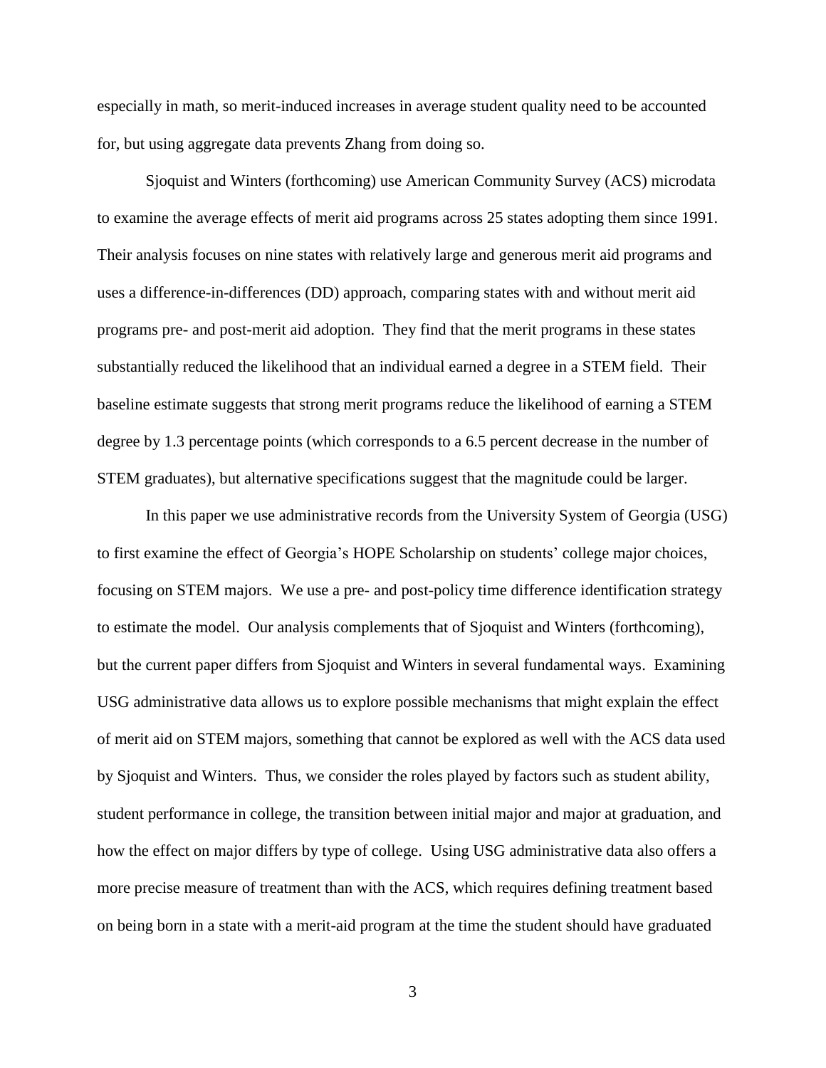especially in math, so merit-induced increases in average student quality need to be accounted for, but using aggregate data prevents Zhang from doing so.

Sjoquist and Winters (forthcoming) use American Community Survey (ACS) microdata to examine the average effects of merit aid programs across 25 states adopting them since 1991. Their analysis focuses on nine states with relatively large and generous merit aid programs and uses a difference-in-differences (DD) approach, comparing states with and without merit aid programs pre- and post-merit aid adoption. They find that the merit programs in these states substantially reduced the likelihood that an individual earned a degree in a STEM field. Their baseline estimate suggests that strong merit programs reduce the likelihood of earning a STEM degree by 1.3 percentage points (which corresponds to a 6.5 percent decrease in the number of STEM graduates), but alternative specifications suggest that the magnitude could be larger.

In this paper we use administrative records from the University System of Georgia (USG) to first examine the effect of Georgia's HOPE Scholarship on students' college major choices, focusing on STEM majors. We use a pre- and post-policy time difference identification strategy to estimate the model. Our analysis complements that of Sjoquist and Winters (forthcoming), but the current paper differs from Sjoquist and Winters in several fundamental ways. Examining USG administrative data allows us to explore possible mechanisms that might explain the effect of merit aid on STEM majors, something that cannot be explored as well with the ACS data used by Sjoquist and Winters. Thus, we consider the roles played by factors such as student ability, student performance in college, the transition between initial major and major at graduation, and how the effect on major differs by type of college. Using USG administrative data also offers a more precise measure of treatment than with the ACS, which requires defining treatment based on being born in a state with a merit-aid program at the time the student should have graduated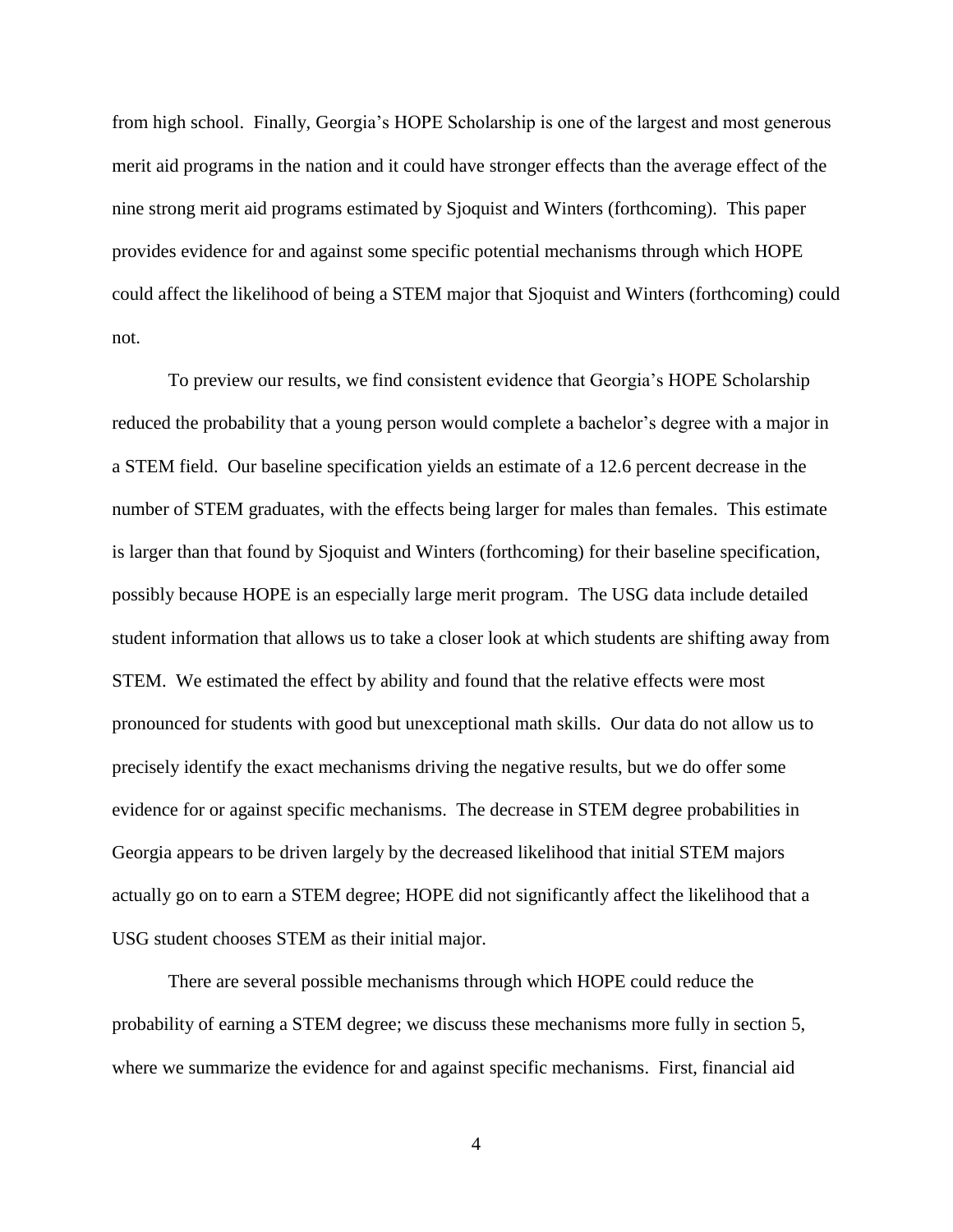from high school. Finally, Georgia's HOPE Scholarship is one of the largest and most generous merit aid programs in the nation and it could have stronger effects than the average effect of the nine strong merit aid programs estimated by Sjoquist and Winters (forthcoming). This paper provides evidence for and against some specific potential mechanisms through which HOPE could affect the likelihood of being a STEM major that Sjoquist and Winters (forthcoming) could not.

To preview our results, we find consistent evidence that Georgia's HOPE Scholarship reduced the probability that a young person would complete a bachelor's degree with a major in a STEM field. Our baseline specification yields an estimate of a 12.6 percent decrease in the number of STEM graduates, with the effects being larger for males than females. This estimate is larger than that found by Sjoquist and Winters (forthcoming) for their baseline specification, possibly because HOPE is an especially large merit program. The USG data include detailed student information that allows us to take a closer look at which students are shifting away from STEM. We estimated the effect by ability and found that the relative effects were most pronounced for students with good but unexceptional math skills. Our data do not allow us to precisely identify the exact mechanisms driving the negative results, but we do offer some evidence for or against specific mechanisms. The decrease in STEM degree probabilities in Georgia appears to be driven largely by the decreased likelihood that initial STEM majors actually go on to earn a STEM degree; HOPE did not significantly affect the likelihood that a USG student chooses STEM as their initial major.

There are several possible mechanisms through which HOPE could reduce the probability of earning a STEM degree; we discuss these mechanisms more fully in section 5, where we summarize the evidence for and against specific mechanisms. First, financial aid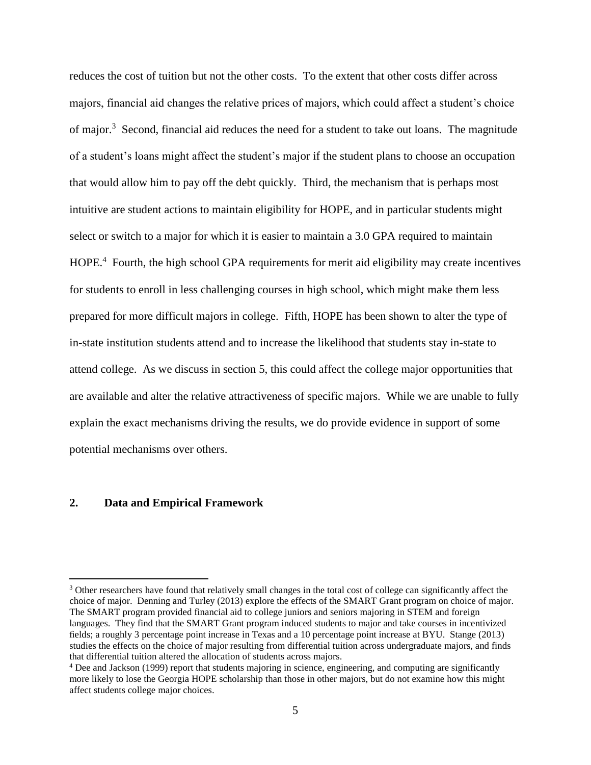reduces the cost of tuition but not the other costs. To the extent that other costs differ across majors, financial aid changes the relative prices of majors, which could affect a student's choice of major.[3] Second, financial aid reduces the need for a student to take out loans. The magnitude of a student's loans might affect the student's major if the student plans to choose an occupation that would allow him to pay off the debt quickly. Third, the mechanism that is perhaps most intuitive are student actions to maintain eligibility for HOPE, and in particular students might select or switch to a major for which it is easier to maintain a 3.0 GPA required to maintain HOPE.[4] Fourth, the high school GPA requirements for merit aid eligibility may create incentives for students to enroll in less challenging courses in high school, which might make them less prepared for more difficult majors in college. Fifth, HOPE has been shown to alter the type of in-state institution students attend and to increase the likelihood that students stay in-state to attend college. As we discuss in section 5, this could affect the college major opportunities that are available and alter the relative attractiveness of specific majors. While we are unable to fully explain the exact mechanisms driving the results, we do provide evidence in support of some potential mechanisms over others.

## 2. Data and Empirical Framework

[3] Other researchers have found that relatively small changes in the total cost of college can significantly affect the choice of major. Denning and Turley (2013) explore the effects of the SMART Grant program on choice of major. The SMART program provided financial aid to college juniors and seniors majoring in STEM and foreign languages. They find that the SMART Grant program induced students to major and take courses in incentivized fields; a roughly 3 percentage point increase in Texas and a 10 percentage point increase at BYU. Stange (2013) studies the effects on the choice of major resulting from differential tuition across undergraduate majors, and finds that differential tuition altered the allocation of students across majors.

[4] Dee and Jackson (1999) report that students majoring in science, engineering, and computing are significantly more likely to lose the Georgia HOPE scholarship than those in other majors, but do not examine how this might affect students college major choices.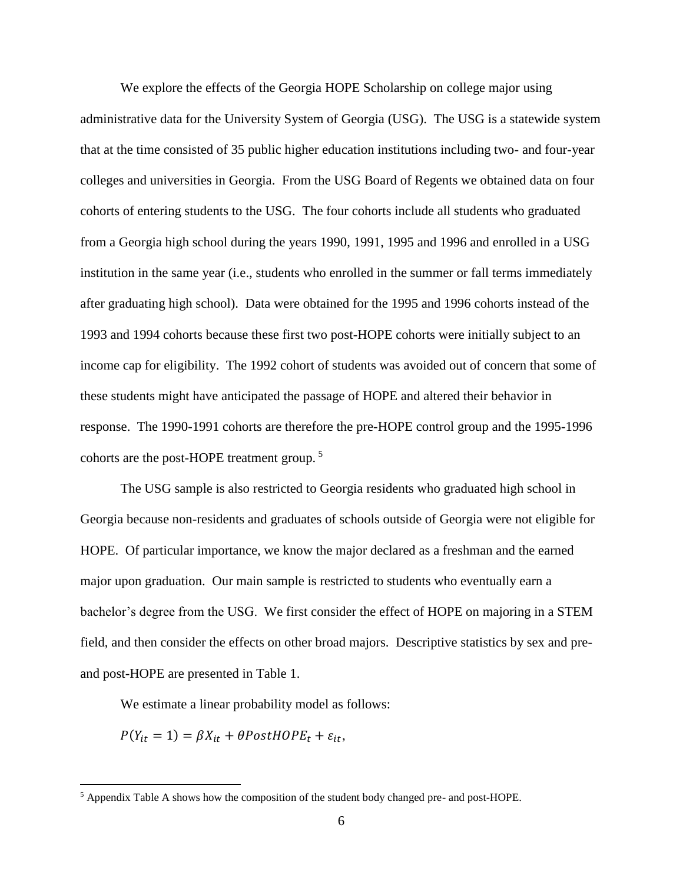We explore the effects of the Georgia HOPE Scholarship on college major using administrative data for the University System of Georgia (USG). The USG is a statewide system that at the time consisted of 35 public higher education institutions including two- and four-year colleges and universities in Georgia. From the USG Board of Regents we obtained data on four cohorts of entering students to the USG. The four cohorts include all students who graduated from a Georgia high school during the years 1990, 1991, 1995 and 1996 and enrolled in a USG institution in the same year (i.e., students who enrolled in the summer or fall terms immediately after graduating high school). Data were obtained for the 1995 and 1996 cohorts instead of the 1993 and 1994 cohorts because these first two post-HOPE cohorts were initially subject to an income cap for eligibility. The 1992 cohort of students was avoided out of concern that some of these students might have anticipated the passage of HOPE and altered their behavior in response. The 1990-1991 cohorts are therefore the pre-HOPE control group and the 1995-1996 cohorts are the post-HOPE treatment group. [5]

The USG sample is also restricted to Georgia residents who graduated high school in Georgia because non-residents and graduates of schools outside of Georgia were not eligible for HOPE. Of particular importance, we know the major declared as a freshman and the earned major upon graduation. Our main sample is restricted to students who eventually earn a bachelor's degree from the USG. We first consider the effect of HOPE on majoring in a STEM field, and then consider the effects on other broad majors. Descriptive statistics by sex and pre- and post-HOPE are presented in Table 1.

We estimate a linear probability model as follows:

$$P(Y_{it} = 1) = \beta X_{it} + \theta PostHOPE_t + \varepsilon_{it},$$

[5] Appendix Table A shows how the composition of the student body changed pre- and post-HOPE.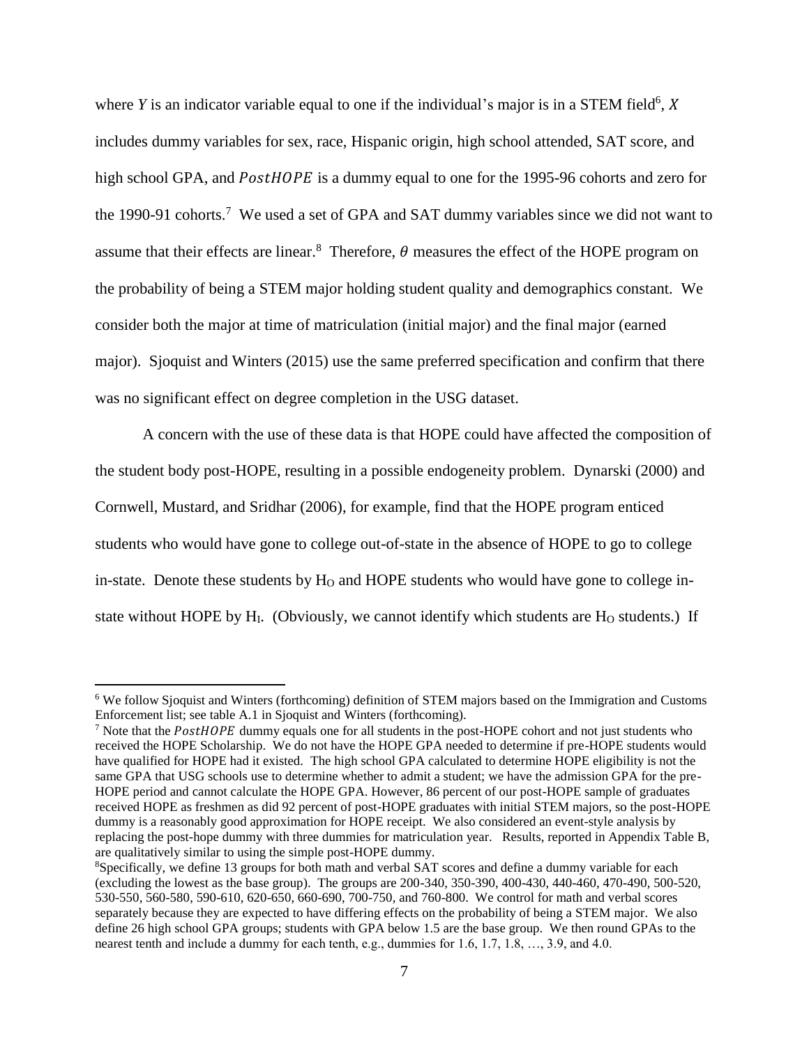where $Y$ is an indicator variable equal to one if the individual's major is in a STEM field[6], $X$ includes dummy variables for sex, race, Hispanic origin, high school attended, SAT score, and high school GPA, and $PostHOPE$ is a dummy equal to one for the 1995-96 cohorts and zero for the 1990-91 cohorts.[7] We used a set of GPA and SAT dummy variables since we did not want to assume that their effects are linear.[8] Therefore, $\theta$ measures the effect of the HOPE program on the probability of being a STEM major holding student quality and demographics constant. We consider both the major at time of matriculation (initial major) and the final major (earned major). Sjoquist and Winters (2015) use the same preferred specification and confirm that there was no significant effect on degree completion in the USG dataset.

A concern with the use of these data is that HOPE could have affected the composition of the student body post-HOPE, resulting in a possible endogeneity problem. Dynarski (2000) and Cornwell, Mustard, and Sridhar (2006), for example, find that the HOPE program enticed students who would have gone to college out-of-state in the absence of HOPE to go to college in-state. Denote these students by $H_O$ and HOPE students who would have gone to college in-state without HOPE by $H_I$. (Obviously, we cannot identify which students are $H_O$ students.) If

---

[6] We follow Sjoquist and Winters (forthcoming) definition of STEM majors based on the Immigration and Customs Enforcement list; see table A.1 in Sjoquist and Winters (forthcoming).

[7] Note that the $PostHOPE$ dummy equals one for all students in the post-HOPE cohort and not just students who received the HOPE Scholarship. We do not have the HOPE GPA needed to determine if pre-HOPE students would have qualified for HOPE had it existed. The high school GPA calculated to determine HOPE eligibility is not the same GPA that USG schools use to determine whether to admit a student; we have the admission GPA for the pre-HOPE period and cannot calculate the HOPE GPA. However, 86 percent of our post-HOPE sample of graduates received HOPE as freshmen as did 92 percent of post-HOPE graduates with initial STEM majors, so the post-HOPE dummy is a reasonably good approximation for HOPE receipt. We also considered an event-style analysis by replacing the post-hope dummy with three dummies for matriculation year. Results, reported in Appendix Table B, are qualitatively similar to using the simple post-HOPE dummy.

[8] Specifically, we define 13 groups for both math and verbal SAT scores and define a dummy variable for each (excluding the lowest as the base group). The groups are 200-340, 350-390, 400-430, 440-460, 470-490, 500-520, 530-550, 560-580, 590-610, 620-650, 660-690, 700-750, and 760-800. We control for math and verbal scores separately because they are expected to have differing effects on the probability of being a STEM major. We also define 26 high school GPA groups; students with GPA below 1.5 are the base group. We then round GPAs to the nearest tenth and include a dummy for each tenth, e.g., dummies for 1.6, 1.7, 1.8, …, 3.9, and 4.0.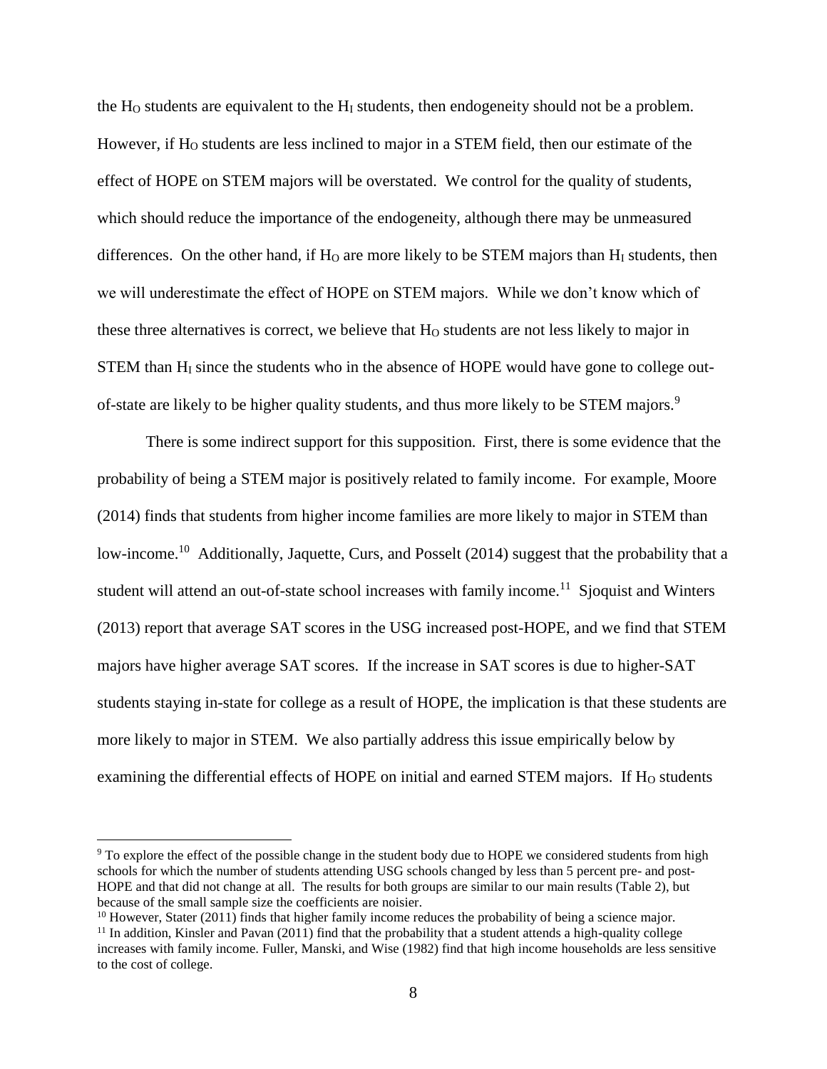the $H_O$ students are equivalent to the $H_I$ students, then endogeneity should not be a problem. However, if $H_O$ students are less inclined to major in a STEM field, then our estimate of the effect of HOPE on STEM majors will be overstated. We control for the quality of students, which should reduce the importance of the endogeneity, although there may be unmeasured differences. On the other hand, if $H_O$ are more likely to be STEM majors than $H_I$ students, then we will underestimate the effect of HOPE on STEM majors. While we don't know which of these three alternatives is correct, we believe that $H_O$ students are not less likely to major in STEM than $H_I$ since the students who in the absence of HOPE would have gone to college out-of-state are likely to be higher quality students, and thus more likely to be STEM majors.[9]

There is some indirect support for this supposition. First, there is some evidence that the probability of being a STEM major is positively related to family income. For example, Moore (2014) finds that students from higher income families are more likely to major in STEM than low-income.[10] Additionally, Jaquette, Curs, and Posselt (2014) suggest that the probability that a student will attend an out-of-state school increases with family income.[11] Sjoquist and Winters (2013) report that average SAT scores in the USG increased post-HOPE, and we find that STEM majors have higher average SAT scores. If the increase in SAT scores is due to higher-SAT students staying in-state for college as a result of HOPE, the implication is that these students are more likely to major in STEM. We also partially address this issue empirically below by examining the differential effects of HOPE on initial and earned STEM majors. If $H_O$ students

[9] To explore the effect of the possible change in the student body due to HOPE we considered students from high schools for which the number of students attending USG schools changed by less than 5 percent pre- and post-HOPE and that did not change at all. The results for both groups are similar to our main results (Table 2), but because of the small sample size the coefficients are noisier.

[10] However, Stater (2011) finds that higher family income reduces the probability of being a science major.

[11] In addition, Kinsler and Pavan (2011) find that the probability that a student attends a high-quality college increases with family income. Fuller, Manski, and Wise (1982) find that high income households are less sensitive to the cost of college.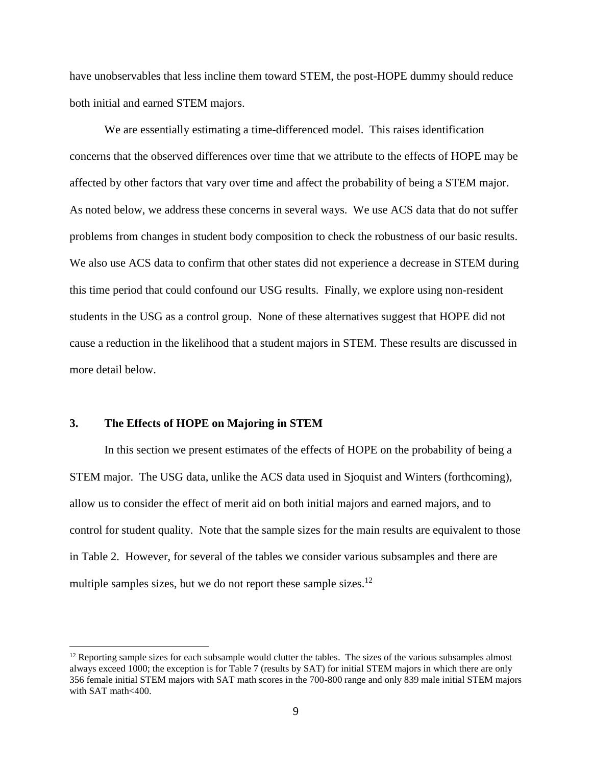have unobservables that less incline them toward STEM, the post-HOPE dummy should reduce both initial and earned STEM majors.

We are essentially estimating a time-differenced model. This raises identification concerns that the observed differences over time that we attribute to the effects of HOPE may be affected by other factors that vary over time and affect the probability of being a STEM major. As noted below, we address these concerns in several ways. We use ACS data that do not suffer problems from changes in student body composition to check the robustness of our basic results. We also use ACS data to confirm that other states did not experience a decrease in STEM during this time period that could confound our USG results. Finally, we explore using non-resident students in the USG as a control group. None of these alternatives suggest that HOPE did not cause a reduction in the likelihood that a student majors in STEM. These results are discussed in more detail below.

## 3. The Effects of HOPE on Majoring in STEM

In this section we present estimates of the effects of HOPE on the probability of being a STEM major. The USG data, unlike the ACS data used in Sjoquist and Winters (forthcoming), allow us to consider the effect of merit aid on both initial majors and earned majors, and to control for student quality. Note that the sample sizes for the main results are equivalent to those in Table 2. However, for several of the tables we consider various subsamples and there are multiple samples sizes, but we do not report these sample sizes.[12]

[12] Reporting sample sizes for each subsample would clutter the tables. The sizes of the various subsamples almost always exceed 1000; the exception is for Table 7 (results by SAT) for initial STEM majors in which there are only 356 female initial STEM majors with SAT math scores in the 700-800 range and only 839 male initial STEM majors with SAT math<400.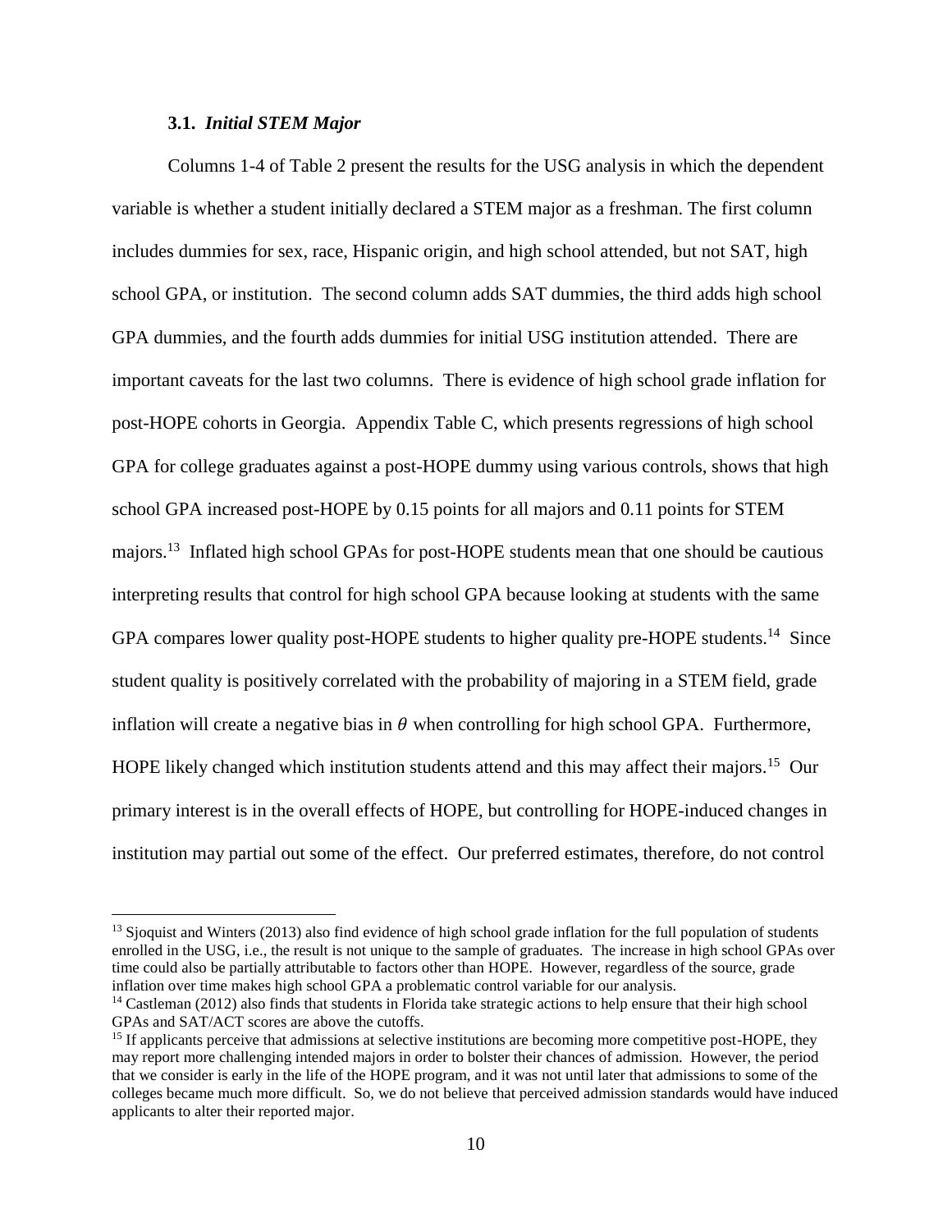### 3.1. *Initial STEM Major*

Columns 1-4 of Table 2 present the results for the USG analysis in which the dependent variable is whether a student initially declared a STEM major as a freshman. The first column includes dummies for sex, race, Hispanic origin, and high school attended, but not SAT, high school GPA, or institution. The second column adds SAT dummies, the third adds high school GPA dummies, and the fourth adds dummies for initial USG institution attended. There are important caveats for the last two columns. There is evidence of high school grade inflation for post-HOPE cohorts in Georgia. Appendix Table C, which presents regressions of high school GPA for college graduates against a post-HOPE dummy using various controls, shows that high school GPA increased post-HOPE by 0.15 points for all majors and 0.11 points for STEM majors.[13] Inflated high school GPAs for post-HOPE students mean that one should be cautious interpreting results that control for high school GPA because looking at students with the same GPA compares lower quality post-HOPE students to higher quality pre-HOPE students.[14] Since student quality is positively correlated with the probability of majoring in a STEM field, grade inflation will create a negative bias in $\theta$ when controlling for high school GPA. Furthermore, HOPE likely changed which institution students attend and this may affect their majors.[15] Our primary interest is in the overall effects of HOPE, but controlling for HOPE-induced changes in institution may partial out some of the effect. Our preferred estimates, therefore, do not control

---

[13] Sjoquist and Winters (2013) also find evidence of high school grade inflation for the full population of students enrolled in the USG, i.e., the result is not unique to the sample of graduates. The increase in high school GPAs over time could also be partially attributable to factors other than HOPE. However, regardless of the source, grade inflation over time makes high school GPA a problematic control variable for our analysis.

[14] Castleman (2012) also finds that students in Florida take strategic actions to help ensure that their high school GPAs and SAT/ACT scores are above the cutoffs.

[15] If applicants perceive that admissions at selective institutions are becoming more competitive post-HOPE, they may report more challenging intended majors in order to bolster their chances of admission. However, the period that we consider is early in the life of the HOPE program, and it was not until later that admissions to some of the colleges became much more difficult. So, we do not believe that perceived admission standards would have induced applicants to alter their reported major.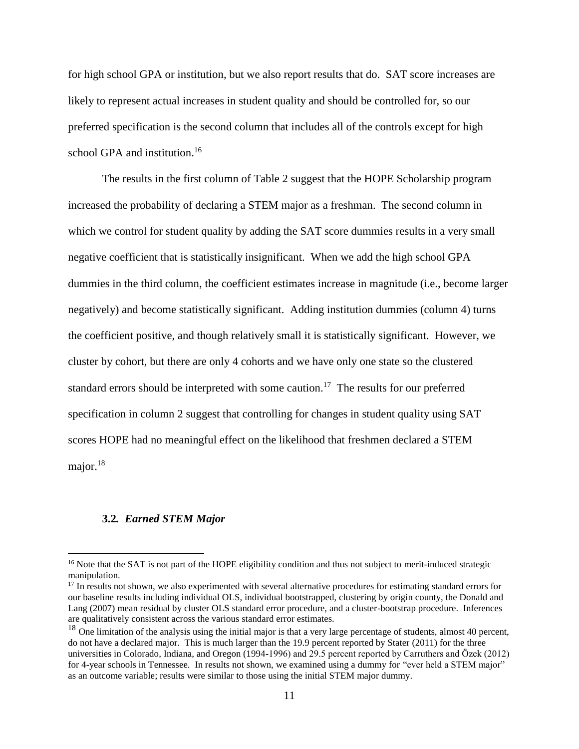for high school GPA or institution, but we also report results that do. SAT score increases are likely to represent actual increases in student quality and should be controlled for, so our preferred specification is the second column that includes all of the controls except for high school GPA and institution.[16]

The results in the first column of Table 2 suggest that the HOPE Scholarship program increased the probability of declaring a STEM major as a freshman. The second column in which we control for student quality by adding the SAT score dummies results in a very small negative coefficient that is statistically insignificant. When we add the high school GPA dummies in the third column, the coefficient estimates increase in magnitude (i.e., become larger negatively) and become statistically significant. Adding institution dummies (column 4) turns the coefficient positive, and though relatively small it is statistically significant. However, we cluster by cohort, but there are only 4 cohorts and we have only one state so the clustered standard errors should be interpreted with some caution.[17] The results for our preferred specification in column 2 suggest that controlling for changes in student quality using SAT scores HOPE had no meaningful effect on the likelihood that freshmen declared a STEM major.[18]

### 3.2. *Earned STEM Major*

---

[16] Note that the SAT is not part of the HOPE eligibility condition and thus not subject to merit-induced strategic manipulation.

[17] In results not shown, we also experimented with several alternative procedures for estimating standard errors for our baseline results including individual OLS, individual bootstrapped, clustering by origin county, the Donald and Lang (2007) mean residual by cluster OLS standard error procedure, and a cluster-bootstrap procedure. Inferences are qualitatively consistent across the various standard error estimates.

[18] One limitation of the analysis using the initial major is that a very large percentage of students, almost 40 percent, do not have a declared major. This is much larger than the 19.9 percent reported by Stater (2011) for the three universities in Colorado, Indiana, and Oregon (1994-1996) and 29.5 percent reported by Carruthers and Özek (2012) for 4-year schools in Tennessee. In results not shown, we examined using a dummy for "ever held a STEM major" as an outcome variable; results were similar to those using the initial STEM major dummy.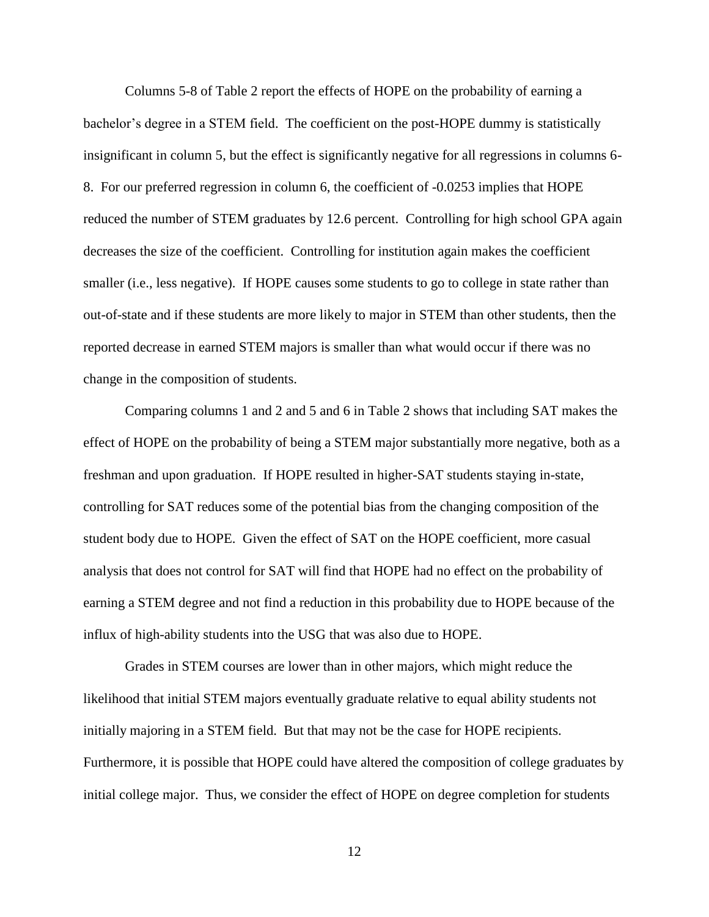Columns 5-8 of Table 2 report the effects of HOPE on the probability of earning a bachelor's degree in a STEM field. The coefficient on the post-HOPE dummy is statistically insignificant in column 5, but the effect is significantly negative for all regressions in columns 6-8. For our preferred regression in column 6, the coefficient of -0.0253 implies that HOPE reduced the number of STEM graduates by 12.6 percent. Controlling for high school GPA again decreases the size of the coefficient. Controlling for institution again makes the coefficient smaller (i.e., less negative). If HOPE causes some students to go to college in state rather than out-of-state and if these students are more likely to major in STEM than other students, then the reported decrease in earned STEM majors is smaller than what would occur if there was no change in the composition of students.

Comparing columns 1 and 2 and 5 and 6 in Table 2 shows that including SAT makes the effect of HOPE on the probability of being a STEM major substantially more negative, both as a freshman and upon graduation. If HOPE resulted in higher-SAT students staying in-state, controlling for SAT reduces some of the potential bias from the changing composition of the student body due to HOPE. Given the effect of SAT on the HOPE coefficient, more casual analysis that does not control for SAT will find that HOPE had no effect on the probability of earning a STEM degree and not find a reduction in this probability due to HOPE because of the influx of high-ability students into the USG that was also due to HOPE.

Grades in STEM courses are lower than in other majors, which might reduce the likelihood that initial STEM majors eventually graduate relative to equal ability students not initially majoring in a STEM field. But that may not be the case for HOPE recipients. Furthermore, it is possible that HOPE could have altered the composition of college graduates by initial college major. Thus, we consider the effect of HOPE on degree completion for students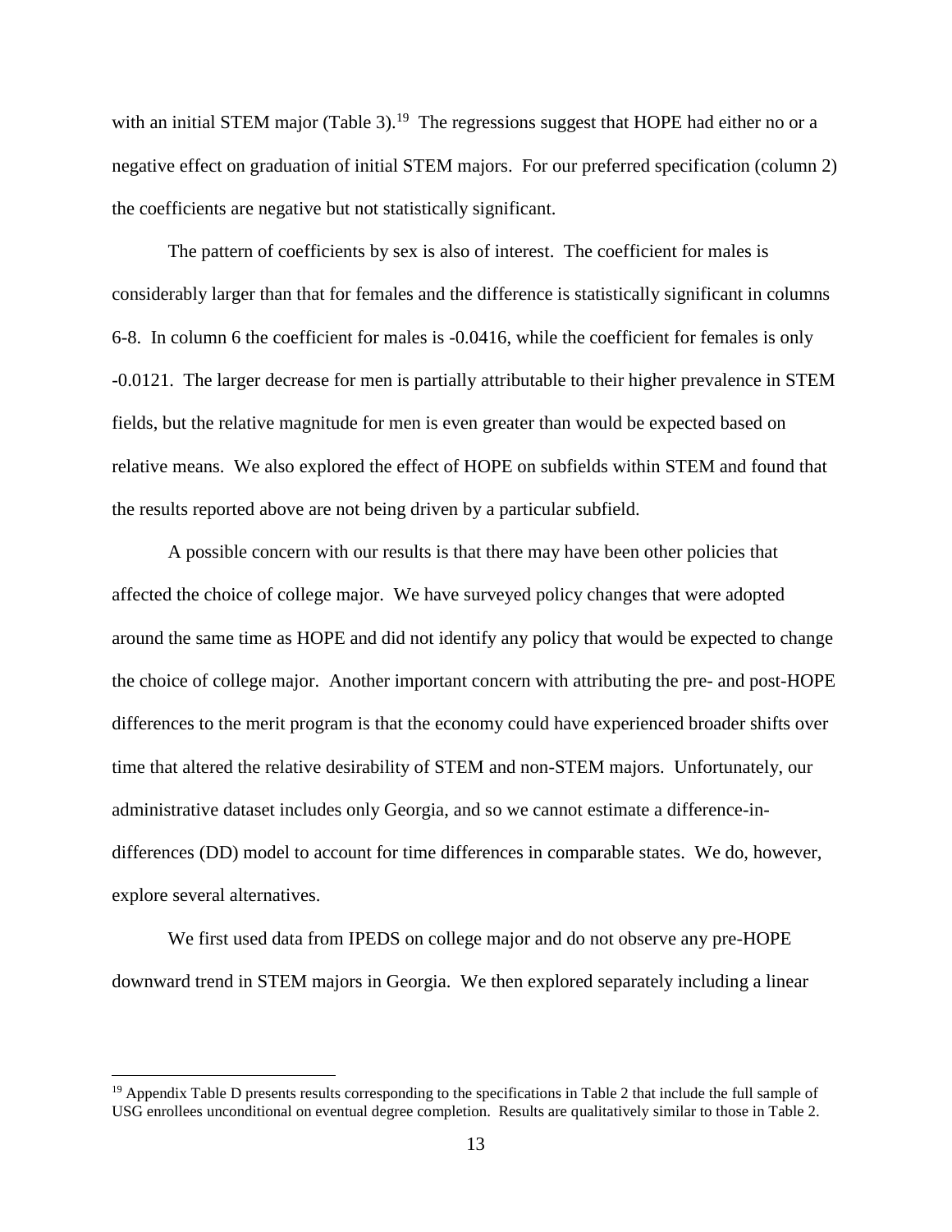with an initial STEM major (Table 3).[19] The regressions suggest that HOPE had either no or a negative effect on graduation of initial STEM majors. For our preferred specification (column 2) the coefficients are negative but not statistically significant.

The pattern of coefficients by sex is also of interest. The coefficient for males is considerably larger than that for females and the difference is statistically significant in columns 6-8. In column 6 the coefficient for males is -0.0416, while the coefficient for females is only -0.0121. The larger decrease for men is partially attributable to their higher prevalence in STEM fields, but the relative magnitude for men is even greater than would be expected based on relative means. We also explored the effect of HOPE on subfields within STEM and found that the results reported above are not being driven by a particular subfield.

A possible concern with our results is that there may have been other policies that affected the choice of college major. We have surveyed policy changes that were adopted around the same time as HOPE and did not identify any policy that would be expected to change the choice of college major. Another important concern with attributing the pre- and post-HOPE differences to the merit program is that the economy could have experienced broader shifts over time that altered the relative desirability of STEM and non-STEM majors. Unfortunately, our administrative dataset includes only Georgia, and so we cannot estimate a difference-in-differences (DD) model to account for time differences in comparable states. We do, however, explore several alternatives.

We first used data from IPEDS on college major and do not observe any pre-HOPE downward trend in STEM majors in Georgia. We then explored separately including a linear

[19] Appendix Table D presents results corresponding to the specifications in Table 2 that include the full sample of USG enrollees unconditional on eventual degree completion. Results are qualitatively similar to those in Table 2.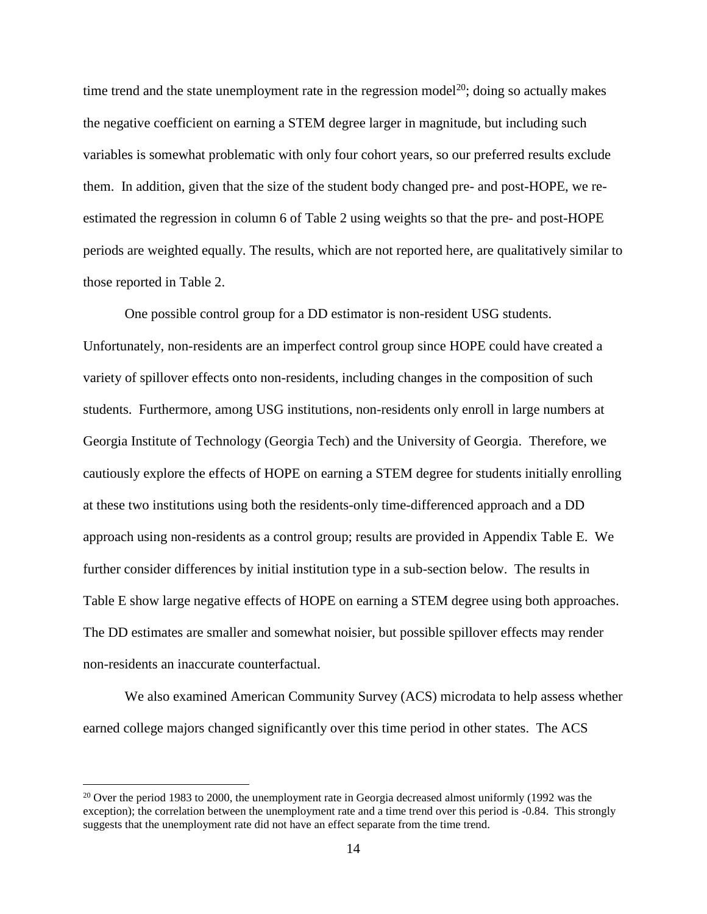time trend and the state unemployment rate in the regression model[20]; doing so actually makes the negative coefficient on earning a STEM degree larger in magnitude, but including such variables is somewhat problematic with only four cohort years, so our preferred results exclude them. In addition, given that the size of the student body changed pre- and post-HOPE, we re-estimated the regression in column 6 of Table 2 using weights so that the pre- and post-HOPE periods are weighted equally. The results, which are not reported here, are qualitatively similar to those reported in Table 2.

One possible control group for a DD estimator is non-resident USG students. Unfortunately, non-residents are an imperfect control group since HOPE could have created a variety of spillover effects onto non-residents, including changes in the composition of such students. Furthermore, among USG institutions, non-residents only enroll in large numbers at Georgia Institute of Technology (Georgia Tech) and the University of Georgia. Therefore, we cautiously explore the effects of HOPE on earning a STEM degree for students initially enrolling at these two institutions using both the residents-only time-differenced approach and a DD approach using non-residents as a control group; results are provided in Appendix Table E. We further consider differences by initial institution type in a sub-section below. The results in Table E show large negative effects of HOPE on earning a STEM degree using both approaches. The DD estimates are smaller and somewhat noisier, but possible spillover effects may render non-residents an inaccurate counterfactual.

We also examined American Community Survey (ACS) microdata to help assess whether earned college majors changed significantly over this time period in other states. The ACS

---

[20] Over the period 1983 to 2000, the unemployment rate in Georgia decreased almost uniformly (1992 was the exception); the correlation between the unemployment rate and a time trend over this period is -0.84. This strongly suggests that the unemployment rate did not have an effect separate from the time trend.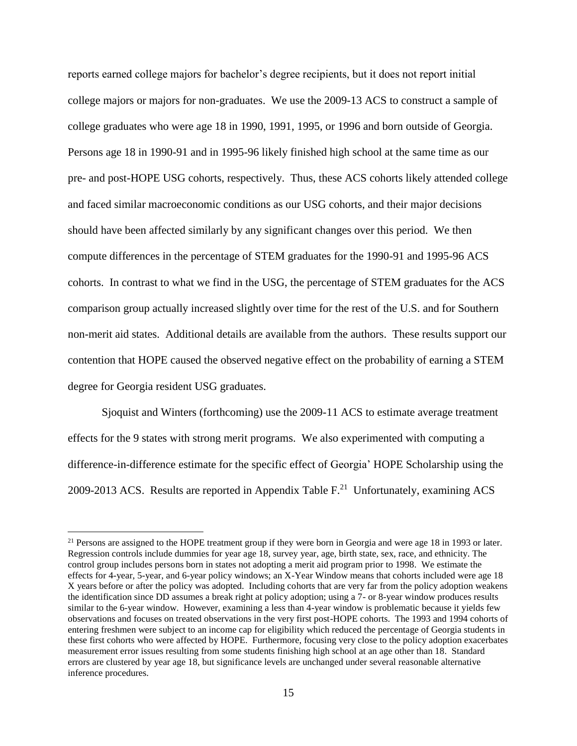reports earned college majors for bachelor's degree recipients, but it does not report initial college majors or majors for non-graduates. We use the 2009-13 ACS to construct a sample of college graduates who were age 18 in 1990, 1991, 1995, or 1996 and born outside of Georgia. Persons age 18 in 1990-91 and in 1995-96 likely finished high school at the same time as our pre- and post-HOPE USG cohorts, respectively. Thus, these ACS cohorts likely attended college and faced similar macroeconomic conditions as our USG cohorts, and their major decisions should have been affected similarly by any significant changes over this period. We then compute differences in the percentage of STEM graduates for the 1990-91 and 1995-96 ACS cohorts. In contrast to what we find in the USG, the percentage of STEM graduates for the ACS comparison group actually increased slightly over time for the rest of the U.S. and for Southern non-merit aid states. Additional details are available from the authors. These results support our contention that HOPE caused the observed negative effect on the probability of earning a STEM degree for Georgia resident USG graduates.

Sjoquist and Winters (forthcoming) use the 2009-11 ACS to estimate average treatment effects for the 9 states with strong merit programs. We also experimented with computing a difference-in-difference estimate for the specific effect of Georgia' HOPE Scholarship using the 2009-2013 ACS. Results are reported in Appendix Table F.[21] Unfortunately, examining ACS

[21] Persons are assigned to the HOPE treatment group if they were born in Georgia and were age 18 in 1993 or later. Regression controls include dummies for year age 18, survey year, age, birth state, sex, race, and ethnicity. The control group includes persons born in states not adopting a merit aid program prior to 1998. We estimate the effects for 4-year, 5-year, and 6-year policy windows; an X-Year Window means that cohorts included were age 18 X years before or after the policy was adopted. Including cohorts that are very far from the policy adoption weakens the identification since DD assumes a break right at policy adoption; using a 7- or 8-year window produces results similar to the 6-year window. However, examining a less than 4-year window is problematic because it yields few observations and focuses on treated observations in the very first post-HOPE cohorts. The 1993 and 1994 cohorts of entering freshmen were subject to an income cap for eligibility which reduced the percentage of Georgia students in these first cohorts who were affected by HOPE. Furthermore, focusing very close to the policy adoption exacerbates measurement error issues resulting from some students finishing high school at an age other than 18. Standard errors are clustered by year age 18, but significance levels are unchanged under several reasonable alternative inference procedures.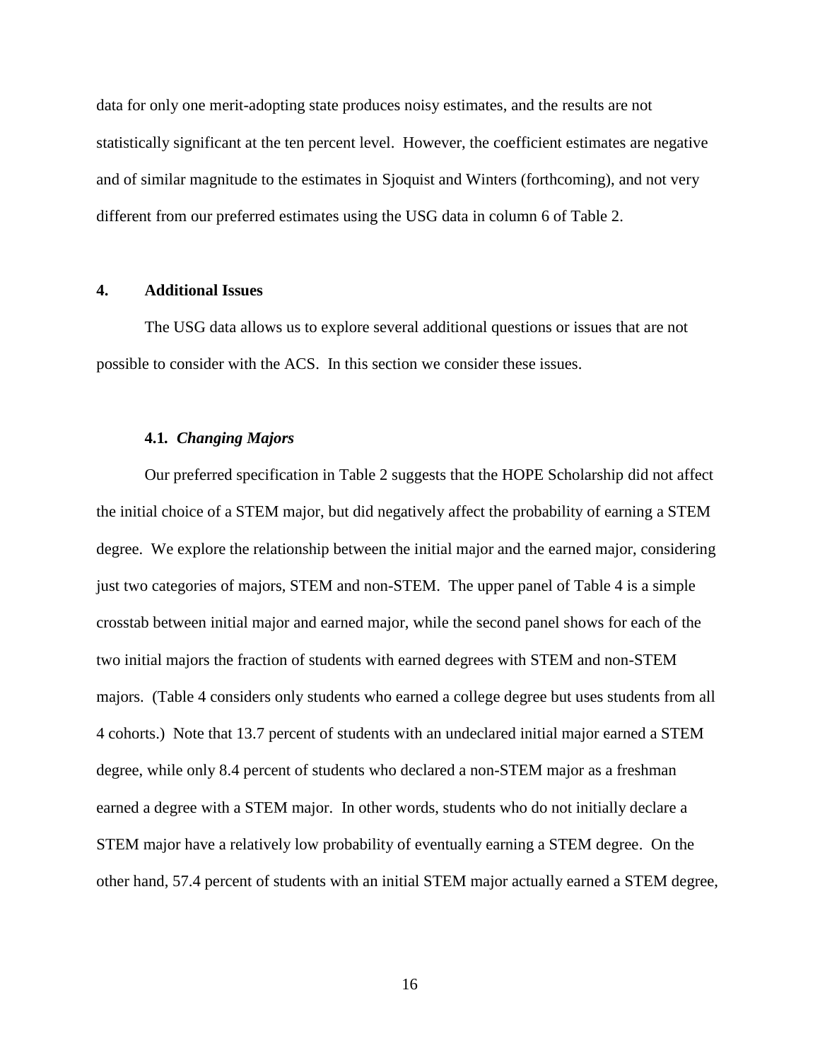data for only one merit-adopting state produces noisy estimates, and the results are not statistically significant at the ten percent level. However, the coefficient estimates are negative and of similar magnitude to the estimates in Sjoquist and Winters (forthcoming), and not very different from our preferred estimates using the USG data in column 6 of Table 2.

## 4. Additional Issues

The USG data allows us to explore several additional questions or issues that are not possible to consider with the ACS. In this section we consider these issues.

### 4.1. *Changing Majors*

Our preferred specification in Table 2 suggests that the HOPE Scholarship did not affect the initial choice of a STEM major, but did negatively affect the probability of earning a STEM degree. We explore the relationship between the initial major and the earned major, considering just two categories of majors, STEM and non-STEM. The upper panel of Table 4 is a simple crosstab between initial major and earned major, while the second panel shows for each of the two initial majors the fraction of students with earned degrees with STEM and non-STEM majors. (Table 4 considers only students who earned a college degree but uses students from all 4 cohorts.) Note that 13.7 percent of students with an undeclared initial major earned a STEM degree, while only 8.4 percent of students who declared a non-STEM major as a freshman earned a degree with a STEM major. In other words, students who do not initially declare a STEM major have a relatively low probability of eventually earning a STEM degree. On the other hand, 57.4 percent of students with an initial STEM major actually earned a STEM degree,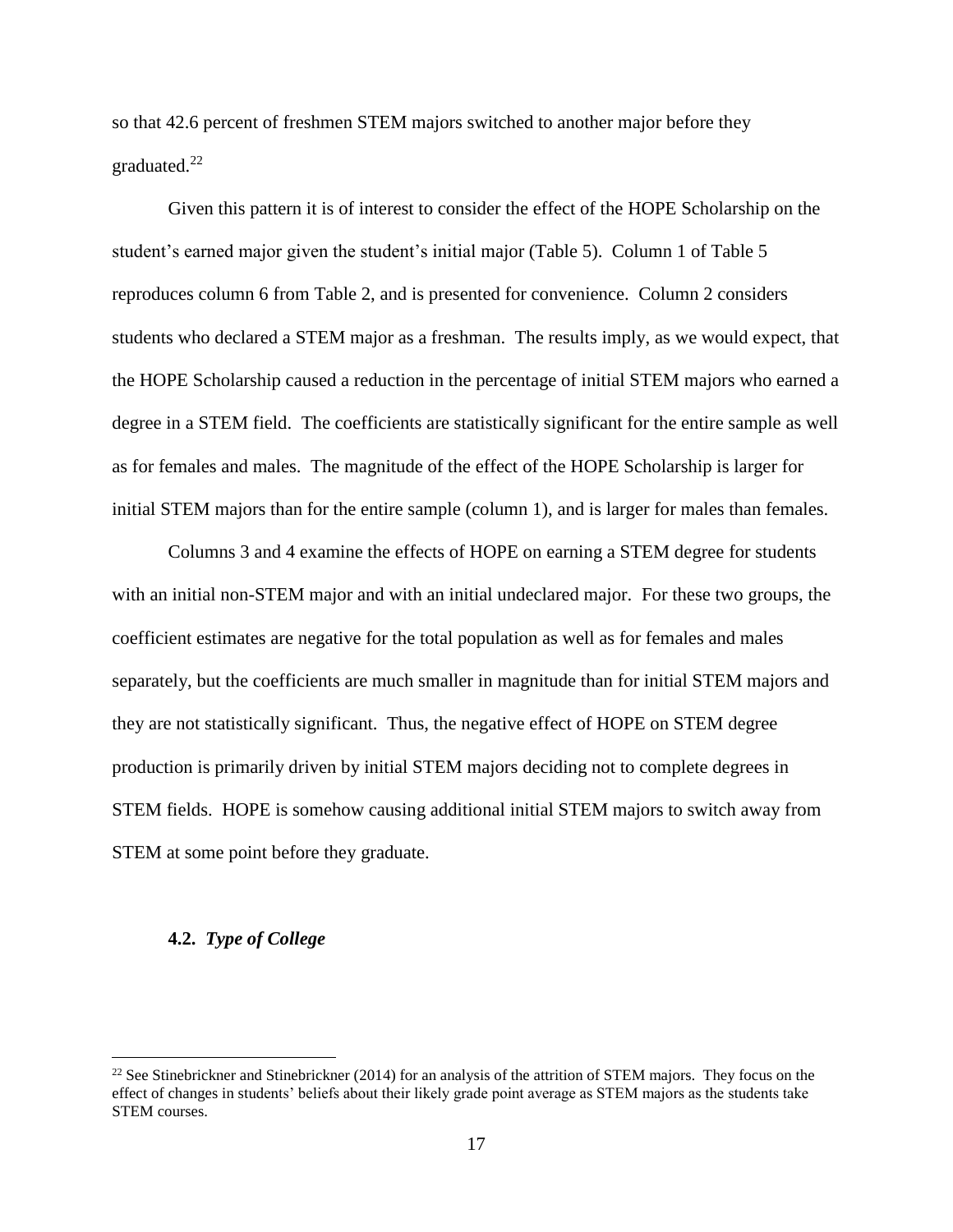so that 42.6 percent of freshmen STEM majors switched to another major before they graduated.[22]

Given this pattern it is of interest to consider the effect of the HOPE Scholarship on the student's earned major given the student's initial major (Table 5). Column 1 of Table 5 reproduces column 6 from Table 2, and is presented for convenience. Column 2 considers students who declared a STEM major as a freshman. The results imply, as we would expect, that the HOPE Scholarship caused a reduction in the percentage of initial STEM majors who earned a degree in a STEM field. The coefficients are statistically significant for the entire sample as well as for females and males. The magnitude of the effect of the HOPE Scholarship is larger for initial STEM majors than for the entire sample (column 1), and is larger for males than females.

Columns 3 and 4 examine the effects of HOPE on earning a STEM degree for students with an initial non-STEM major and with an initial undeclared major. For these two groups, the coefficient estimates are negative for the total population as well as for females and males separately, but the coefficients are much smaller in magnitude than for initial STEM majors and they are not statistically significant. Thus, the negative effect of HOPE on STEM degree production is primarily driven by initial STEM majors deciding not to complete degrees in STEM fields. HOPE is somehow causing additional initial STEM majors to switch away from STEM at some point before they graduate.

### 4.2. *Type of College*

[22] See Stinebrickner and Stinebrickner (2014) for an analysis of the attrition of STEM majors. They focus on the effect of changes in students' beliefs about their likely grade point average as STEM majors as the students take STEM courses.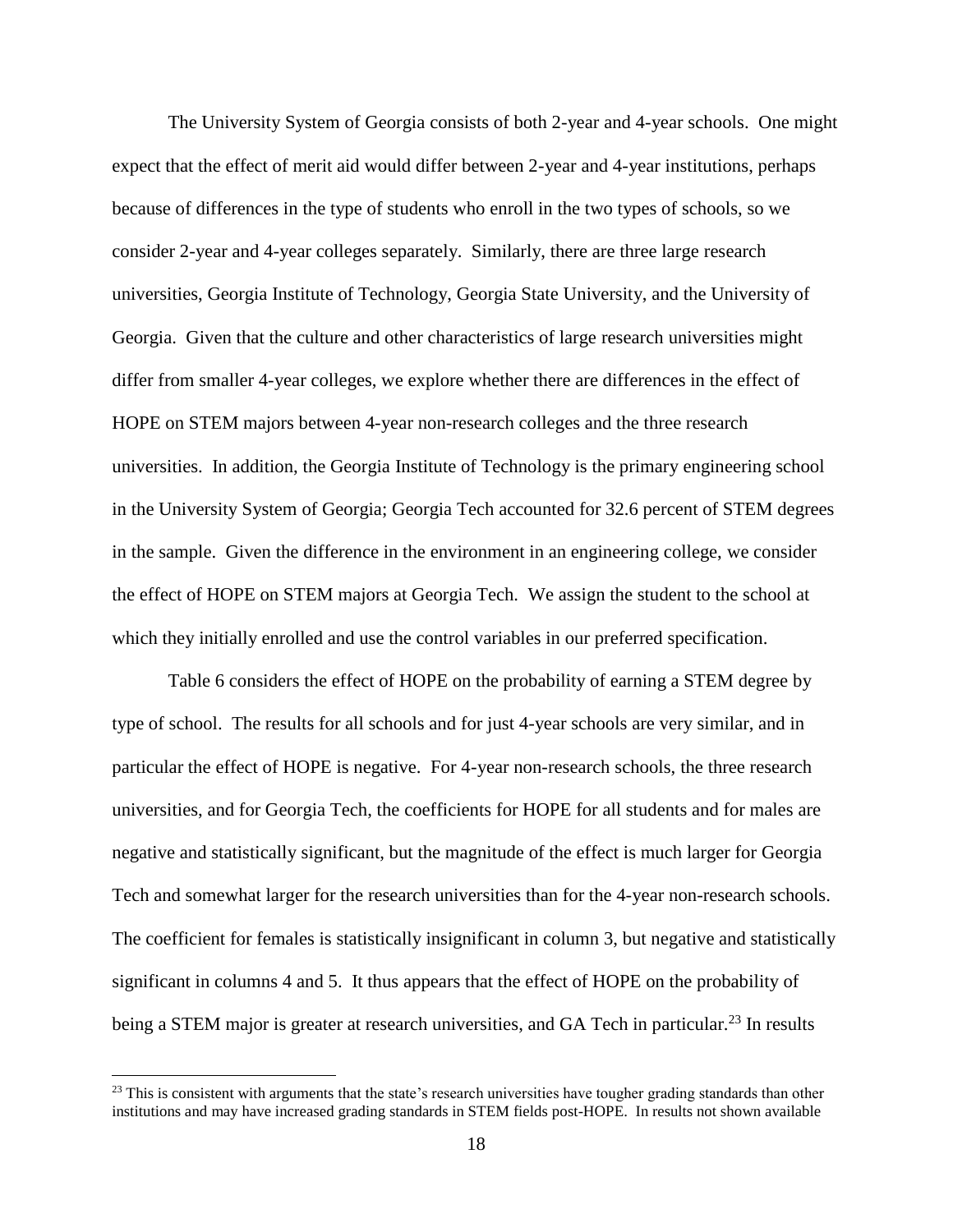The University System of Georgia consists of both 2-year and 4-year schools. One might expect that the effect of merit aid would differ between 2-year and 4-year institutions, perhaps because of differences in the type of students who enroll in the two types of schools, so we consider 2-year and 4-year colleges separately. Similarly, there are three large research universities, Georgia Institute of Technology, Georgia State University, and the University of Georgia. Given that the culture and other characteristics of large research universities might differ from smaller 4-year colleges, we explore whether there are differences in the effect of HOPE on STEM majors between 4-year non-research colleges and the three research universities. In addition, the Georgia Institute of Technology is the primary engineering school in the University System of Georgia; Georgia Tech accounted for 32.6 percent of STEM degrees in the sample. Given the difference in the environment in an engineering college, we consider the effect of HOPE on STEM majors at Georgia Tech. We assign the student to the school at which they initially enrolled and use the control variables in our preferred specification.

Table 6 considers the effect of HOPE on the probability of earning a STEM degree by type of school. The results for all schools and for just 4-year schools are very similar, and in particular the effect of HOPE is negative. For 4-year non-research schools, the three research universities, and for Georgia Tech, the coefficients for HOPE for all students and for males are negative and statistically significant, but the magnitude of the effect is much larger for Georgia Tech and somewhat larger for the research universities than for the 4-year non-research schools. The coefficient for females is statistically insignificant in column 3, but negative and statistically significant in columns 4 and 5. It thus appears that the effect of HOPE on the probability of being a STEM major is greater at research universities, and GA Tech in particular.[23] In results

[23] This is consistent with arguments that the state's research universities have tougher grading standards than other institutions and may have increased grading standards in STEM fields post-HOPE. In results not shown available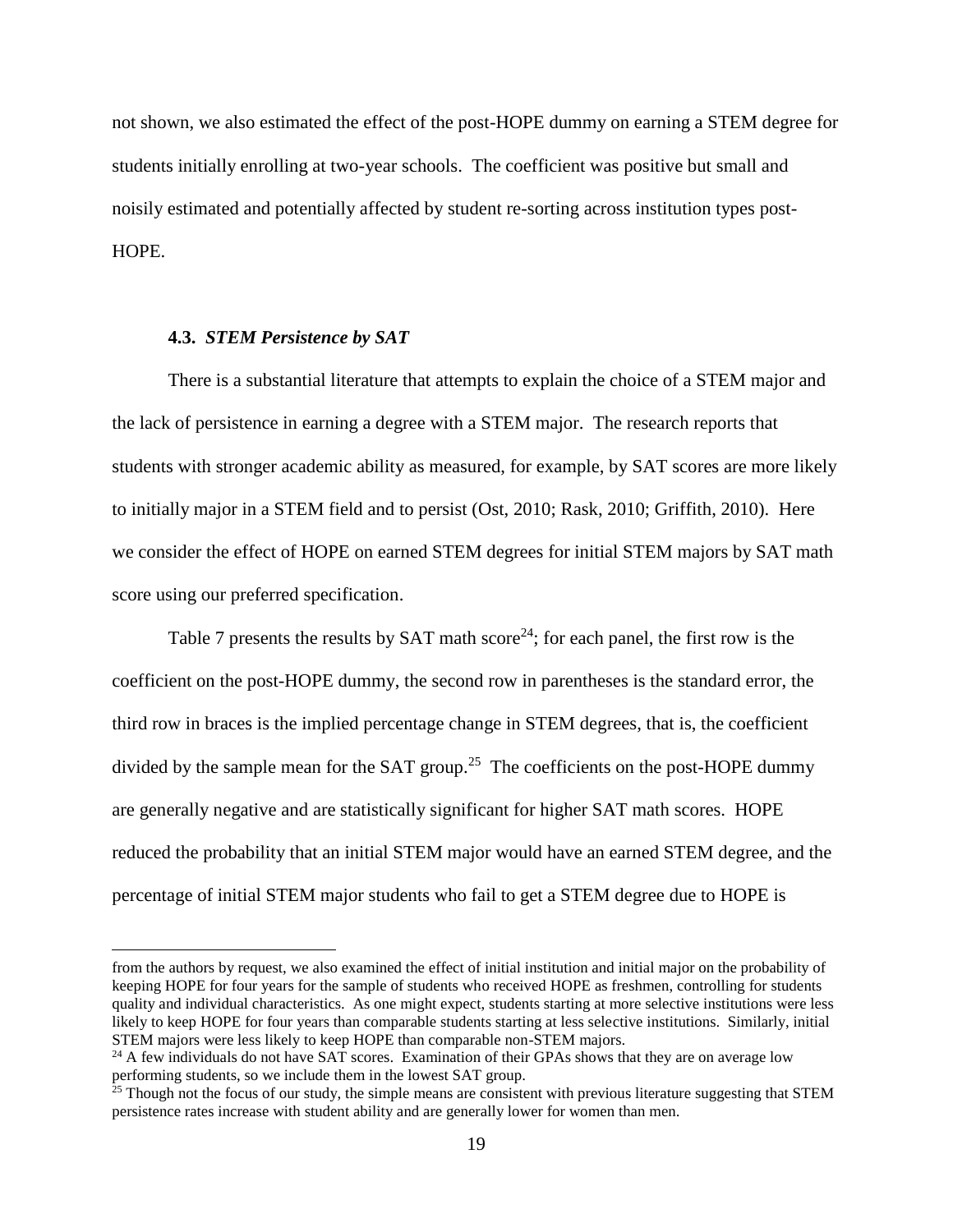not shown, we also estimated the effect of the post-HOPE dummy on earning a STEM degree for students initially enrolling at two-year schools. The coefficient was positive but small and noisily estimated and potentially affected by student re-sorting across institution types post-HOPE.

### 4.3. *STEM Persistence by SAT*

There is a substantial literature that attempts to explain the choice of a STEM major and the lack of persistence in earning a degree with a STEM major. The research reports that students with stronger academic ability as measured, for example, by SAT scores are more likely to initially major in a STEM field and to persist (Ost, 2010; Rask, 2010; Griffith, 2010). Here we consider the effect of HOPE on earned STEM degrees for initial STEM majors by SAT math score using our preferred specification.

Table 7 presents the results by SAT math score[24]; for each panel, the first row is the coefficient on the post-HOPE dummy, the second row in parentheses is the standard error, the third row in braces is the implied percentage change in STEM degrees, that is, the coefficient divided by the sample mean for the SAT group.[25] The coefficients on the post-HOPE dummy are generally negative and are statistically significant for higher SAT math scores. HOPE reduced the probability that an initial STEM major would have an earned STEM degree, and the percentage of initial STEM major students who fail to get a STEM degree due to HOPE is

---

from the authors by request, we also examined the effect of initial institution and initial major on the probability of keeping HOPE for four years for the sample of students who received HOPE as freshmen, controlling for students quality and individual characteristics. As one might expect, students starting at more selective institutions were less likely to keep HOPE for four years than comparable students starting at less selective institutions. Similarly, initial STEM majors were less likely to keep HOPE than comparable non-STEM majors.

[24] A few individuals do not have SAT scores. Examination of their GPAs shows that they are on average low performing students, so we include them in the lowest SAT group.

[25] Though not the focus of our study, the simple means are consistent with previous literature suggesting that STEM persistence rates increase with student ability and are generally lower for women than men.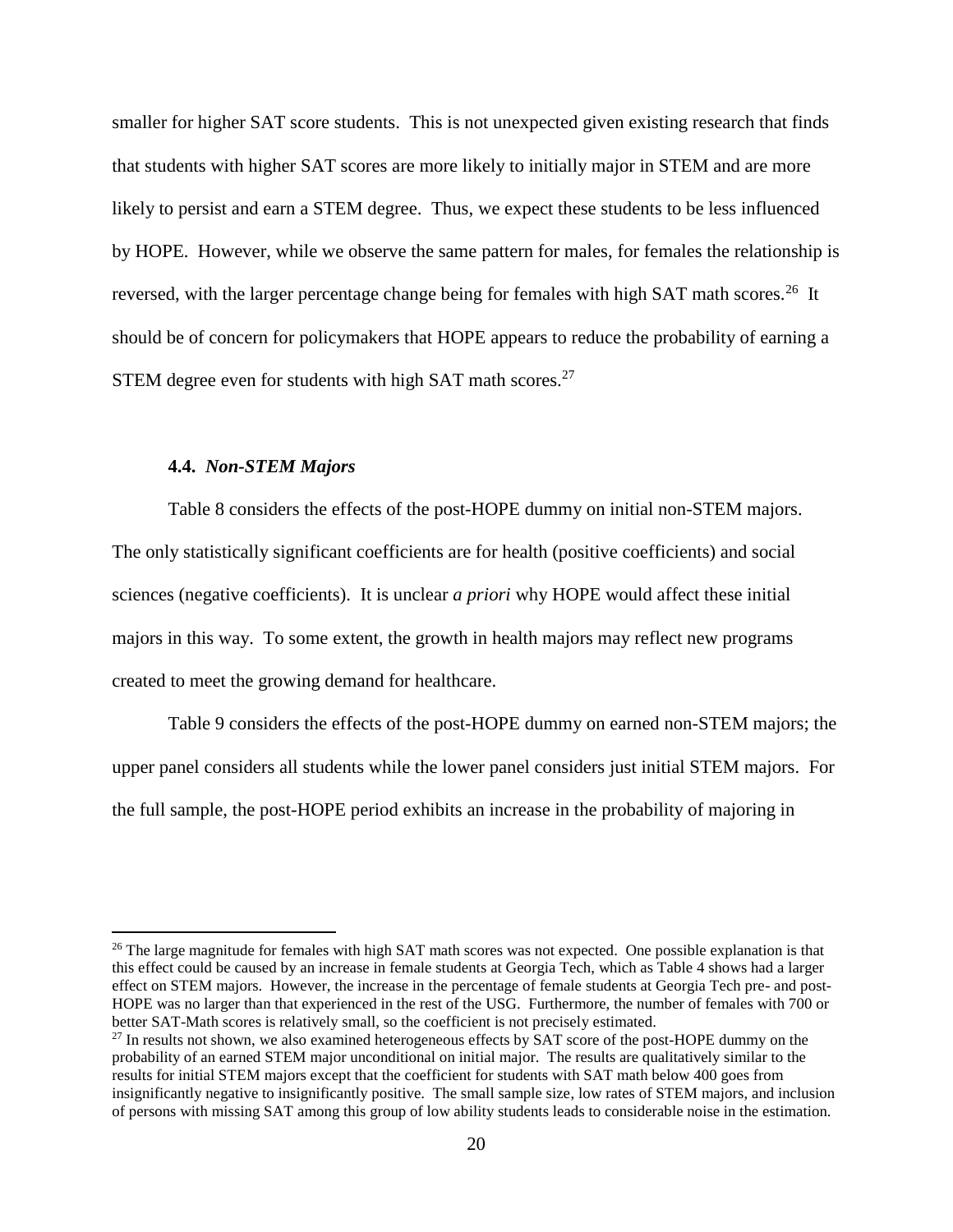smaller for higher SAT score students. This is not unexpected given existing research that finds that students with higher SAT scores are more likely to initially major in STEM and are more likely to persist and earn a STEM degree. Thus, we expect these students to be less influenced by HOPE. However, while we observe the same pattern for males, for females the relationship is reversed, with the larger percentage change being for females with high SAT math scores.[26] It should be of concern for policymakers that HOPE appears to reduce the probability of earning a STEM degree even for students with high SAT math scores.[27]

### 4.4. *Non-STEM Majors*

Table 8 considers the effects of the post-HOPE dummy on initial non-STEM majors. The only statistically significant coefficients are for health (positive coefficients) and social sciences (negative coefficients). It is unclear *a priori* why HOPE would affect these initial majors in this way. To some extent, the growth in health majors may reflect new programs created to meet the growing demand for healthcare.

Table 9 considers the effects of the post-HOPE dummy on earned non-STEM majors; the upper panel considers all students while the lower panel considers just initial STEM majors. For the full sample, the post-HOPE period exhibits an increase in the probability of majoring in

---

[26] The large magnitude for females with high SAT math scores was not expected. One possible explanation is that this effect could be caused by an increase in female students at Georgia Tech, which as Table 4 shows had a larger effect on STEM majors. However, the increase in the percentage of female students at Georgia Tech pre- and post-HOPE was no larger than that experienced in the rest of the USG. Furthermore, the number of females with 700 or better SAT-Math scores is relatively small, so the coefficient is not precisely estimated.

[27] In results not shown, we also examined heterogeneous effects by SAT score of the post-HOPE dummy on the probability of an earned STEM major unconditional on initial major. The results are qualitatively similar to the results for initial STEM majors except that the coefficient for students with SAT math below 400 goes from insignificantly negative to insignificantly positive. The small sample size, low rates of STEM majors, and inclusion of persons with missing SAT among this group of low ability students leads to considerable noise in the estimation.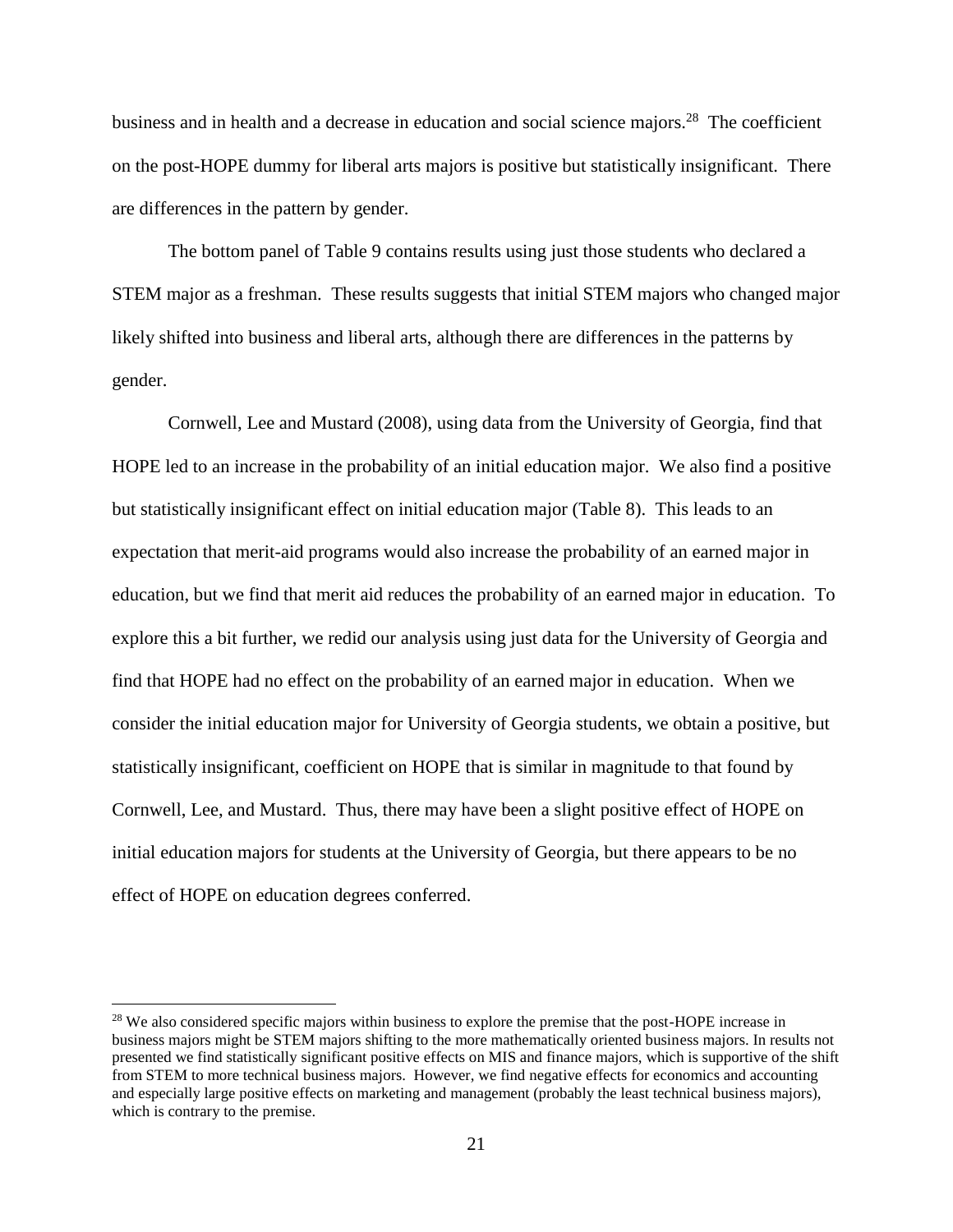business and in health and a decrease in education and social science majors.[28] The coefficient on the post-HOPE dummy for liberal arts majors is positive but statistically insignificant. There are differences in the pattern by gender.

The bottom panel of Table 9 contains results using just those students who declared a STEM major as a freshman. These results suggests that initial STEM majors who changed major likely shifted into business and liberal arts, although there are differences in the patterns by gender.

Cornwell, Lee and Mustard (2008), using data from the University of Georgia, find that HOPE led to an increase in the probability of an initial education major. We also find a positive but statistically insignificant effect on initial education major (Table 8). This leads to an expectation that merit-aid programs would also increase the probability of an earned major in education, but we find that merit aid reduces the probability of an earned major in education. To explore this a bit further, we redid our analysis using just data for the University of Georgia and find that HOPE had no effect on the probability of an earned major in education. When we consider the initial education major for University of Georgia students, we obtain a positive, but statistically insignificant, coefficient on HOPE that is similar in magnitude to that found by Cornwell, Lee, and Mustard. Thus, there may have been a slight positive effect of HOPE on initial education majors for students at the University of Georgia, but there appears to be no effect of HOPE on education degrees conferred.

[28] We also considered specific majors within business to explore the premise that the post-HOPE increase in business majors might be STEM majors shifting to the more mathematically oriented business majors. In results not presented we find statistically significant positive effects on MIS and finance majors, which is supportive of the shift from STEM to more technical business majors. However, we find negative effects for economics and accounting and especially large positive effects on marketing and management (probably the least technical business majors), which is contrary to the premise.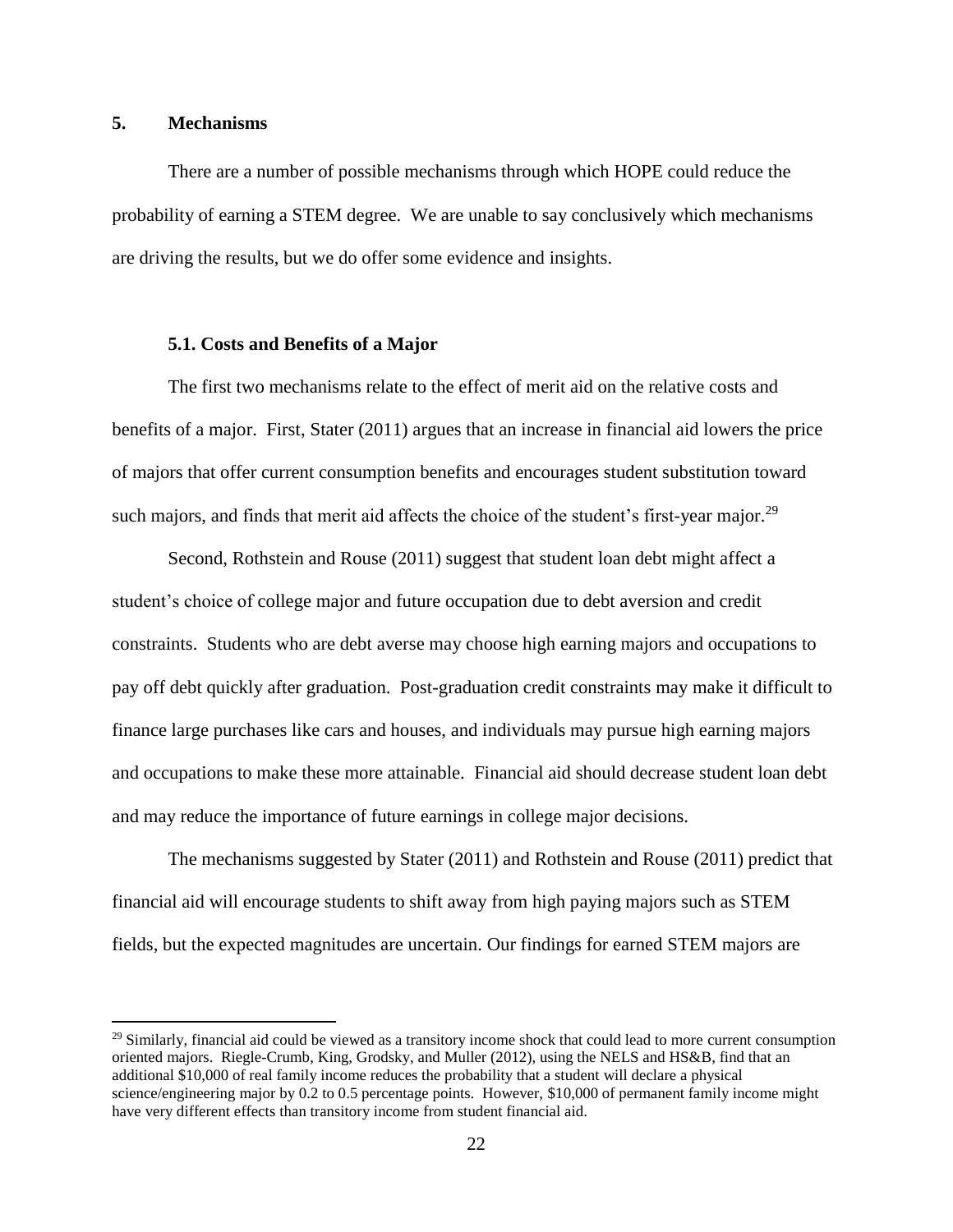## 5. Mechanisms

There are a number of possible mechanisms through which HOPE could reduce the probability of earning a STEM degree. We are unable to say conclusively which mechanisms are driving the results, but we do offer some evidence and insights.

### 5.1. Costs and Benefits of a Major

The first two mechanisms relate to the effect of merit aid on the relative costs and benefits of a major. First, Stater (2011) argues that an increase in financial aid lowers the price of majors that offer current consumption benefits and encourages student substitution toward such majors, and finds that merit aid affects the choice of the student's first-year major.[29]

Second, Rothstein and Rouse (2011) suggest that student loan debt might affect a student's choice of college major and future occupation due to debt aversion and credit constraints. Students who are debt averse may choose high earning majors and occupations to pay off debt quickly after graduation. Post-graduation credit constraints may make it difficult to finance large purchases like cars and houses, and individuals may pursue high earning majors and occupations to make these more attainable. Financial aid should decrease student loan debt and may reduce the importance of future earnings in college major decisions.

The mechanisms suggested by Stater (2011) and Rothstein and Rouse (2011) predict that financial aid will encourage students to shift away from high paying majors such as STEM fields, but the expected magnitudes are uncertain. Our findings for earned STEM majors are

[29] Similarly, financial aid could be viewed as a transitory income shock that could lead to more current consumption oriented majors. Riegle-Crumb, King, Grodsky, and Muller (2012), using the NELS and HS&B, find that an additional $10,000 of real family income reduces the probability that a student will declare a physical science/engineering major by 0.2 to 0.5 percentage points. However, $10,000 of permanent family income might have very different effects than transitory income from student financial aid.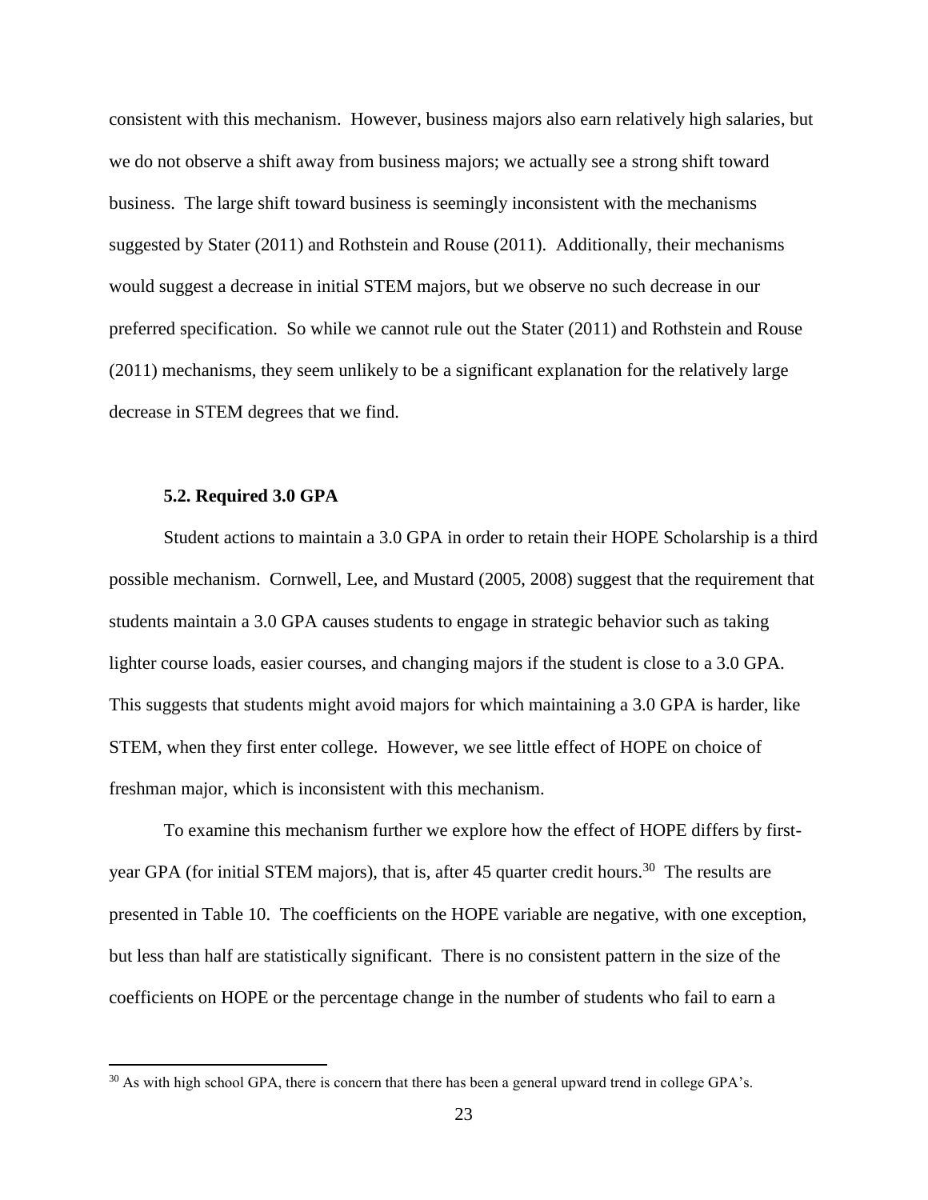consistent with this mechanism. However, business majors also earn relatively high salaries, but we do not observe a shift away from business majors; we actually see a strong shift toward business. The large shift toward business is seemingly inconsistent with the mechanisms suggested by Stater (2011) and Rothstein and Rouse (2011). Additionally, their mechanisms would suggest a decrease in initial STEM majors, but we observe no such decrease in our preferred specification. So while we cannot rule out the Stater (2011) and Rothstein and Rouse (2011) mechanisms, they seem unlikely to be a significant explanation for the relatively large decrease in STEM degrees that we find.

### 5.2. Required 3.0 GPA

Student actions to maintain a 3.0 GPA in order to retain their HOPE Scholarship is a third possible mechanism. Cornwell, Lee, and Mustard (2005, 2008) suggest that the requirement that students maintain a 3.0 GPA causes students to engage in strategic behavior such as taking lighter course loads, easier courses, and changing majors if the student is close to a 3.0 GPA. This suggests that students might avoid majors for which maintaining a 3.0 GPA is harder, like STEM, when they first enter college. However, we see little effect of HOPE on choice of freshman major, which is inconsistent with this mechanism.

To examine this mechanism further we explore how the effect of HOPE differs by first-year GPA (for initial STEM majors), that is, after 45 quarter credit hours.[30] The results are presented in Table 10. The coefficients on the HOPE variable are negative, with one exception, but less than half are statistically significant. There is no consistent pattern in the size of the coefficients on HOPE or the percentage change in the number of students who fail to earn a

[30] As with high school GPA, there is concern that there has been a general upward trend in college GPA's.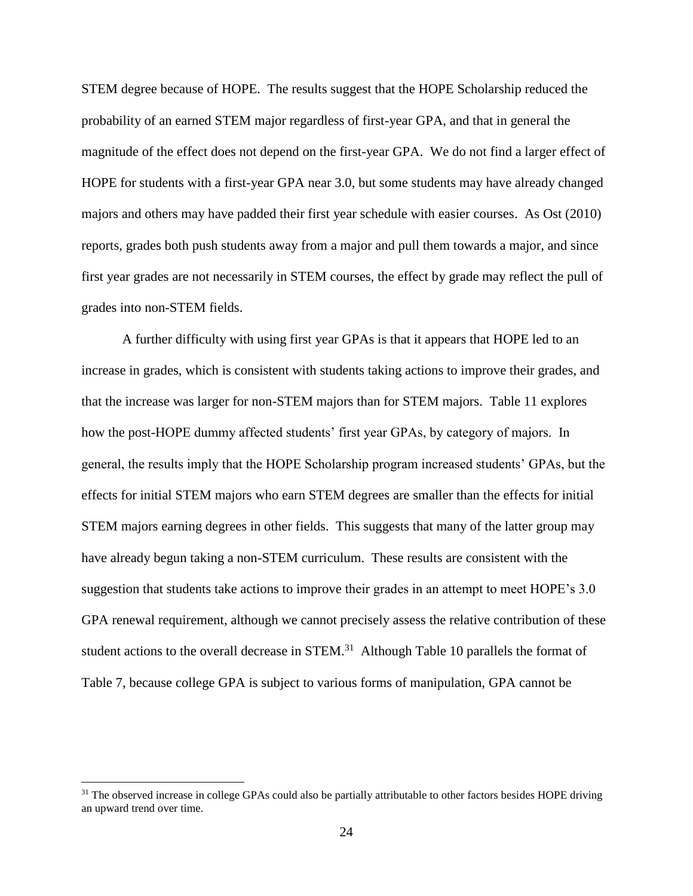STEM degree because of HOPE. The results suggest that the HOPE Scholarship reduced the probability of an earned STEM major regardless of first-year GPA, and that in general the magnitude of the effect does not depend on the first-year GPA. We do not find a larger effect of HOPE for students with a first-year GPA near 3.0, but some students may have already changed majors and others may have padded their first year schedule with easier courses. As Ost (2010) reports, grades both push students away from a major and pull them towards a major, and since first year grades are not necessarily in STEM courses, the effect by grade may reflect the pull of grades into non-STEM fields.

A further difficulty with using first year GPAs is that it appears that HOPE led to an increase in grades, which is consistent with students taking actions to improve their grades, and that the increase was larger for non-STEM majors than for STEM majors. Table 11 explores how the post-HOPE dummy affected students' first year GPAs, by category of majors. In general, the results imply that the HOPE Scholarship program increased students' GPAs, but the effects for initial STEM majors who earn STEM degrees are smaller than the effects for initial STEM majors earning degrees in other fields. This suggests that many of the latter group may have already begun taking a non-STEM curriculum. These results are consistent with the suggestion that students take actions to improve their grades in an attempt to meet HOPE's 3.0 GPA renewal requirement, although we cannot precisely assess the relative contribution of these student actions to the overall decrease in STEM.[31] Although Table 10 parallels the format of Table 7, because college GPA is subject to various forms of manipulation, GPA cannot be

[31] The observed increase in college GPAs could also be partially attributable to other factors besides HOPE driving an upward trend over time.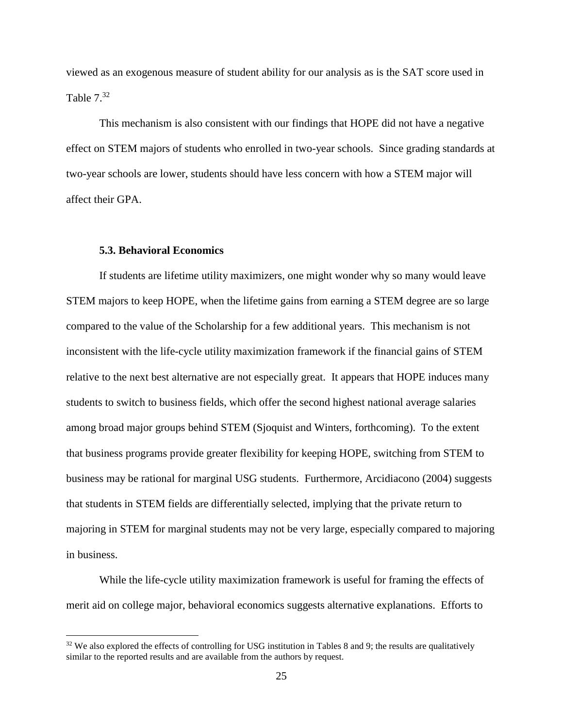viewed as an exogenous measure of student ability for our analysis as is the SAT score used in Table 7.[32]

This mechanism is also consistent with our findings that HOPE did not have a negative effect on STEM majors of students who enrolled in two-year schools. Since grading standards at two-year schools are lower, students should have less concern with how a STEM major will affect their GPA.

### 5.3. Behavioral Economics

If students are lifetime utility maximizers, one might wonder why so many would leave STEM majors to keep HOPE, when the lifetime gains from earning a STEM degree are so large compared to the value of the Scholarship for a few additional years. This mechanism is not inconsistent with the life-cycle utility maximization framework if the financial gains of STEM relative to the next best alternative are not especially great. It appears that HOPE induces many students to switch to business fields, which offer the second highest national average salaries among broad major groups behind STEM (Sjoquist and Winters, forthcoming). To the extent that business programs provide greater flexibility for keeping HOPE, switching from STEM to business may be rational for marginal USG students. Furthermore, Arcidiacono (2004) suggests that students in STEM fields are differentially selected, implying that the private return to majoring in STEM for marginal students may not be very large, especially compared to majoring in business.

While the life-cycle utility maximization framework is useful for framing the effects of merit aid on college major, behavioral economics suggests alternative explanations. Efforts to

[32] We also explored the effects of controlling for USG institution in Tables 8 and 9; the results are qualitatively similar to the reported results and are available from the authors by request.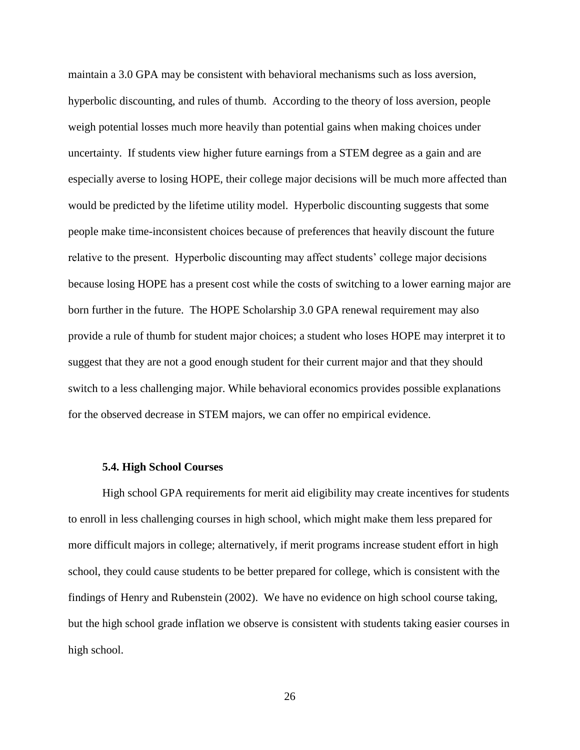maintain a 3.0 GPA may be consistent with behavioral mechanisms such as loss aversion, hyperbolic discounting, and rules of thumb. According to the theory of loss aversion, people weigh potential losses much more heavily than potential gains when making choices under uncertainty. If students view higher future earnings from a STEM degree as a gain and are especially averse to losing HOPE, their college major decisions will be much more affected than would be predicted by the lifetime utility model. Hyperbolic discounting suggests that some people make time-inconsistent choices because of preferences that heavily discount the future relative to the present. Hyperbolic discounting may affect students' college major decisions because losing HOPE has a present cost while the costs of switching to a lower earning major are born further in the future. The HOPE Scholarship 3.0 GPA renewal requirement may also provide a rule of thumb for student major choices; a student who loses HOPE may interpret it to suggest that they are not a good enough student for their current major and that they should switch to a less challenging major. While behavioral economics provides possible explanations for the observed decrease in STEM majors, we can offer no empirical evidence.

### 5.4. High School Courses

High school GPA requirements for merit aid eligibility may create incentives for students to enroll in less challenging courses in high school, which might make them less prepared for more difficult majors in college; alternatively, if merit programs increase student effort in high school, they could cause students to be better prepared for college, which is consistent with the findings of Henry and Rubenstein (2002). We have no evidence on high school course taking, but the high school grade inflation we observe is consistent with students taking easier courses in high school.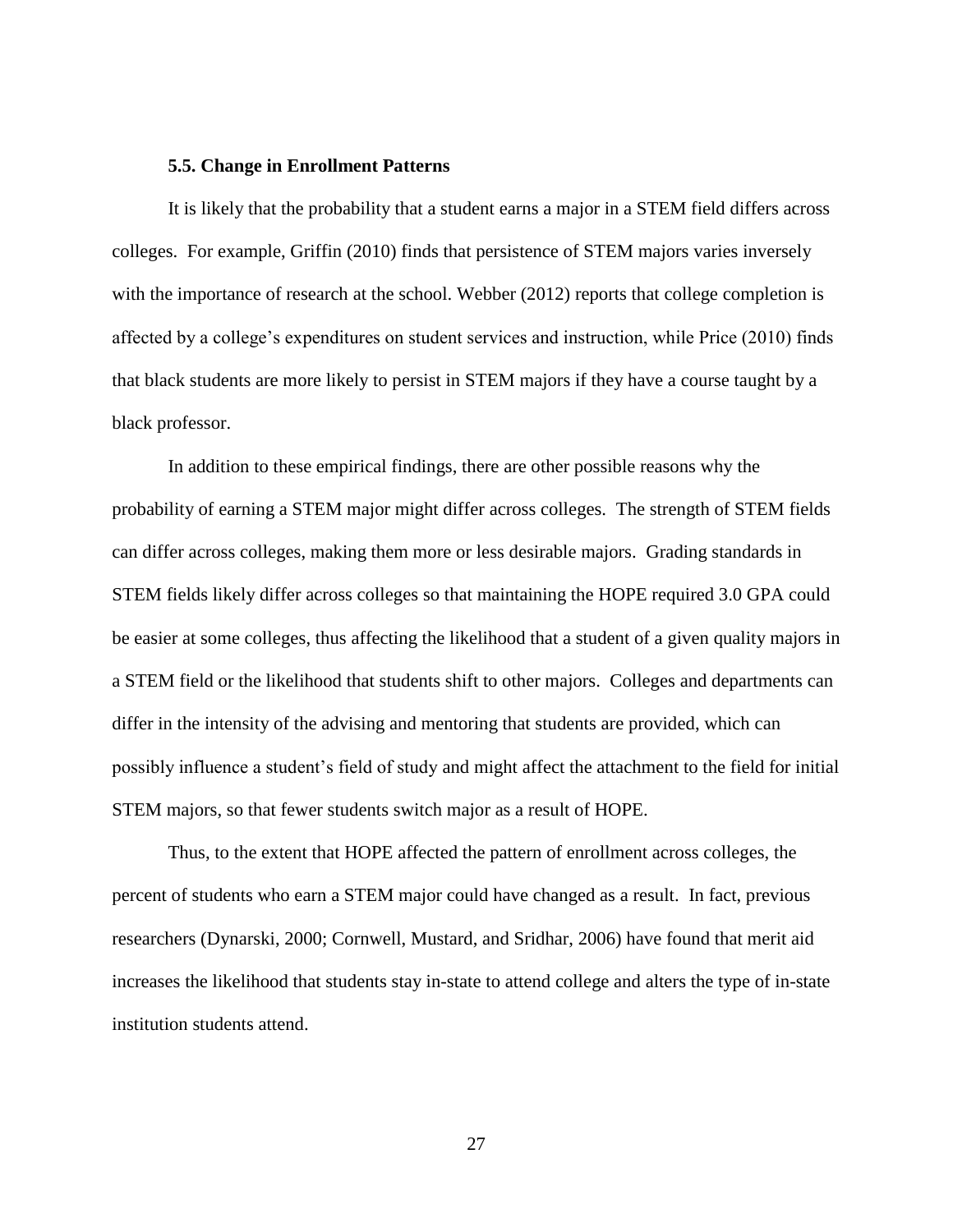### 5.5. Change in Enrollment Patterns

It is likely that the probability that a student earns a major in a STEM field differs across colleges. For example, Griffin (2010) finds that persistence of STEM majors varies inversely with the importance of research at the school. Webber (2012) reports that college completion is affected by a college's expenditures on student services and instruction, while Price (2010) finds that black students are more likely to persist in STEM majors if they have a course taught by a black professor.

In addition to these empirical findings, there are other possible reasons why the probability of earning a STEM major might differ across colleges. The strength of STEM fields can differ across colleges, making them more or less desirable majors. Grading standards in STEM fields likely differ across colleges so that maintaining the HOPE required 3.0 GPA could be easier at some colleges, thus affecting the likelihood that a student of a given quality majors in a STEM field or the likelihood that students shift to other majors. Colleges and departments can differ in the intensity of the advising and mentoring that students are provided, which can possibly influence a student's field of study and might affect the attachment to the field for initial STEM majors, so that fewer students switch major as a result of HOPE.

Thus, to the extent that HOPE affected the pattern of enrollment across colleges, the percent of students who earn a STEM major could have changed as a result. In fact, previous researchers (Dynarski, 2000; Cornwell, Mustard, and Sridhar, 2006) have found that merit aid increases the likelihood that students stay in-state to attend college and alters the type of in-state institution students attend.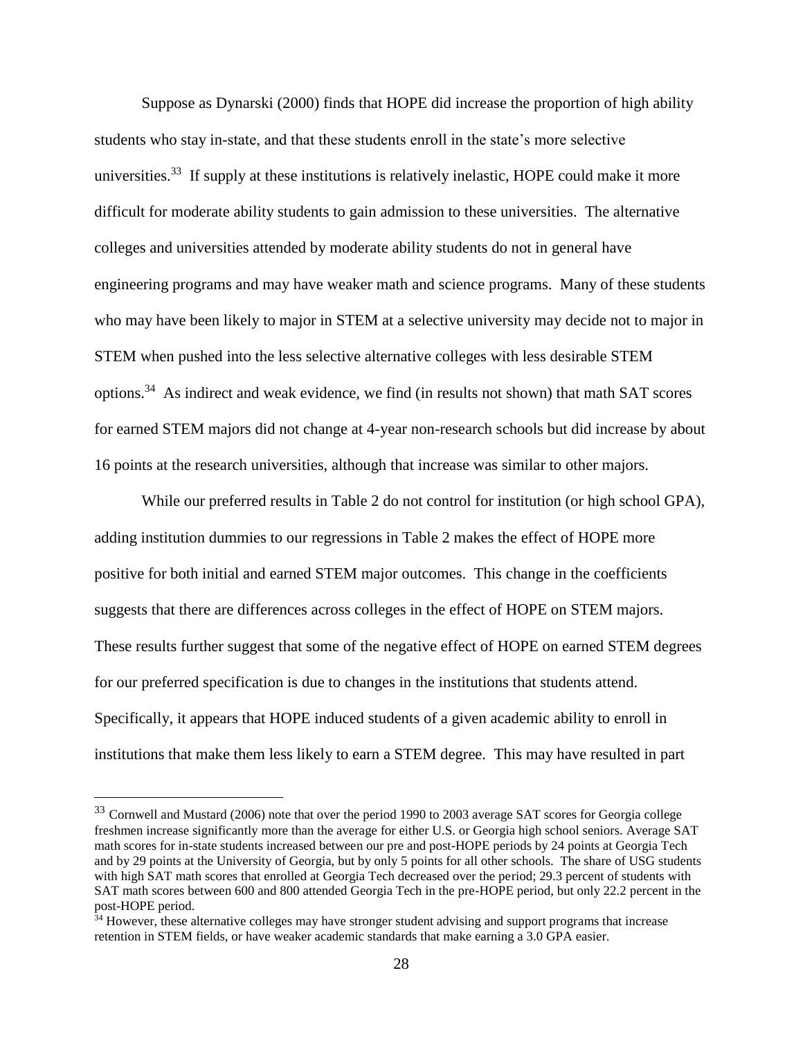Suppose as Dynarski (2000) finds that HOPE did increase the proportion of high ability students who stay in-state, and that these students enroll in the state's more selective universities.[33] If supply at these institutions is relatively inelastic, HOPE could make it more difficult for moderate ability students to gain admission to these universities. The alternative colleges and universities attended by moderate ability students do not in general have engineering programs and may have weaker math and science programs. Many of these students who may have been likely to major in STEM at a selective university may decide not to major in STEM when pushed into the less selective alternative colleges with less desirable STEM options.[34] As indirect and weak evidence, we find (in results not shown) that math SAT scores for earned STEM majors did not change at 4-year non-research schools but did increase by about 16 points at the research universities, although that increase was similar to other majors.

While our preferred results in Table 2 do not control for institution (or high school GPA), adding institution dummies to our regressions in Table 2 makes the effect of HOPE more positive for both initial and earned STEM major outcomes. This change in the coefficients suggests that there are differences across colleges in the effect of HOPE on STEM majors. These results further suggest that some of the negative effect of HOPE on earned STEM degrees for our preferred specification is due to changes in the institutions that students attend. Specifically, it appears that HOPE induced students of a given academic ability to enroll in institutions that make them less likely to earn a STEM degree. This may have resulted in part

[33] Cornwell and Mustard (2006) note that over the period 1990 to 2003 average SAT scores for Georgia college freshmen increase significantly more than the average for either U.S. or Georgia high school seniors. Average SAT math scores for in-state students increased between our pre and post-HOPE periods by 24 points at Georgia Tech and by 29 points at the University of Georgia, but by only 5 points for all other schools. The share of USG students with high SAT math scores that enrolled at Georgia Tech decreased over the period; 29.3 percent of students with SAT math scores between 600 and 800 attended Georgia Tech in the pre-HOPE period, but only 22.2 percent in the post-HOPE period.

[34] However, these alternative colleges may have stronger student advising and support programs that increase retention in STEM fields, or have weaker academic standards that make earning a 3.0 GPA easier.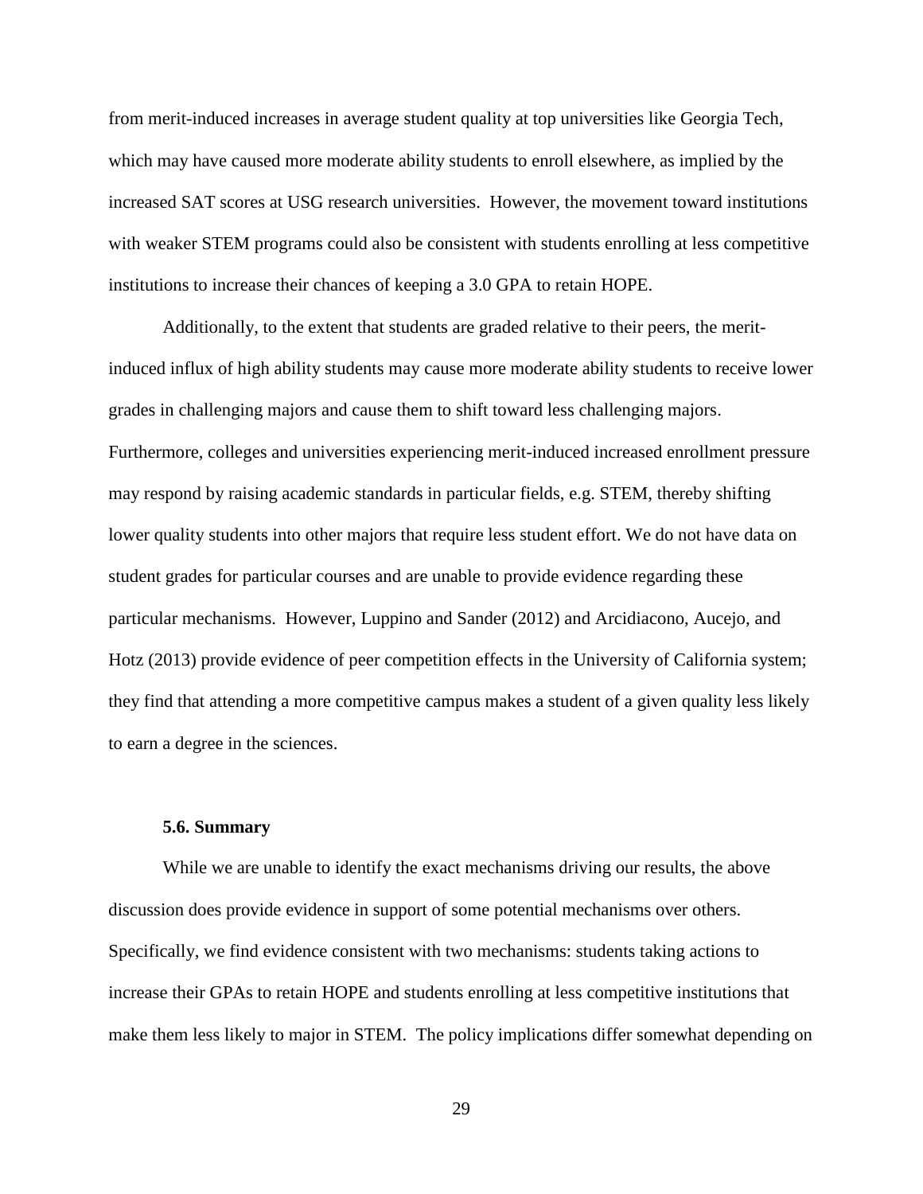from merit-induced increases in average student quality at top universities like Georgia Tech, which may have caused more moderate ability students to enroll elsewhere, as implied by the increased SAT scores at USG research universities. However, the movement toward institutions with weaker STEM programs could also be consistent with students enrolling at less competitive institutions to increase their chances of keeping a 3.0 GPA to retain HOPE.

Additionally, to the extent that students are graded relative to their peers, the merit-induced influx of high ability students may cause more moderate ability students to receive lower grades in challenging majors and cause them to shift toward less challenging majors. Furthermore, colleges and universities experiencing merit-induced increased enrollment pressure may respond by raising academic standards in particular fields, e.g. STEM, thereby shifting lower quality students into other majors that require less student effort. We do not have data on student grades for particular courses and are unable to provide evidence regarding these particular mechanisms. However, Luppino and Sander (2012) and Arcidiacono, Aucejo, and Hotz (2013) provide evidence of peer competition effects in the University of California system; they find that attending a more competitive campus makes a student of a given quality less likely to earn a degree in the sciences.

### 5.6. Summary

While we are unable to identify the exact mechanisms driving our results, the above discussion does provide evidence in support of some potential mechanisms over others. Specifically, we find evidence consistent with two mechanisms: students taking actions to increase their GPAs to retain HOPE and students enrolling at less competitive institutions that make them less likely to major in STEM. The policy implications differ somewhat depending on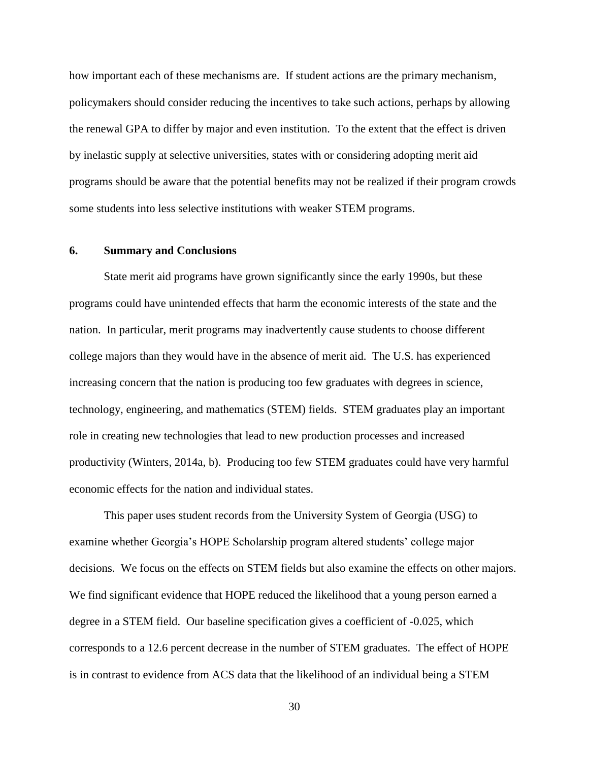how important each of these mechanisms are. If student actions are the primary mechanism, policymakers should consider reducing the incentives to take such actions, perhaps by allowing the renewal GPA to differ by major and even institution. To the extent that the effect is driven by inelastic supply at selective universities, states with or considering adopting merit aid programs should be aware that the potential benefits may not be realized if their program crowds some students into less selective institutions with weaker STEM programs.

## 6. Summary and Conclusions

State merit aid programs have grown significantly since the early 1990s, but these programs could have unintended effects that harm the economic interests of the state and the nation. In particular, merit programs may inadvertently cause students to choose different college majors than they would have in the absence of merit aid. The U.S. has experienced increasing concern that the nation is producing too few graduates with degrees in science, technology, engineering, and mathematics (STEM) fields. STEM graduates play an important role in creating new technologies that lead to new production processes and increased productivity (Winters, 2014a, b). Producing too few STEM graduates could have very harmful economic effects for the nation and individual states.

This paper uses student records from the University System of Georgia (USG) to examine whether Georgia's HOPE Scholarship program altered students' college major decisions. We focus on the effects on STEM fields but also examine the effects on other majors. We find significant evidence that HOPE reduced the likelihood that a young person earned a degree in a STEM field. Our baseline specification gives a coefficient of -0.025, which corresponds to a 12.6 percent decrease in the number of STEM graduates. The effect of HOPE is in contrast to evidence from ACS data that the likelihood of an individual being a STEM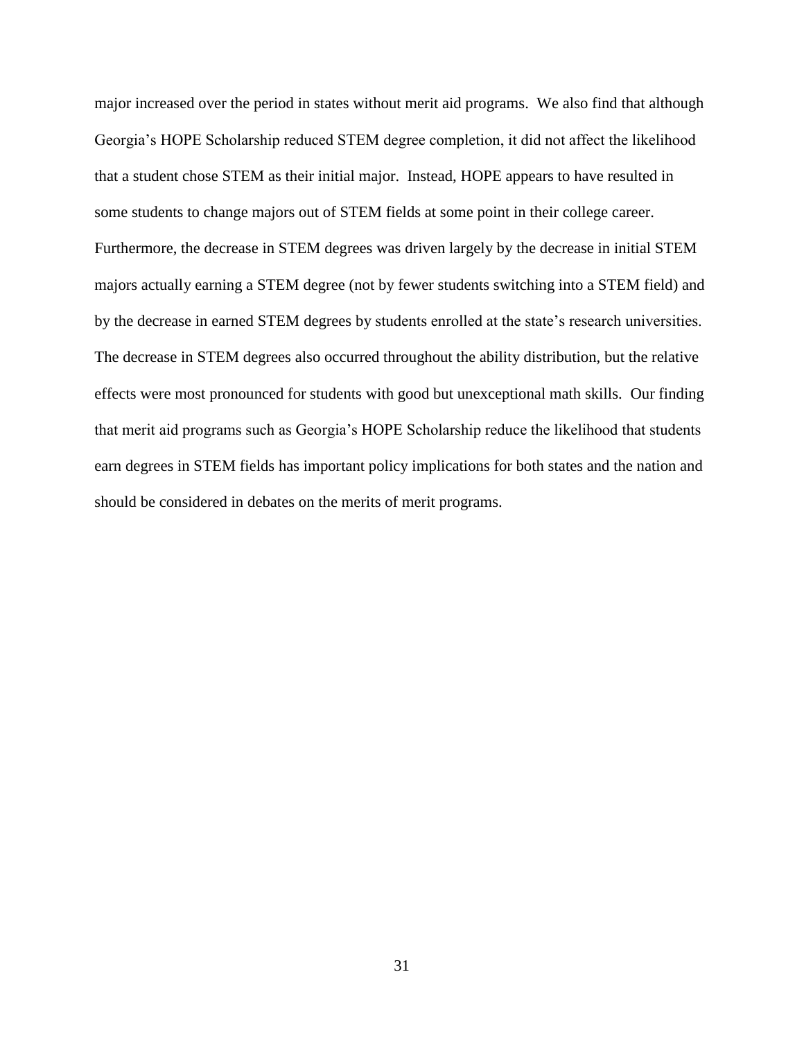major increased over the period in states without merit aid programs. We also find that although Georgia's HOPE Scholarship reduced STEM degree completion, it did not affect the likelihood that a student chose STEM as their initial major. Instead, HOPE appears to have resulted in some students to change majors out of STEM fields at some point in their college career. Furthermore, the decrease in STEM degrees was driven largely by the decrease in initial STEM majors actually earning a STEM degree (not by fewer students switching into a STEM field) and by the decrease in earned STEM degrees by students enrolled at the state's research universities. The decrease in STEM degrees also occurred throughout the ability distribution, but the relative effects were most pronounced for students with good but unexceptional math skills. Our finding that merit aid programs such as Georgia's HOPE Scholarship reduce the likelihood that students earn degrees in STEM fields has important policy implications for both states and the nation and should be considered in debates on the merits of merit programs.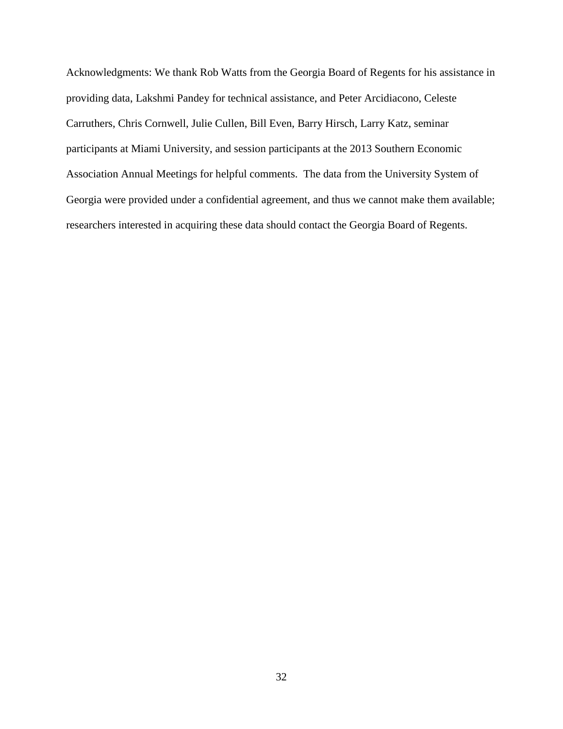Acknowledgments: We thank Rob Watts from the Georgia Board of Regents for his assistance in providing data, Lakshmi Pandey for technical assistance, and Peter Arcidiacono, Celeste Carruthers, Chris Cornwell, Julie Cullen, Bill Even, Barry Hirsch, Larry Katz, seminar participants at Miami University, and session participants at the 2013 Southern Economic Association Annual Meetings for helpful comments. The data from the University System of Georgia were provided under a confidential agreement, and thus we cannot make them available; researchers interested in acquiring these data should contact the Georgia Board of Regents.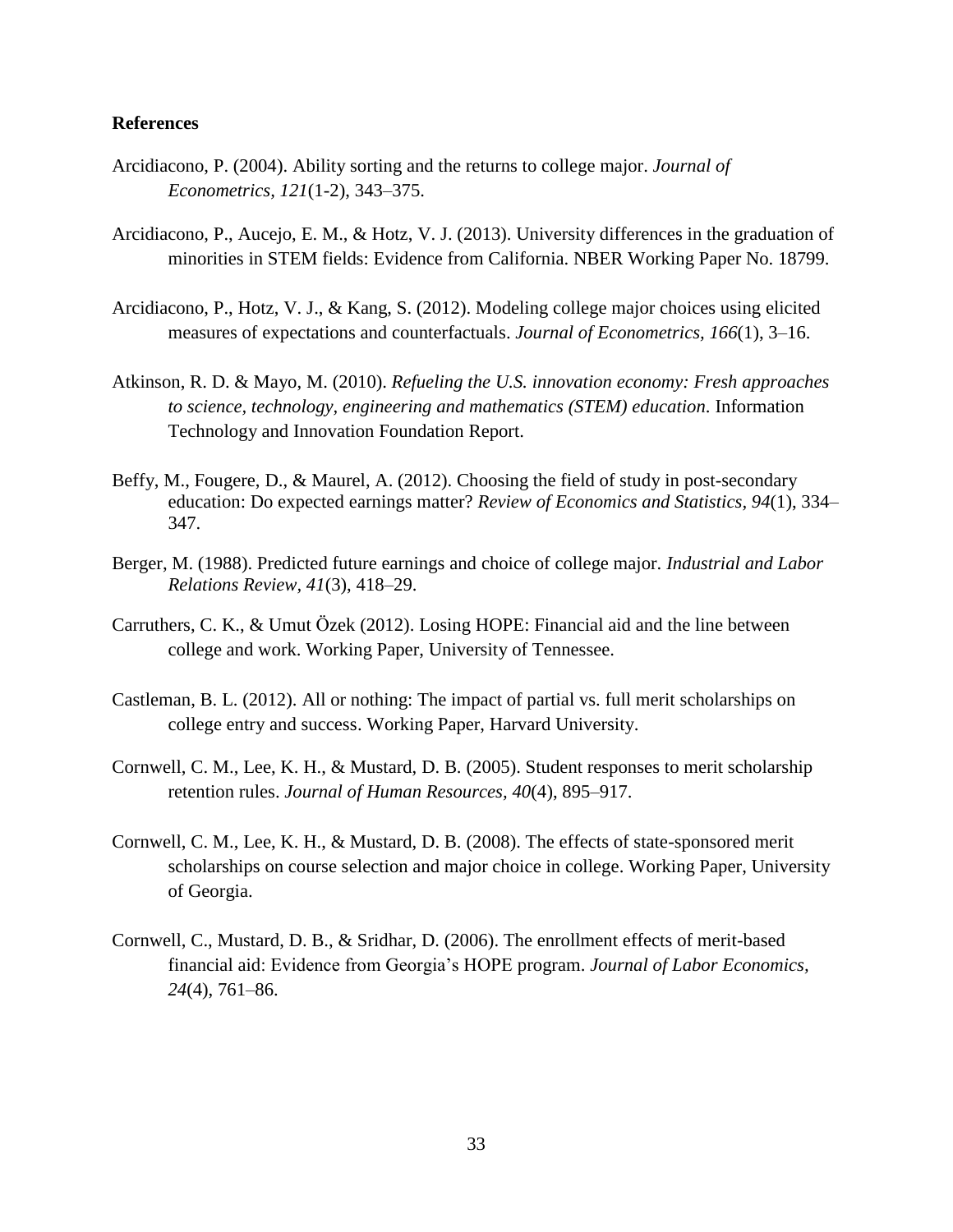## References

Arcidiacono, P. (2004). Ability sorting and the returns to college major. *Journal of Econometrics, 121*(1-2), 343–375.

Arcidiacono, P., Aucejo, E. M., & Hotz, V. J. (2013). University differences in the graduation of minorities in STEM fields: Evidence from California. NBER Working Paper No. 18799.

Arcidiacono, P., Hotz, V. J., & Kang, S. (2012). Modeling college major choices using elicited measures of expectations and counterfactuals. *Journal of Econometrics, 166*(1), 3–16.

Atkinson, R. D. & Mayo, M. (2010). *Refueling the U.S. innovation economy: Fresh approaches to science, technology, engineering and mathematics (STEM) education*. Information Technology and Innovation Foundation Report.

Beffy, M., Fougere, D., & Maurel, A. (2012). Choosing the field of study in post-secondary education: Do expected earnings matter? *Review of Economics and Statistics, 94*(1), 334–347.

Berger, M. (1988). Predicted future earnings and choice of college major. *Industrial and Labor Relations Review, 41*(3), 418–29.

Carruthers, C. K., & Umut Özek (2012). Losing HOPE: Financial aid and the line between college and work. Working Paper, University of Tennessee.

Castleman, B. L. (2012). All or nothing: The impact of partial vs. full merit scholarships on college entry and success. Working Paper, Harvard University.

Cornwell, C. M., Lee, K. H., & Mustard, D. B. (2005). Student responses to merit scholarship retention rules. *Journal of Human Resources, 40*(4), 895–917.

Cornwell, C. M., Lee, K. H., & Mustard, D. B. (2008). The effects of state-sponsored merit scholarships on course selection and major choice in college. Working Paper, University of Georgia.

Cornwell, C., Mustard, D. B., & Sridhar, D. (2006). The enrollment effects of merit-based financial aid: Evidence from Georgia's HOPE program. *Journal of Labor Economics, 24*(4), 761–86.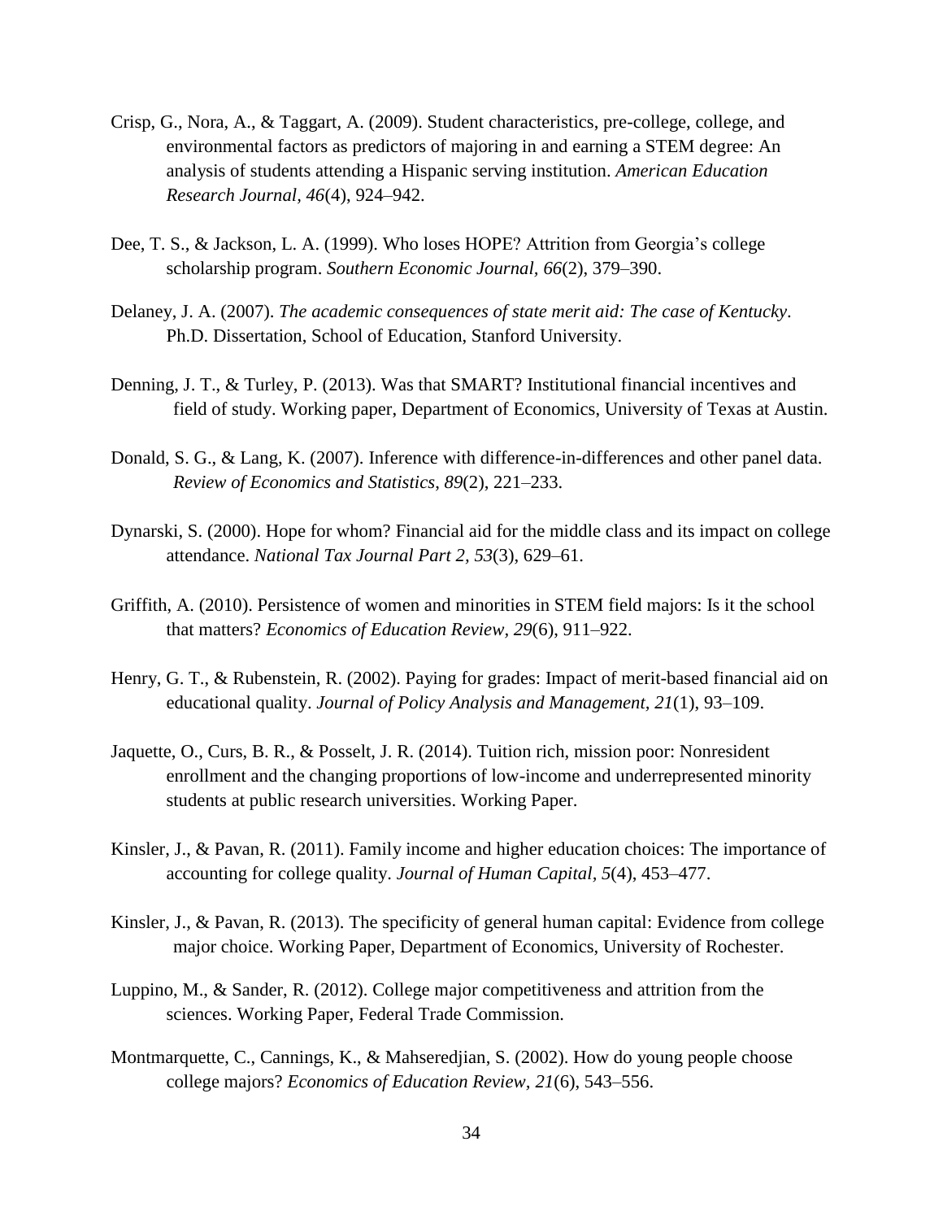Crisp, G., Nora, A., & Taggart, A. (2009). Student characteristics, pre-college, college, and environmental factors as predictors of majoring in and earning a STEM degree: An analysis of students attending a Hispanic serving institution. *American Education Research Journal, 46*(4), 924–942.

Dee, T. S., & Jackson, L. A. (1999). Who loses HOPE? Attrition from Georgia's college scholarship program. *Southern Economic Journal, 66*(2), 379–390.

Delaney, J. A. (2007). *The academic consequences of state merit aid: The case of Kentucky*. Ph.D. Dissertation, School of Education, Stanford University.

Denning, J. T., & Turley, P. (2013). Was that SMART? Institutional financial incentives and field of study. Working paper, Department of Economics, University of Texas at Austin.

Donald, S. G., & Lang, K. (2007). Inference with difference-in-differences and other panel data. *Review of Economics and Statistics*, *89*(2), 221–233.

Dynarski, S. (2000). Hope for whom? Financial aid for the middle class and its impact on college attendance. *National Tax Journal Part 2, 53*(3), 629–61.

Griffith, A. (2010). Persistence of women and minorities in STEM field majors: Is it the school that matters? *Economics of Education Review, 29*(6), 911–922.

Henry, G. T., & Rubenstein, R. (2002). Paying for grades: Impact of merit-based financial aid on educational quality. *Journal of Policy Analysis and Management, 21*(1), 93–109.

Jaquette, O., Curs, B. R., & Posselt, J. R. (2014). Tuition rich, mission poor: Nonresident enrollment and the changing proportions of low-income and underrepresented minority students at public research universities. Working Paper.

Kinsler, J., & Pavan, R. (2011). Family income and higher education choices: The importance of accounting for college quality. *Journal of Human Capital, 5*(4), 453–477.

Kinsler, J., & Pavan, R. (2013). The specificity of general human capital: Evidence from college major choice. Working Paper, Department of Economics, University of Rochester.

Luppino, M., & Sander, R. (2012). College major competitiveness and attrition from the sciences. Working Paper, Federal Trade Commission.

Montmarquette, C., Cannings, K., & Mahseredjian, S. (2002). How do young people choose college majors? *Economics of Education Review, 21*(6), 543–556.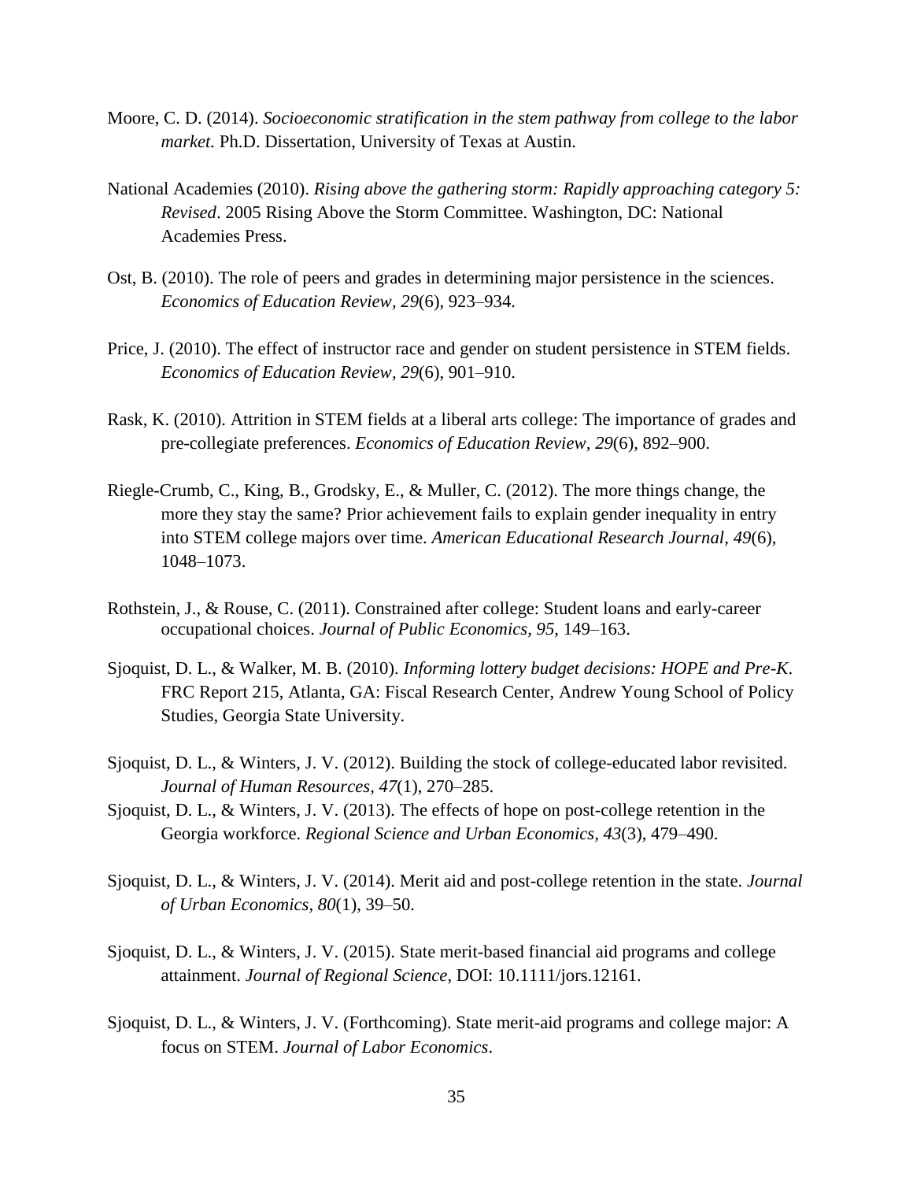Moore, C. D. (2014). *Socioeconomic stratification in the stem pathway from college to the labor market.* Ph.D. Dissertation, University of Texas at Austin.

National Academies (2010). *Rising above the gathering storm: Rapidly approaching category 5: Revised*. 2005 Rising Above the Storm Committee. Washington, DC: National Academies Press.

Ost, B. (2010). The role of peers and grades in determining major persistence in the sciences. *Economics of Education Review, 29*(6), 923–934.

Price, J. (2010). The effect of instructor race and gender on student persistence in STEM fields. *Economics of Education Review, 29*(6), 901–910.

Rask, K. (2010). Attrition in STEM fields at a liberal arts college: The importance of grades and pre-collegiate preferences. *Economics of Education Review, 29*(6), 892–900.

Riegle-Crumb, C., King, B., Grodsky, E., & Muller, C. (2012). The more things change, the more they stay the same? Prior achievement fails to explain gender inequality in entry into STEM college majors over time. *American Educational Research Journal, 49*(6), 1048–1073.

Rothstein, J., & Rouse, C. (2011). Constrained after college: Student loans and early-career occupational choices. *Journal of Public Economics, 95*, 149–163.

Sjoquist, D. L., & Walker, M. B. (2010). *Informing lottery budget decisions: HOPE and Pre-K*. FRC Report 215, Atlanta, GA: Fiscal Research Center, Andrew Young School of Policy Studies, Georgia State University.

Sjoquist, D. L., & Winters, J. V. (2012). Building the stock of college-educated labor revisited. *Journal of Human Resources, 47*(1), 270–285.

Sjoquist, D. L., & Winters, J. V. (2013). The effects of hope on post-college retention in the Georgia workforce. *Regional Science and Urban Economics, 43*(3), 479–490.

Sjoquist, D. L., & Winters, J. V. (2014). Merit aid and post-college retention in the state. *Journal of Urban Economics, 80*(1), 39–50.

Sjoquist, D. L., & Winters, J. V. (2015). State merit-based financial aid programs and college attainment. *Journal of Regional Science*, DOI: 10.1111/jors.12161.

Sjoquist, D. L., & Winters, J. V. (Forthcoming). State merit-aid programs and college major: A focus on STEM. *Journal of Labor Economics*.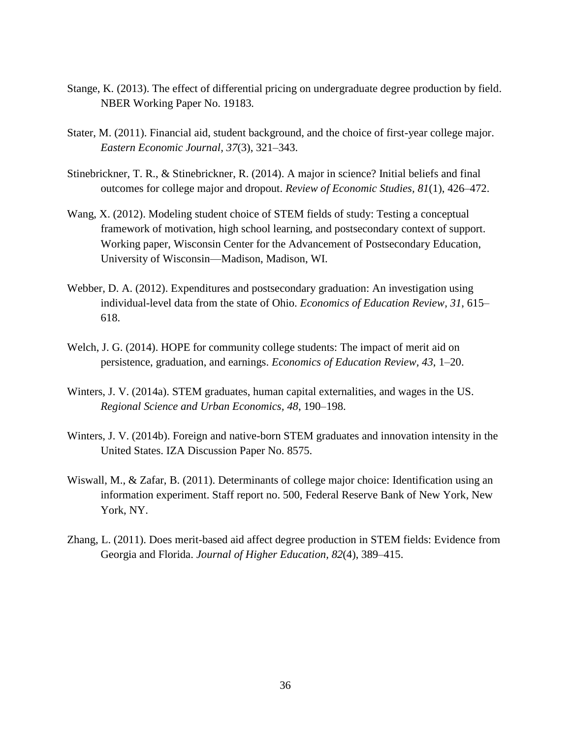Stange, K. (2013). The effect of differential pricing on undergraduate degree production by field. NBER Working Paper No. 19183.

Stater, M. (2011). Financial aid, student background, and the choice of first-year college major. *Eastern Economic Journal, 37*(3), 321–343.

Stinebrickner, T. R., & Stinebrickner, R. (2014). A major in science? Initial beliefs and final outcomes for college major and dropout. *Review of Economic Studies, 81*(1), 426–472.

Wang, X. (2012). Modeling student choice of STEM fields of study: Testing a conceptual framework of motivation, high school learning, and postsecondary context of support. Working paper, Wisconsin Center for the Advancement of Postsecondary Education, University of Wisconsin—Madison, Madison, WI.

Webber, D. A. (2012). Expenditures and postsecondary graduation: An investigation using individual-level data from the state of Ohio. *Economics of Education Review, 31*, 615–618.

Welch, J. G. (2014). HOPE for community college students: The impact of merit aid on persistence, graduation, and earnings. *Economics of Education Review, 43*, 1–20.

Winters, J. V. (2014a). STEM graduates, human capital externalities, and wages in the US. *Regional Science and Urban Economics, 48*, 190–198.

Winters, J. V. (2014b). Foreign and native-born STEM graduates and innovation intensity in the United States. IZA Discussion Paper No. 8575.

Wiswall, M., & Zafar, B. (2011). Determinants of college major choice: Identification using an information experiment. Staff report no. 500, Federal Reserve Bank of New York, New York, NY.

Zhang, L. (2011). Does merit-based aid affect degree production in STEM fields: Evidence from Georgia and Florida. *Journal of Higher Education, 82*(4), 389–415.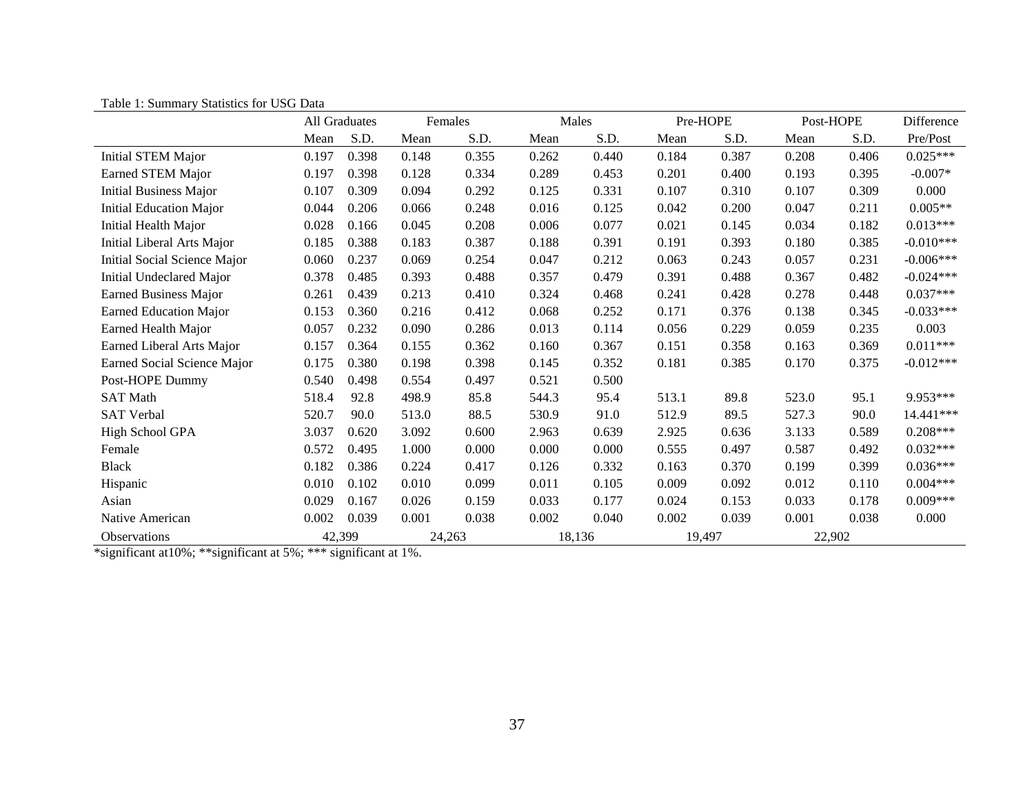Table 1: Summary Statistics for USG Data

| | All Graduates | | Females | | Males | | Pre-HOPE | | Post-HOPE | | Difference |
|---|---|---|---|---|---|---|---|---|---|---|---|
| | Mean | S.D. | Mean | S.D. | Mean | S.D. | Mean | S.D. | Mean | S.D. | Pre/Post |
| Initial STEM Major | 0.197 | 0.398 | 0.148 | 0.355 | 0.262 | 0.440 | 0.184 | 0.387 | 0.208 | 0.406 | 0.025*** |
| Earned STEM Major | 0.197 | 0.398 | 0.128 | 0.334 | 0.289 | 0.453 | 0.201 | 0.400 | 0.193 | 0.395 | -0.007* |
| Initial Business Major | 0.107 | 0.309 | 0.094 | 0.292 | 0.125 | 0.331 | 0.107 | 0.310 | 0.107 | 0.309 | 0.000 |
| Initial Education Major | 0.044 | 0.206 | 0.066 | 0.248 | 0.016 | 0.125 | 0.042 | 0.200 | 0.047 | 0.211 | 0.005** |
| Initial Health Major | 0.028 | 0.166 | 0.045 | 0.208 | 0.006 | 0.077 | 0.021 | 0.145 | 0.034 | 0.182 | 0.013*** |
| Initial Liberal Arts Major | 0.185 | 0.388 | 0.183 | 0.387 | 0.188 | 0.391 | 0.191 | 0.393 | 0.180 | 0.385 | -0.010*** |
| Initial Social Science Major | 0.060 | 0.237 | 0.069 | 0.254 | 0.047 | 0.212 | 0.063 | 0.243 | 0.057 | 0.231 | -0.006*** |
| Initial Undeclared Major | 0.378 | 0.485 | 0.393 | 0.488 | 0.357 | 0.479 | 0.391 | 0.488 | 0.367 | 0.482 | -0.024*** |
| Earned Business Major | 0.261 | 0.439 | 0.213 | 0.410 | 0.324 | 0.468 | 0.241 | 0.428 | 0.278 | 0.448 | 0.037*** |
| Earned Education Major | 0.153 | 0.360 | 0.216 | 0.412 | 0.068 | 0.252 | 0.171 | 0.376 | 0.138 | 0.345 | -0.033*** |
| Earned Health Major | 0.057 | 0.232 | 0.090 | 0.286 | 0.013 | 0.114 | 0.056 | 0.229 | 0.059 | 0.235 | 0.003 |
| Earned Liberal Arts Major | 0.157 | 0.364 | 0.155 | 0.362 | 0.160 | 0.367 | 0.151 | 0.358 | 0.163 | 0.369 | 0.011*** |
| Earned Social Science Major | 0.175 | 0.380 | 0.198 | 0.398 | 0.145 | 0.352 | 0.181 | 0.385 | 0.170 | 0.375 | -0.012*** |
| Post-HOPE Dummy | 0.540 | 0.498 | 0.554 | 0.497 | 0.521 | 0.500 | | | | | |
| SAT Math | 518.4 | 92.8 | 498.9 | 85.8 | 544.3 | 95.4 | 513.1 | 89.8 | 523.0 | 95.1 | 9.953*** |
| SAT Verbal | 520.7 | 90.0 | 513.0 | 88.5 | 530.9 | 91.0 | 512.9 | 89.5 | 527.3 | 90.0 | 14.441*** |
| High School GPA | 3.037 | 0.620 | 3.092 | 0.600 | 2.963 | 0.639 | 2.925 | 0.636 | 3.133 | 0.589 | 0.208*** |
| Female | 0.572 | 0.495 | 1.000 | 0.000 | 0.000 | 0.000 | 0.555 | 0.497 | 0.587 | 0.492 | 0.032*** |
| Black | 0.182 | 0.386 | 0.224 | 0.417 | 0.126 | 0.332 | 0.163 | 0.370 | 0.199 | 0.399 | 0.036*** |
| Hispanic | 0.010 | 0.102 | 0.010 | 0.099 | 0.011 | 0.105 | 0.009 | 0.092 | 0.012 | 0.110 | 0.004*** |
| Asian | 0.029 | 0.167 | 0.026 | 0.159 | 0.033 | 0.177 | 0.024 | 0.153 | 0.033 | 0.178 | 0.009*** |
| Native American | 0.002 | 0.039 | 0.001 | 0.038 | 0.002 | 0.040 | 0.002 | 0.039 | 0.001 | 0.038 | 0.000 |
| Observations | 42,399 | | 24,263 | | 18,136 | | 19,497 | | 22,902 | | |

*significant at10%; **significant at 5%; *** significant at 1%.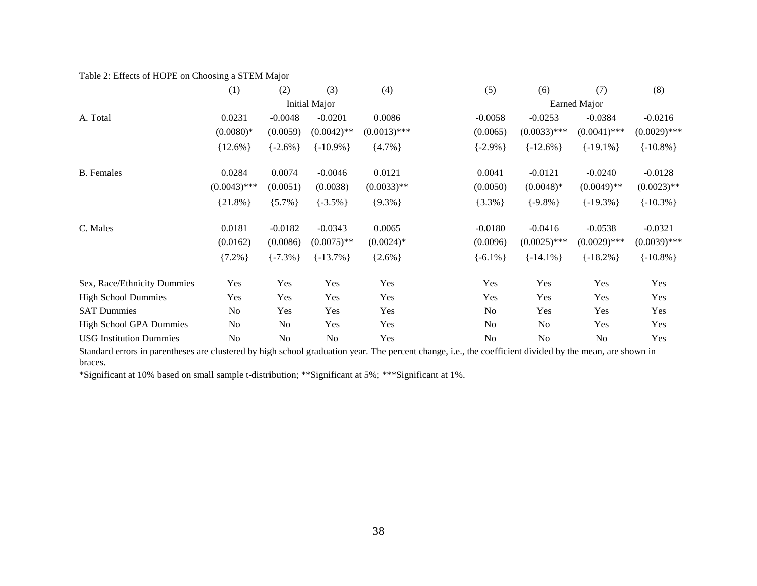Table 2: Effects of HOPE on Choosing a STEM Major

| | (1) | (2) | (3) | (4) | (5) | (6) | (7) | (8) |
|---|---|---|---|---|---|---|---|---|
| | Initial Major | | | | Earned Major | | | |
| A. Total | 0.0231 | -0.0048 | -0.0201 | 0.0086 | -0.0058 | -0.0253 | -0.0384 | -0.0216 |
| | (0.0080)* | (0.0059) | (0.0042)** | (0.0013)*** | (0.0065) | (0.0033)*** | (0.0041)*** | (0.0029)*** |
| | {12.6%} | {-2.6%} | {-10.9%} | {4.7%} | {-2.9%} | {-12.6%} | {-19.1%} | {-10.8%} |
| B. Females | 0.0284 | 0.0074 | -0.0046 | 0.0121 | 0.0041 | -0.0121 | -0.0240 | -0.0128 |
| | (0.0043)*** | (0.0051) | (0.0038) | (0.0033)** | (0.0050) | (0.0048)* | (0.0049)** | (0.0023)** |
| | {21.8%} | {5.7%} | {-3.5%} | {9.3%} | {3.3%} | {-9.8%} | {-19.3%} | {-10.3%} |
| C. Males | 0.0181 | -0.0182 | -0.0343 | 0.0065 | -0.0180 | -0.0416 | -0.0538 | -0.0321 |
| | (0.0162) | (0.0086) | (0.0075)** | (0.0024)* | (0.0096) | (0.0025)*** | (0.0029)*** | (0.0039)*** |
| | {7.2%} | {-7.3%} | {-13.7%} | {2.6%} | {-6.1%} | {-14.1%} | {-18.2%} | {-10.8%} |
| Sex, Race/Ethnicity Dummies | Yes | Yes | Yes | Yes | Yes | Yes | Yes | Yes |
| High School Dummies | Yes | Yes | Yes | Yes | Yes | Yes | Yes | Yes |
| SAT Dummies | No | Yes | Yes | Yes | No | Yes | Yes | Yes |
| High School GPA Dummies | No | No | Yes | Yes | No | No | Yes | Yes |
| USG Institution Dummies | No | No | No | Yes | No | No | No | Yes |

Standard errors in parentheses are clustered by high school graduation year. The percent change, i.e., the coefficient divided by the mean, are shown in braces.

*Significant at 10% based on small sample t-distribution; **Significant at 5%; ***Significant at 1%.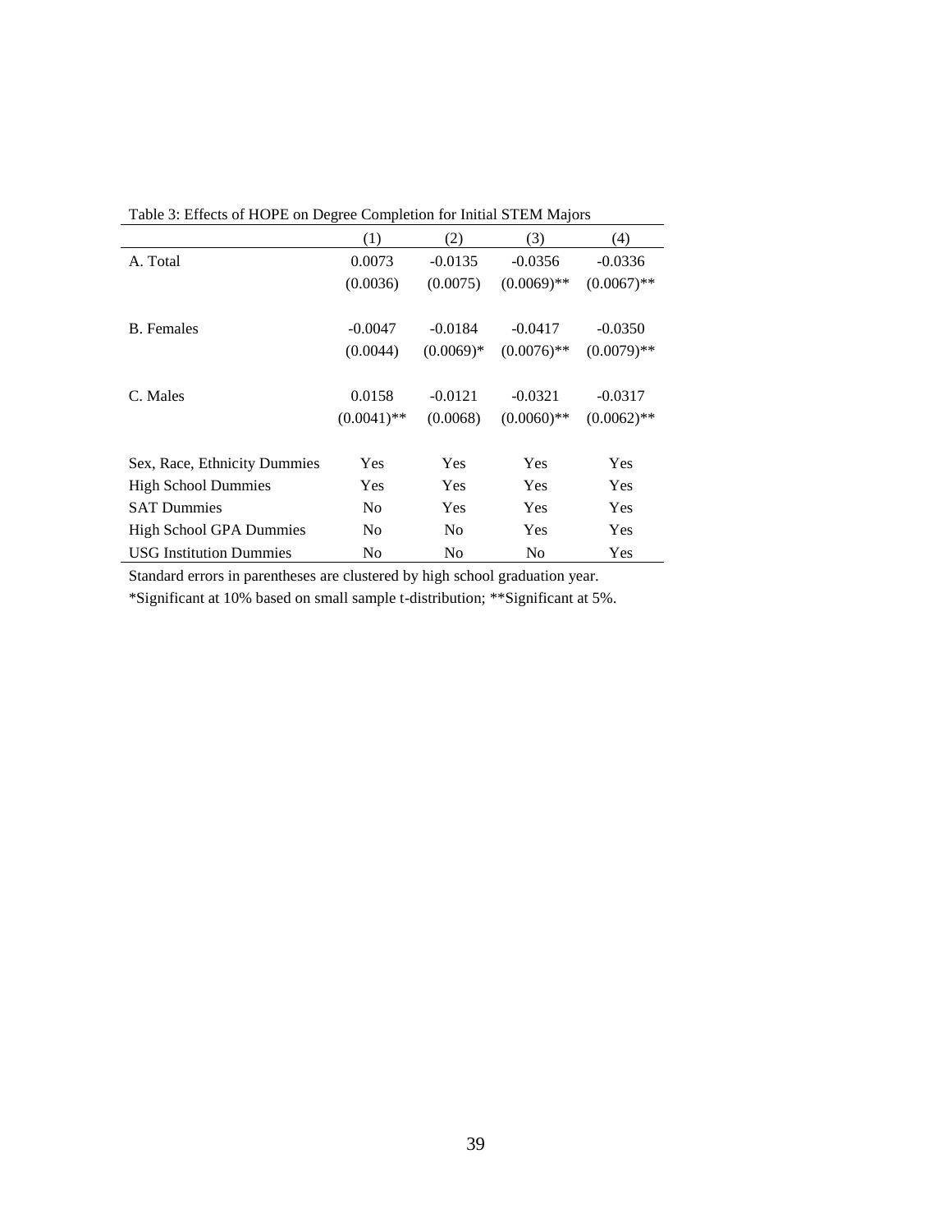Table 3: Effects of HOPE on Degree Completion for Initial STEM Majors

| | (1) | (2) | (3) | (4) |
|---|---|---|---|---|
| A. Total | 0.0073 | -0.0135 | -0.0356 | -0.0336 |
| | (0.0036) | (0.0075) | (0.0069)** | (0.0067)** |
| B. Females | -0.0047 | -0.0184 | -0.0417 | -0.0350 |
| | (0.0044) | (0.0069)* | (0.0076)** | (0.0079)** |
| C. Males | 0.0158 | -0.0121 | -0.0321 | -0.0317 |
| | (0.0041)** | (0.0068) | (0.0060)** | (0.0062)** |
| Sex, Race, Ethnicity Dummies | Yes | Yes | Yes | Yes |
| High School Dummies | Yes | Yes | Yes | Yes |
| SAT Dummies | No | Yes | Yes | Yes |
| High School GPA Dummies | No | No | Yes | Yes |
| USG Institution Dummies | No | No | No | Yes |

Standard errors in parentheses are clustered by high school graduation year.
*Significant at 10% based on small sample t-distribution; **Significant at 5%.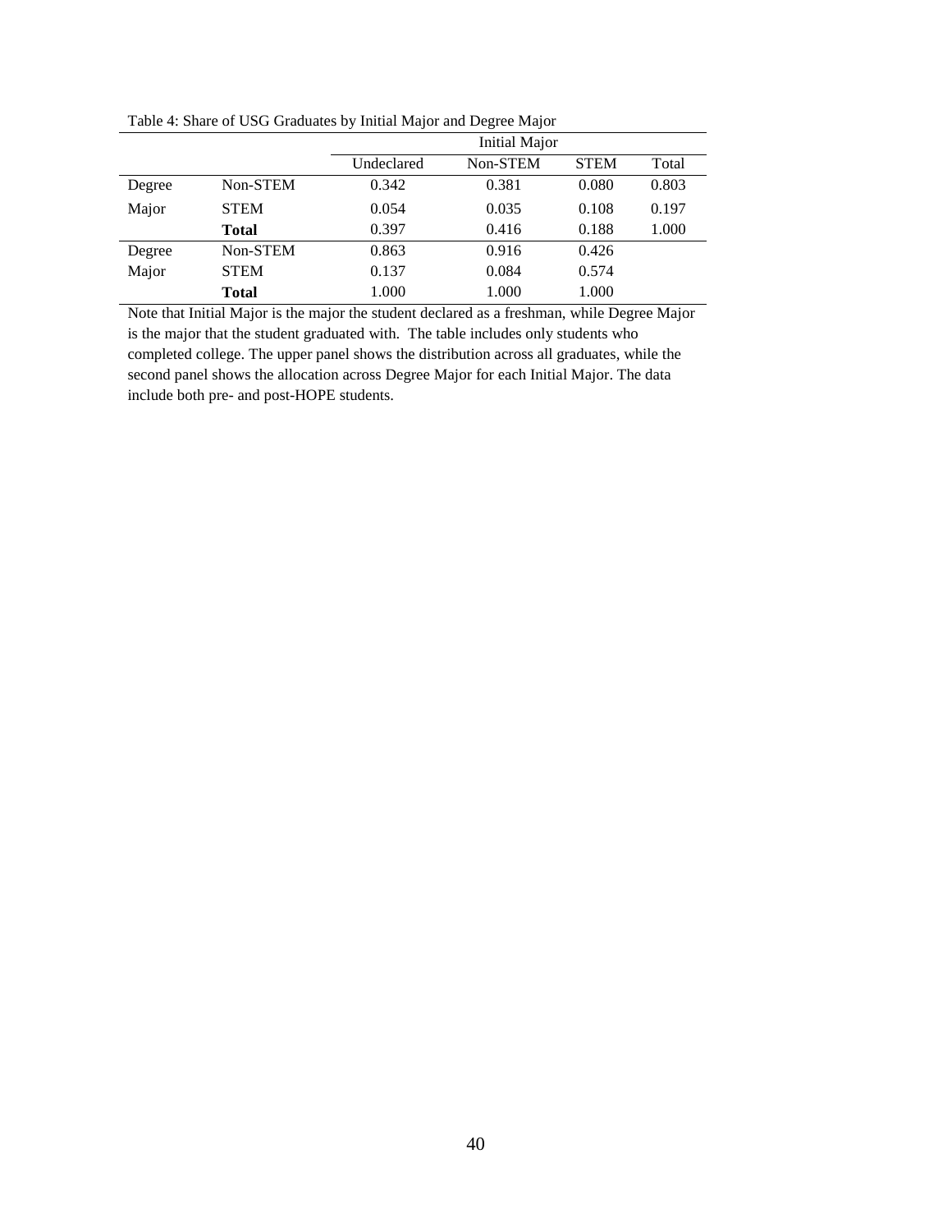Table 4: Share of USG Graduates by Initial Major and Degree Major

| | | Initial Major | | | |
|---|---|---|---|---|---|
| | | Undeclared | Non-STEM | STEM | Total |
| Degree | Non-STEM | 0.342 | 0.381 | 0.080 | 0.803 |
| Major | STEM | 0.054 | 0.035 | 0.108 | 0.197 |
| | **Total** | 0.397 | 0.416 | 0.188 | 1.000 |
| Degree | Non-STEM | 0.863 | 0.916 | 0.426 | |
| Major | STEM | 0.137 | 0.084 | 0.574 | |
| | **Total** | 1.000 | 1.000 | 1.000 | |

Note that Initial Major is the major the student declared as a freshman, while Degree Major is the major that the student graduated with. The table includes only students who completed college. The upper panel shows the distribution across all graduates, while the second panel shows the allocation across Degree Major for each Initial Major. The data include both pre- and post-HOPE students.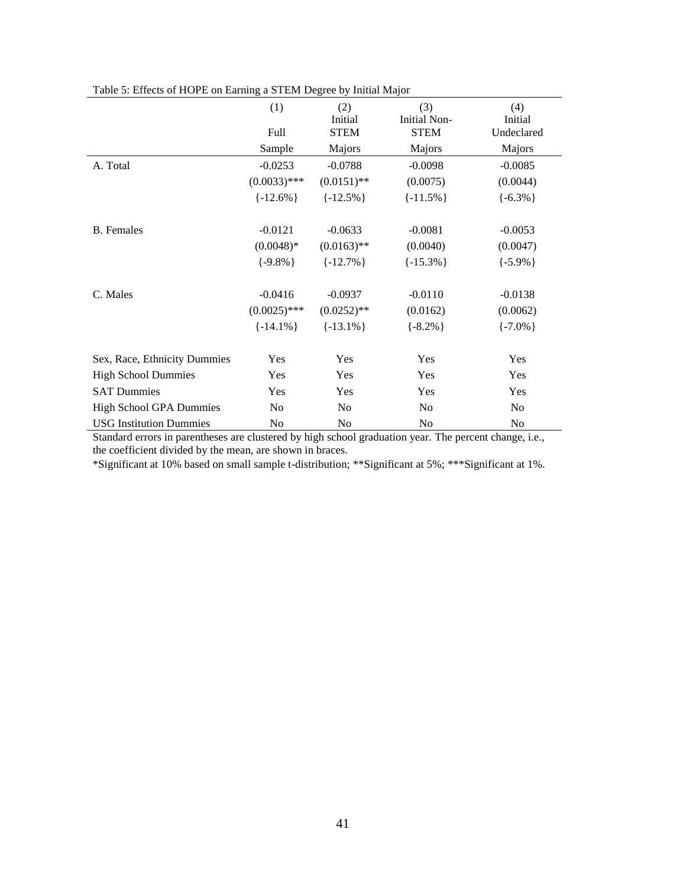Table 5: Effects of HOPE on Earning a STEM Degree by Initial Major

| | (1) Full Sample | (2) Initial STEM Majors | (3) Initial Non-STEM Majors | (4) Initial Undeclared Majors |
|---|---|---|---|---|
| A. Total | -0.0253 | -0.0788 | -0.0098 | -0.0085 |
| | (0.0033)*** | (0.0151)** | (0.0075) | (0.0044) |
| | {-12.6%} | {-12.5%} | {-11.5%} | {-6.3%} |
| B. Females | -0.0121 | -0.0633 | -0.0081 | -0.0053 |
| | (0.0048)* | (0.0163)** | (0.0040) | (0.0047) |
| | {-9.8%} | {-12.7%} | {-15.3%} | {-5.9%} |
| C. Males | -0.0416 | -0.0937 | -0.0110 | -0.0138 |
| | (0.0025)*** | (0.0252)** | (0.0162) | (0.0062) |
| | {-14.1%} | {-13.1%} | {-8.2%} | {-7.0%} |
| Sex, Race, Ethnicity Dummies | Yes | Yes | Yes | Yes |
| High School Dummies | Yes | Yes | Yes | Yes |
| SAT Dummies | Yes | Yes | Yes | Yes |
| High School GPA Dummies | No | No | No | No |
| USG Institution Dummies | No | No | No | No |

Standard errors in parentheses are clustered by high school graduation year. The percent change, i.e., the coefficient divided by the mean, are shown in braces.

*Significant at 10% based on small sample t-distribution; **Significant at 5%; ***Significant at 1%.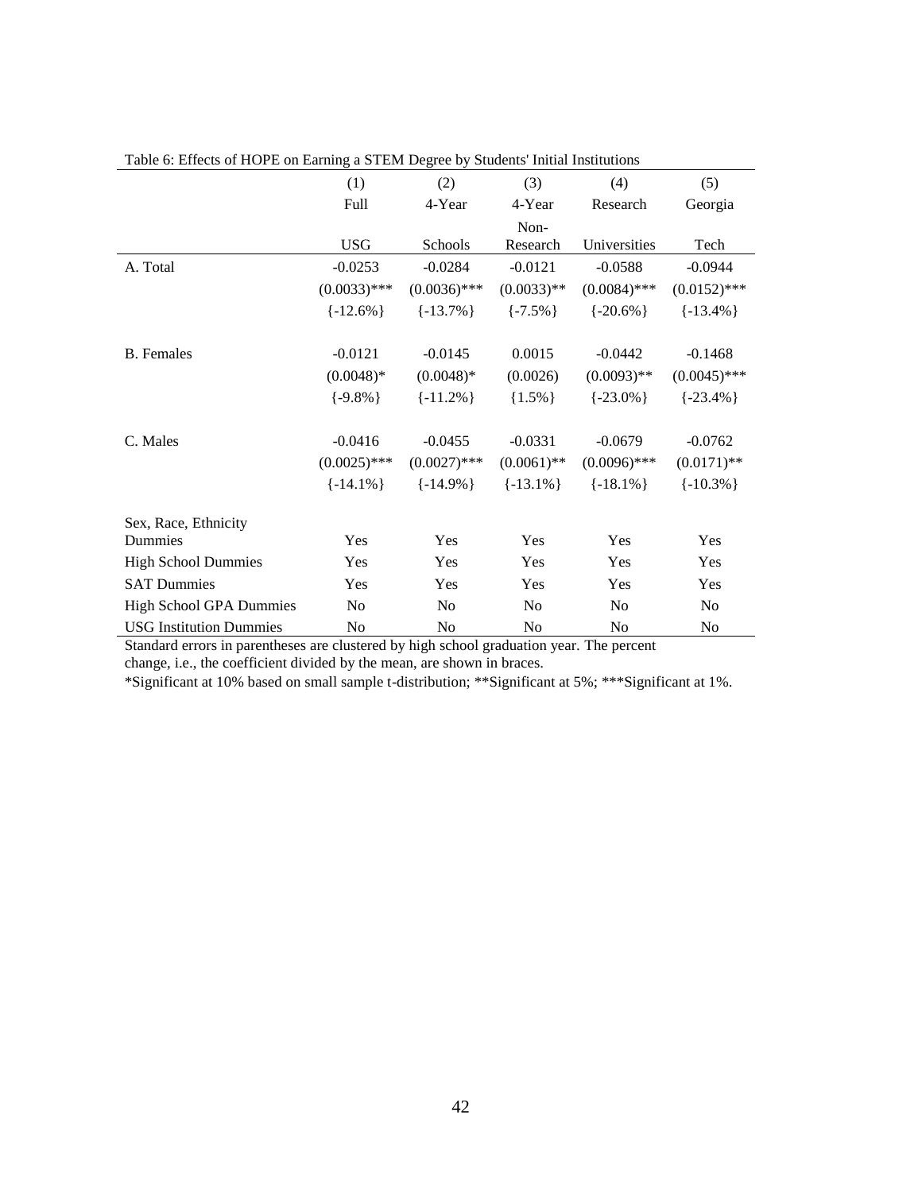Table 6: Effects of HOPE on Earning a STEM Degree by Students' Initial Institutions

| | (1) | (2) | (3) | (4) | (5) |
|---|---|---|---|---|---|
| | Full USG | 4-Year Schools | 4-Year Non-Research | Research Universities | Georgia Tech |
| A. Total | -0.0253 | -0.0284 | -0.0121 | -0.0588 | -0.0944 |
| | (0.0033)*** | (0.0036)*** | (0.0033)** | (0.0084)*** | (0.0152)*** |
| | {-12.6%} | {-13.7%} | {-7.5%} | {-20.6%} | {-13.4%} |
| B. Females | -0.0121 | -0.0145 | 0.0015 | -0.0442 | -0.1468 |
| | (0.0048)* | (0.0048)* | (0.0026) | (0.0093)** | (0.0045)*** |
| | {-9.8%} | {-11.2%} | {1.5%} | {-23.0%} | {-23.4%} |
| C. Males | -0.0416 | -0.0455 | -0.0331 | -0.0679 | -0.0762 |
| | (0.0025)*** | (0.0027)*** | (0.0061)** | (0.0096)*** | (0.0171)** |
| | {-14.1%} | {-14.9%} | {-13.1%} | {-18.1%} | {-10.3%} |
| Sex, Race, Ethnicity Dummies | Yes | Yes | Yes | Yes | Yes |
| High School Dummies | Yes | Yes | Yes | Yes | Yes |
| SAT Dummies | Yes | Yes | Yes | Yes | Yes |
| High School GPA Dummies | No | No | No | No | No |
| USG Institution Dummies | No | No | No | No | No |

Standard errors in parentheses are clustered by high school graduation year. The percent change, i.e., the coefficient divided by the mean, are shown in braces.

*Significant at 10% based on small sample t-distribution; **Significant at 5%; ***Significant at 1%.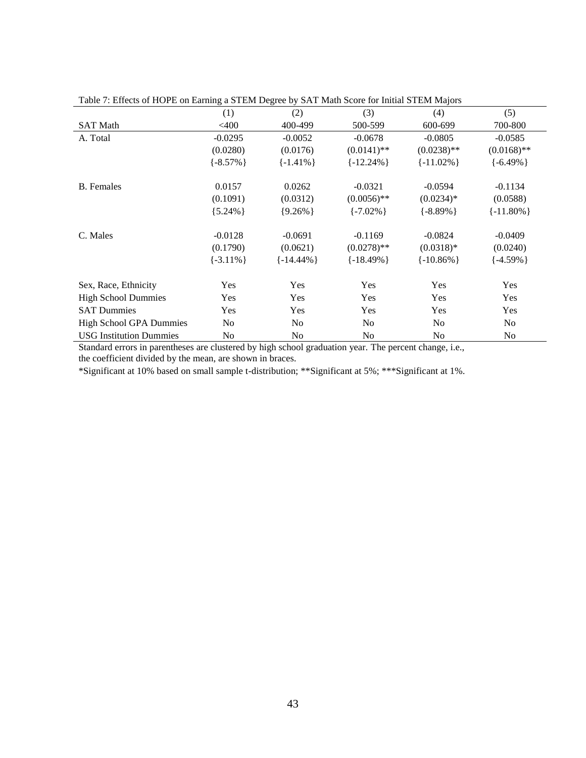Table 7: Effects of HOPE on Earning a STEM Degree by SAT Math Score for Initial STEM Majors

| | (1) | (2) | (3) | (4) | (5) |
|---|---|---|---|---|---|
| SAT Math | <400 | 400-499 | 500-599 | 600-699 | 700-800 |
| A. Total | -0.0295 | -0.0052 | -0.0678 | -0.0805 | -0.0585 |
| | (0.0280) | (0.0176) | (0.0141)** | (0.0238)** | (0.0168)** |
| | {-8.57%} | {-1.41%} | {-12.24%} | {-11.02%} | {-6.49%} |
| B. Females | 0.0157 | 0.0262 | -0.0321 | -0.0594 | -0.1134 |
| | (0.1091) | (0.0312) | (0.0056)** | (0.0234)* | (0.0588) |
| | {5.24%} | {9.26%} | {-7.02%} | {-8.89%} | {-11.80%} |
| C. Males | -0.0128 | -0.0691 | -0.1169 | -0.0824 | -0.0409 |
| | (0.1790) | (0.0621) | (0.0278)** | (0.0318)* | (0.0240) |
| | {-3.11%} | {-14.44%} | {-18.49%} | {-10.86%} | {-4.59%} |
| Sex, Race, Ethnicity | Yes | Yes | Yes | Yes | Yes |
| High School Dummies | Yes | Yes | Yes | Yes | Yes |
| SAT Dummies | Yes | Yes | Yes | Yes | Yes |
| High School GPA Dummies | No | No | No | No | No |
| USG Institution Dummies | No | No | No | No | No |

Standard errors in parentheses are clustered by high school graduation year. The percent change, i.e., the coefficient divided by the mean, are shown in braces.

*Significant at 10% based on small sample t-distribution; **Significant at 5%; ***Significant at 1%.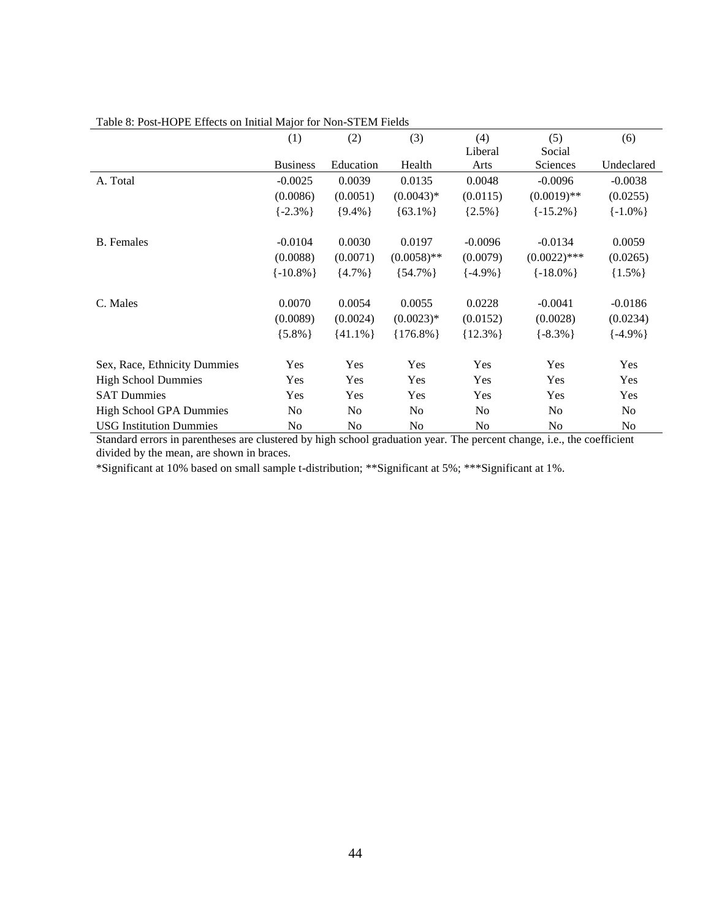Table 8: Post-HOPE Effects on Initial Major for Non-STEM Fields

| | (1) | (2) | (3) | (4) | (5) | (6) |
|---|---|---|---|---|---|---|
| | Business | Education | Health | Liberal Arts | Social Sciences | Undeclared |
| A. Total | -0.0025 | 0.0039 | 0.0135 | 0.0048 | -0.0096 | -0.0038 |
| | (0.0086) | (0.0051) | (0.0043)* | (0.0115) | (0.0019)** | (0.0255) |
| | {-2.3%} | {9.4%} | {63.1%} | {2.5%} | {-15.2%} | {-1.0%} |
| B. Females | -0.0104 | 0.0030 | 0.0197 | -0.0096 | -0.0134 | 0.0059 |
| | (0.0088) | (0.0071) | (0.0058)** | (0.0079) | (0.0022)*** | (0.0265) |
| | {-10.8%} | {4.7%} | {54.7%} | {-4.9%} | {-18.0%} | {1.5%} |
| C. Males | 0.0070 | 0.0054 | 0.0055 | 0.0228 | -0.0041 | -0.0186 |
| | (0.0089) | (0.0024) | (0.0023)* | (0.0152) | (0.0028) | (0.0234) |
| | {5.8%} | {41.1%} | {176.8%} | {12.3%} | {-8.3%} | {-4.9%} |
| Sex, Race, Ethnicity Dummies | Yes | Yes | Yes | Yes | Yes | Yes |
| High School Dummies | Yes | Yes | Yes | Yes | Yes | Yes |
| SAT Dummies | Yes | Yes | Yes | Yes | Yes | Yes |
| High School GPA Dummies | No | No | No | No | No | No |
| USG Institution Dummies | No | No | No | No | No | No |

Standard errors in parentheses are clustered by high school graduation year. The percent change, i.e., the coefficient divided by the mean, are shown in braces.

*Significant at 10% based on small sample t-distribution; **Significant at 5%; ***Significant at 1%.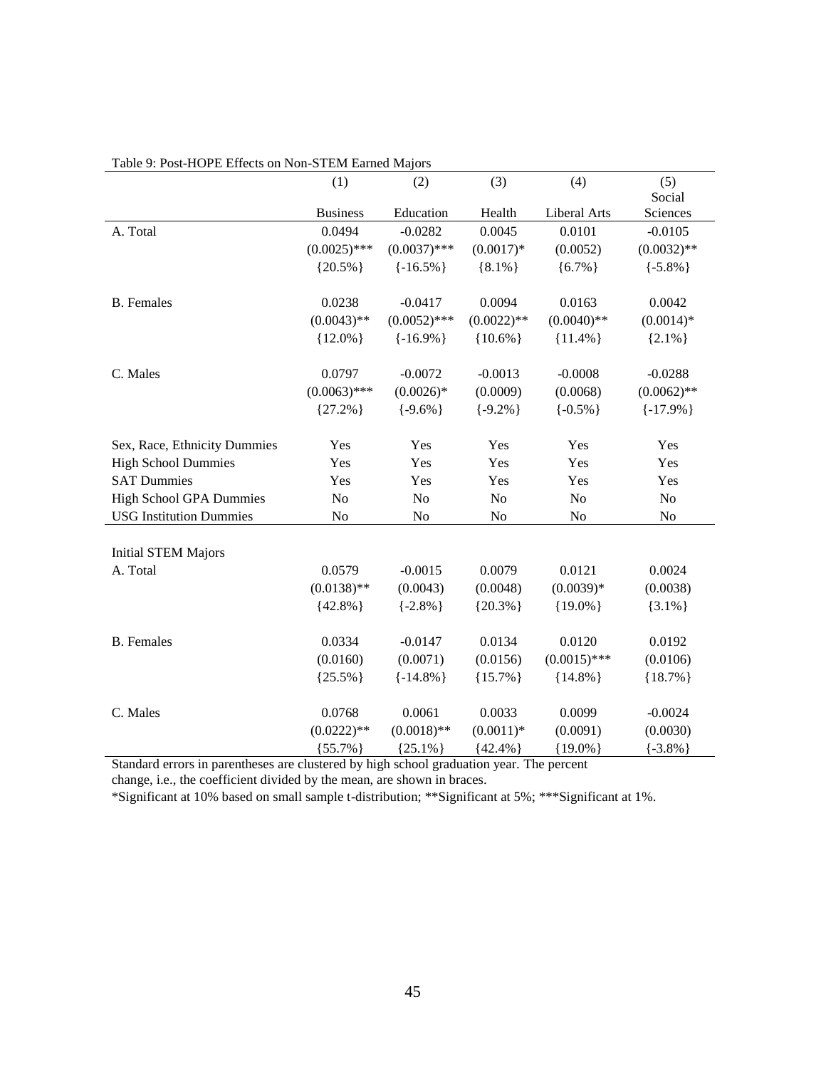Table 9: Post-HOPE Effects on Non-STEM Earned Majors

| | (1) | (2) | (3) | (4) | (5) |
|---|---|---|---|---|---|
| | Business | Education | Health | Liberal Arts | Social Sciences |
| A. Total | 0.0494 | -0.0282 | 0.0045 | 0.0101 | -0.0105 |
| | (0.0025)*** | (0.0037)*** | (0.0017)* | (0.0052) | (0.0032)** |
| | {20.5%} | {-16.5%} | {8.1%} | {6.7%} | {-5.8%} |
| B. Females | 0.0238 | -0.0417 | 0.0094 | 0.0163 | 0.0042 |
| | (0.0043)** | (0.0052)*** | (0.0022)** | (0.0040)** | (0.0014)* |
| | {12.0%} | {-16.9%} | {10.6%} | {11.4%} | {2.1%} |
| C. Males | 0.0797 | -0.0072 | -0.0013 | -0.0008 | -0.0288 |
| | (0.0063)*** | (0.0026)* | (0.0009) | (0.0068) | (0.0062)** |
| | {27.2%} | {-9.6%} | {-9.2%} | {-0.5%} | {-17.9%} |
| Sex, Race, Ethnicity Dummies | Yes | Yes | Yes | Yes | Yes |
| High School Dummies | Yes | Yes | Yes | Yes | Yes |
| SAT Dummies | Yes | Yes | Yes | Yes | Yes |
| High School GPA Dummies | No | No | No | No | No |
| USG Institution Dummies | No | No | No | No | No |
| Initial STEM Majors | | | | | |
| A. Total | 0.0579 | -0.0015 | 0.0079 | 0.0121 | 0.0024 |
| | (0.0138)** | (0.0043) | (0.0048) | (0.0039)* | (0.0038) |
| | {42.8%} | {-2.8%} | {20.3%} | {19.0%} | {3.1%} |
| B. Females | 0.0334 | -0.0147 | 0.0134 | 0.0120 | 0.0192 |
| | (0.0160) | (0.0071) | (0.0156) | (0.0015)*** | (0.0106) |
| | {25.5%} | {-14.8%} | {15.7%} | {14.8%} | {18.7%} |
| C. Males | 0.0768 | 0.0061 | 0.0033 | 0.0099 | -0.0024 |
| | (0.0222)** | (0.0018)** | (0.0011)* | (0.0091) | (0.0030) |
| | {55.7%} | {25.1%} | {42.4%} | {19.0%} | {-3.8%} |

Standard errors in parentheses are clustered by high school graduation year. The percent change, i.e., the coefficient divided by the mean, are shown in braces.

*Significant at 10% based on small sample t-distribution; **Significant at 5%; ***Significant at 1%.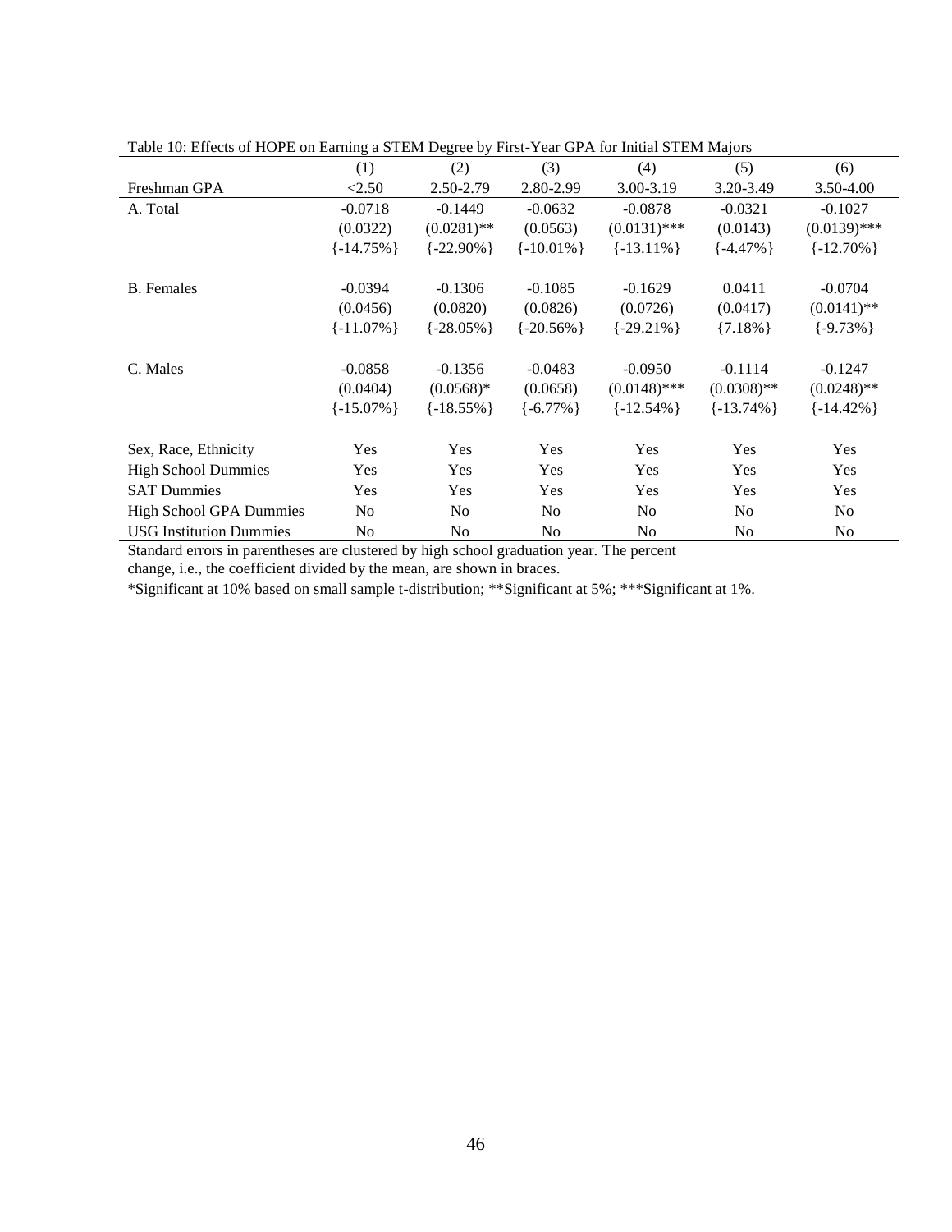Table 10: Effects of HOPE on Earning a STEM Degree by First-Year GPA for Initial STEM Majors

| | (1) | (2) | (3) | (4) | (5) | (6) |
|---|---|---|---|---|---|---|
| Freshman GPA | <2.50 | 2.50-2.79 | 2.80-2.99 | 3.00-3.19 | 3.20-3.49 | 3.50-4.00 |
| A. Total | -0.0718 | -0.1449 | -0.0632 | -0.0878 | -0.0321 | -0.1027 |
| | (0.0322) | (0.0281)** | (0.0563) | (0.0131)*** | (0.0143) | (0.0139)*** |
| | {-14.75%} | {-22.90%} | {-10.01%} | {-13.11%} | {-4.47%} | {-12.70%} |
| B. Females | -0.0394 | -0.1306 | -0.1085 | -0.1629 | 0.0411 | -0.0704 |
| | (0.0456) | (0.0820) | (0.0826) | (0.0726) | (0.0417) | (0.0141)** |
| | {-11.07%} | {-28.05%} | {-20.56%} | {-29.21%} | {7.18%} | {-9.73%} |
| C. Males | -0.0858 | -0.1356 | -0.0483 | -0.0950 | -0.1114 | -0.1247 |
| | (0.0404) | (0.0568)* | (0.0658) | (0.0148)*** | (0.0308)** | (0.0248)** |
| | {-15.07%} | {-18.55%} | {-6.77%} | {-12.54%} | {-13.74%} | {-14.42%} |
| Sex, Race, Ethnicity | Yes | Yes | Yes | Yes | Yes | Yes |
| High School Dummies | Yes | Yes | Yes | Yes | Yes | Yes |
| SAT Dummies | Yes | Yes | Yes | Yes | Yes | Yes |
| High School GPA Dummies | No | No | No | No | No | No |
| USG Institution Dummies | No | No | No | No | No | No |

Standard errors in parentheses are clustered by high school graduation year. The percent change, i.e., the coefficient divided by the mean, are shown in braces.

*Significant at 10% based on small sample t-distribution; **Significant at 5%; ***Significant at 1%.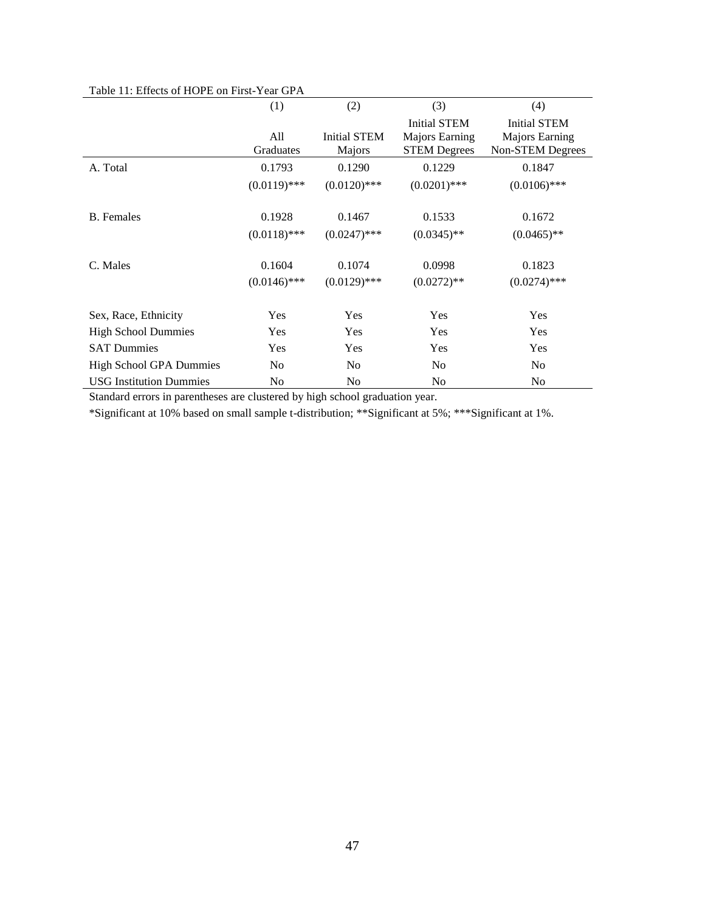Table 11: Effects of HOPE on First-Year GPA

| | (1) | (2) | (3) | (4) |
|---|---|---|---|---|
| | All Graduates | Initial STEM Majors | Initial STEM Majors Earning STEM Degrees | Initial STEM Majors Earning Non-STEM Degrees |
| A. Total | 0.1793 | 0.1290 | 0.1229 | 0.1847 |
| | (0.0119)*** | (0.0120)*** | (0.0201)*** | (0.0106)*** |
| B. Females | 0.1928 | 0.1467 | 0.1533 | 0.1672 |
| | (0.0118)*** | (0.0247)*** | (0.0345)** | (0.0465)** |
| C. Males | 0.1604 | 0.1074 | 0.0998 | 0.1823 |
| | (0.0146)*** | (0.0129)*** | (0.0272)** | (0.0274)*** |
| Sex, Race, Ethnicity | Yes | Yes | Yes | Yes |
| High School Dummies | Yes | Yes | Yes | Yes |
| SAT Dummies | Yes | Yes | Yes | Yes |
| High School GPA Dummies | No | No | No | No |
| USG Institution Dummies | No | No | No | No |

Standard errors in parentheses are clustered by high school graduation year.

*Significant at 10% based on small sample t-distribution; **Significant at 5%; ***Significant at 1%.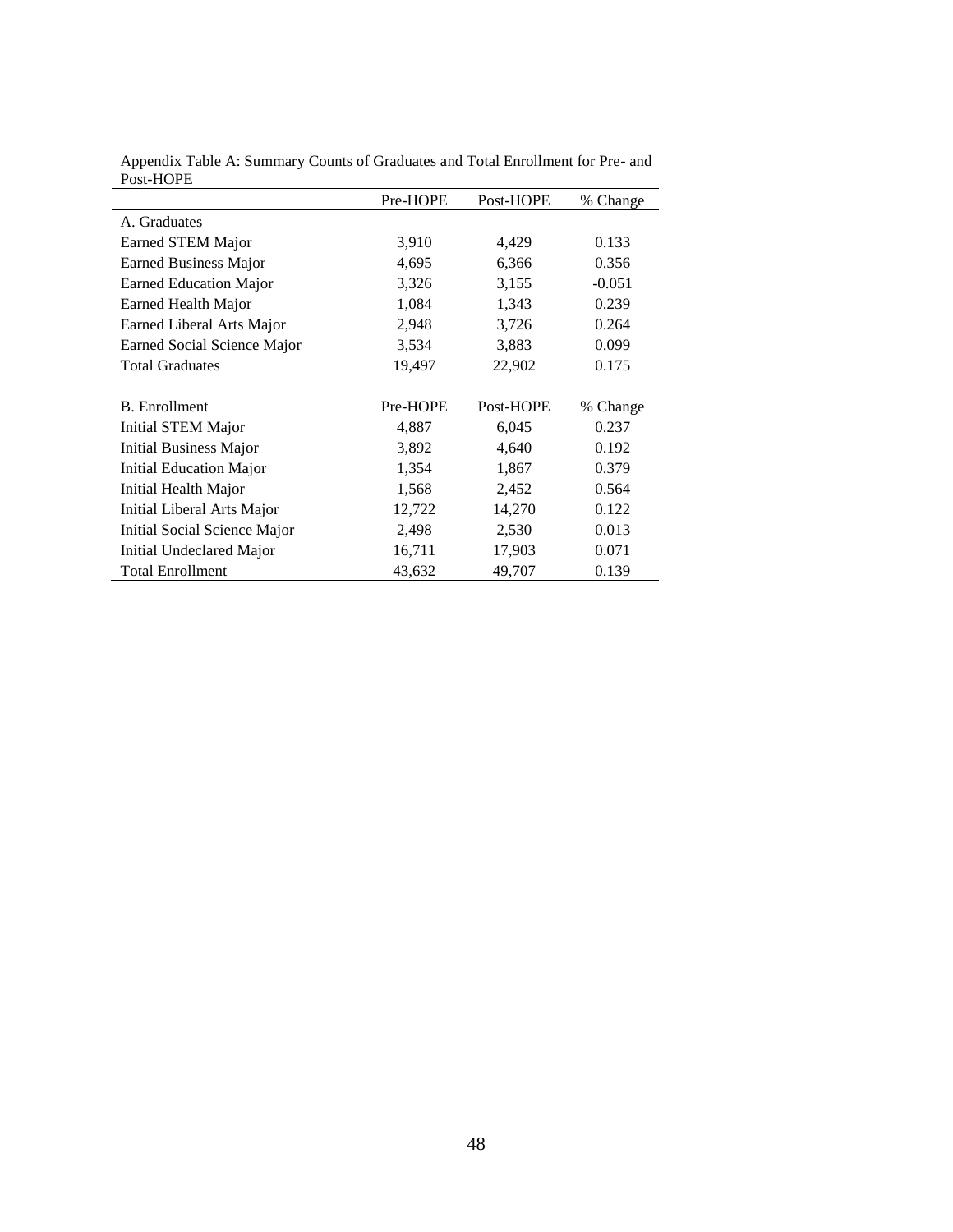Appendix Table A: Summary Counts of Graduates and Total Enrollment for Pre- and Post-HOPE

| | Pre-HOPE | Post-HOPE | % Change |
|---|---|---|---|
| A. Graduates | | | |
| Earned STEM Major | 3,910 | 4,429 | 0.133 |
| Earned Business Major | 4,695 | 6,366 | 0.356 |
| Earned Education Major | 3,326 | 3,155 | -0.051 |
| Earned Health Major | 1,084 | 1,343 | 0.239 |
| Earned Liberal Arts Major | 2,948 | 3,726 | 0.264 |
| Earned Social Science Major | 3,534 | 3,883 | 0.099 |
| Total Graduates | 19,497 | 22,902 | 0.175 |
| | | | |
| B. Enrollment | Pre-HOPE | Post-HOPE | % Change |
| Initial STEM Major | 4,887 | 6,045 | 0.237 |
| Initial Business Major | 3,892 | 4,640 | 0.192 |
| Initial Education Major | 1,354 | 1,867 | 0.379 |
| Initial Health Major | 1,568 | 2,452 | 0.564 |
| Initial Liberal Arts Major | 12,722 | 14,270 | 0.122 |
| Initial Social Science Major | 2,498 | 2,530 | 0.013 |
| Initial Undeclared Major | 16,711 | 17,903 | 0.071 |
| Total Enrollment | 43,632 | 49,707 | 0.139 |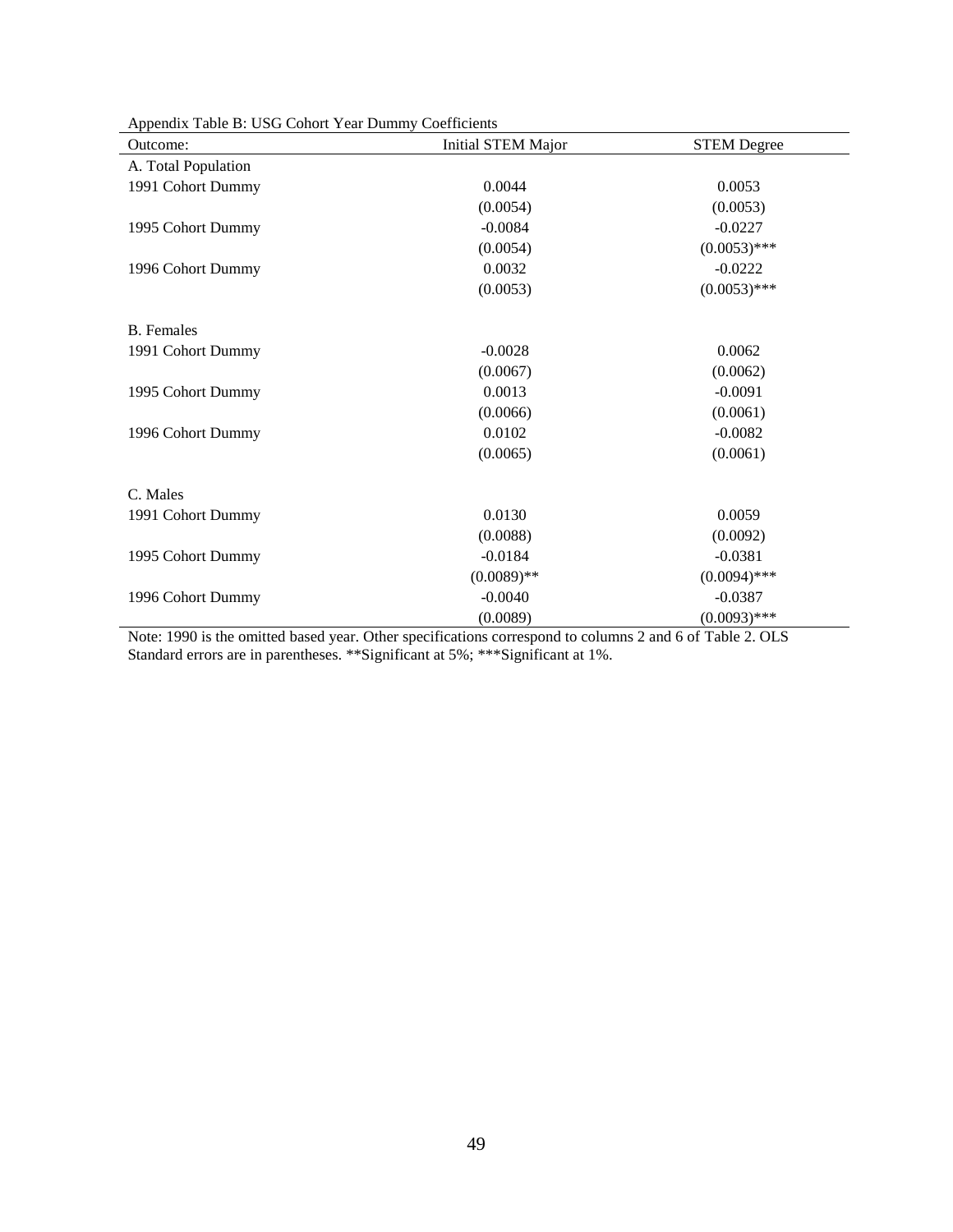Appendix Table B: USG Cohort Year Dummy Coefficients

| Outcome: | Initial STEM Major | STEM Degree |
|---|---|---|
| A. Total Population | | |
| 1991 Cohort Dummy | 0.0044 | 0.0053 |
| | (0.0054) | (0.0053) |
| 1995 Cohort Dummy | -0.0084 | -0.0227 |
| | (0.0054) | (0.0053)*** |
| 1996 Cohort Dummy | 0.0032 | -0.0222 |
| | (0.0053) | (0.0053)*** |
| | | |
| B. Females | | |
| 1991 Cohort Dummy | -0.0028 | 0.0062 |
| | (0.0067) | (0.0062) |
| 1995 Cohort Dummy | 0.0013 | -0.0091 |
| | (0.0066) | (0.0061) |
| 1996 Cohort Dummy | 0.0102 | -0.0082 |
| | (0.0065) | (0.0061) |
| | | |
| C. Males | | |
| 1991 Cohort Dummy | 0.0130 | 0.0059 |
| | (0.0088) | (0.0092) |
| 1995 Cohort Dummy | -0.0184 | -0.0381 |
| | (0.0089)** | (0.0094)*** |
| 1996 Cohort Dummy | -0.0040 | -0.0387 |
| | (0.0089) | (0.0093)*** |

Note: 1990 is the omitted based year. Other specifications correspond to columns 2 and 6 of Table 2. OLS Standard errors are in parentheses. **Significant at 5%; ***Significant at 1%.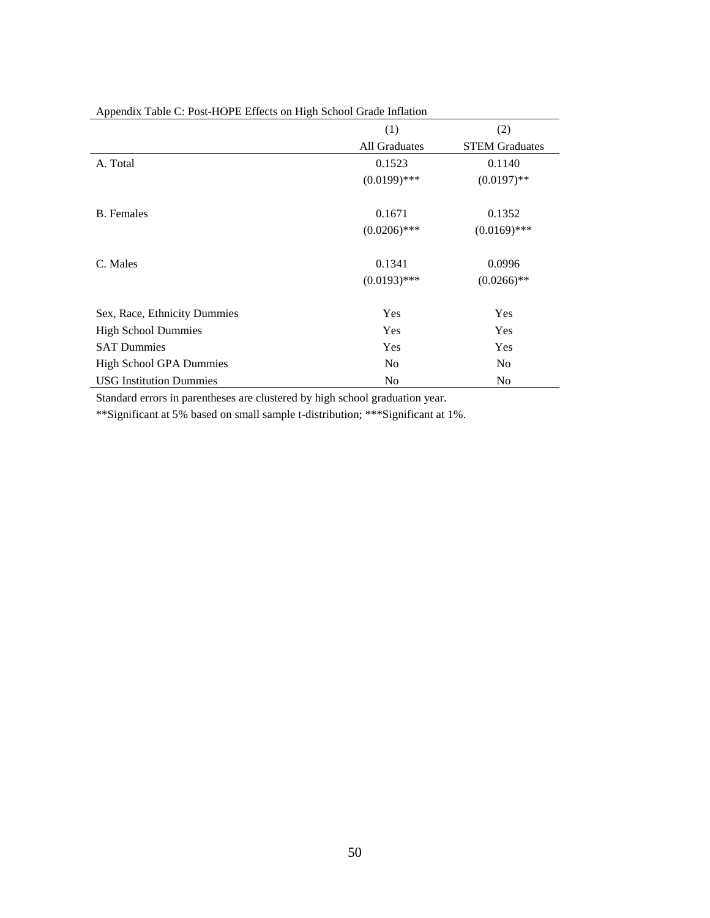Appendix Table C: Post-HOPE Effects on High School Grade Inflation

| | (1) | (2) |
|---|---|---|
| | All Graduates | STEM Graduates |
| A. Total | 0.1523 | 0.1140 |
| | (0.0199)*** | (0.0197)** |
| B. Females | 0.1671 | 0.1352 |
| | (0.0206)*** | (0.0169)*** |
| C. Males | 0.1341 | 0.0996 |
| | (0.0193)*** | (0.0266)** |
| Sex, Race, Ethnicity Dummies | Yes | Yes |
| High School Dummies | Yes | Yes |
| SAT Dummies | Yes | Yes |
| High School GPA Dummies | No | No |
| USG Institution Dummies | No | No |

Standard errors in parentheses are clustered by high school graduation year.

**Significant at 5% based on small sample t-distribution; ***Significant at 1%.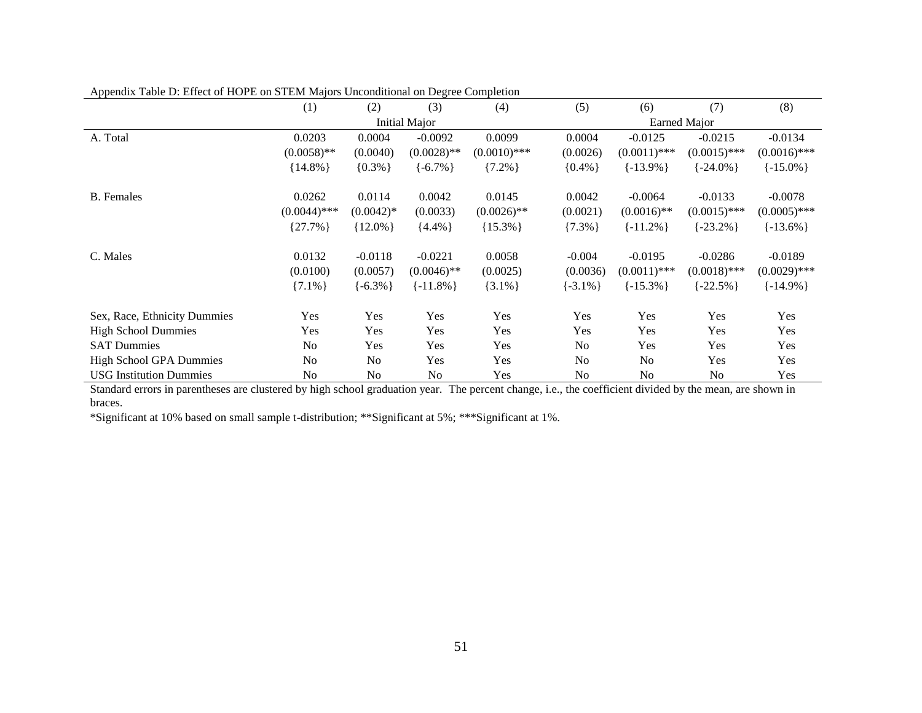Appendix Table D: Effect of HOPE on STEM Majors Unconditional on Degree Completion

| | (1) | (2) | (3) | (4) | (5) | (6) | (7) | (8) |
|---|---|---|---|---|---|---|---|---|
| | Initial Major | | | | Earned Major | | | |
| A. Total | 0.0203 | 0.0004 | -0.0092 | 0.0099 | 0.0004 | -0.0125 | -0.0215 | -0.0134 |
| | (0.0058)** | (0.0040) | (0.0028)** | (0.0010)*** | (0.0026) | (0.0011)*** | (0.0015)*** | (0.0016)*** |
| | {14.8%} | {0.3%} | {-6.7%} | {7.2%} | {0.4%} | {-13.9%} | {-24.0%} | {-15.0%} |
| B. Females | 0.0262 | 0.0114 | 0.0042 | 0.0145 | 0.0042 | -0.0064 | -0.0133 | -0.0078 |
| | (0.0044)*** | (0.0042)* | (0.0033) | (0.0026)** | (0.0021) | (0.0016)** | (0.0015)*** | (0.0005)*** |
| | {27.7%} | {12.0%} | {4.4%} | {15.3%} | {7.3%} | {-11.2%} | {-23.2%} | {-13.6%} |
| C. Males | 0.0132 | -0.0118 | -0.0221 | 0.0058 | -0.004 | -0.0195 | -0.0286 | -0.0189 |
| | (0.0100) | (0.0057) | (0.0046)** | (0.0025) | (0.0036) | (0.0011)*** | (0.0018)*** | (0.0029)*** |
| | {7.1%} | {-6.3%} | {-11.8%} | {3.1%} | {-3.1%} | {-15.3%} | {-22.5%} | {-14.9%} |
| Sex, Race, Ethnicity Dummies | Yes | Yes | Yes | Yes | Yes | Yes | Yes | Yes |
| High School Dummies | Yes | Yes | Yes | Yes | Yes | Yes | Yes | Yes |
| SAT Dummies | No | Yes | Yes | Yes | No | Yes | Yes | Yes |
| High School GPA Dummies | No | No | Yes | Yes | No | No | Yes | Yes |
| USG Institution Dummies | No | No | No | Yes | No | No | No | Yes |

Standard errors in parentheses are clustered by high school graduation year. The percent change, i.e., the coefficient divided by the mean, are shown in braces.

*Significant at 10% based on small sample t-distribution; **Significant at 5%; ***Significant at 1%.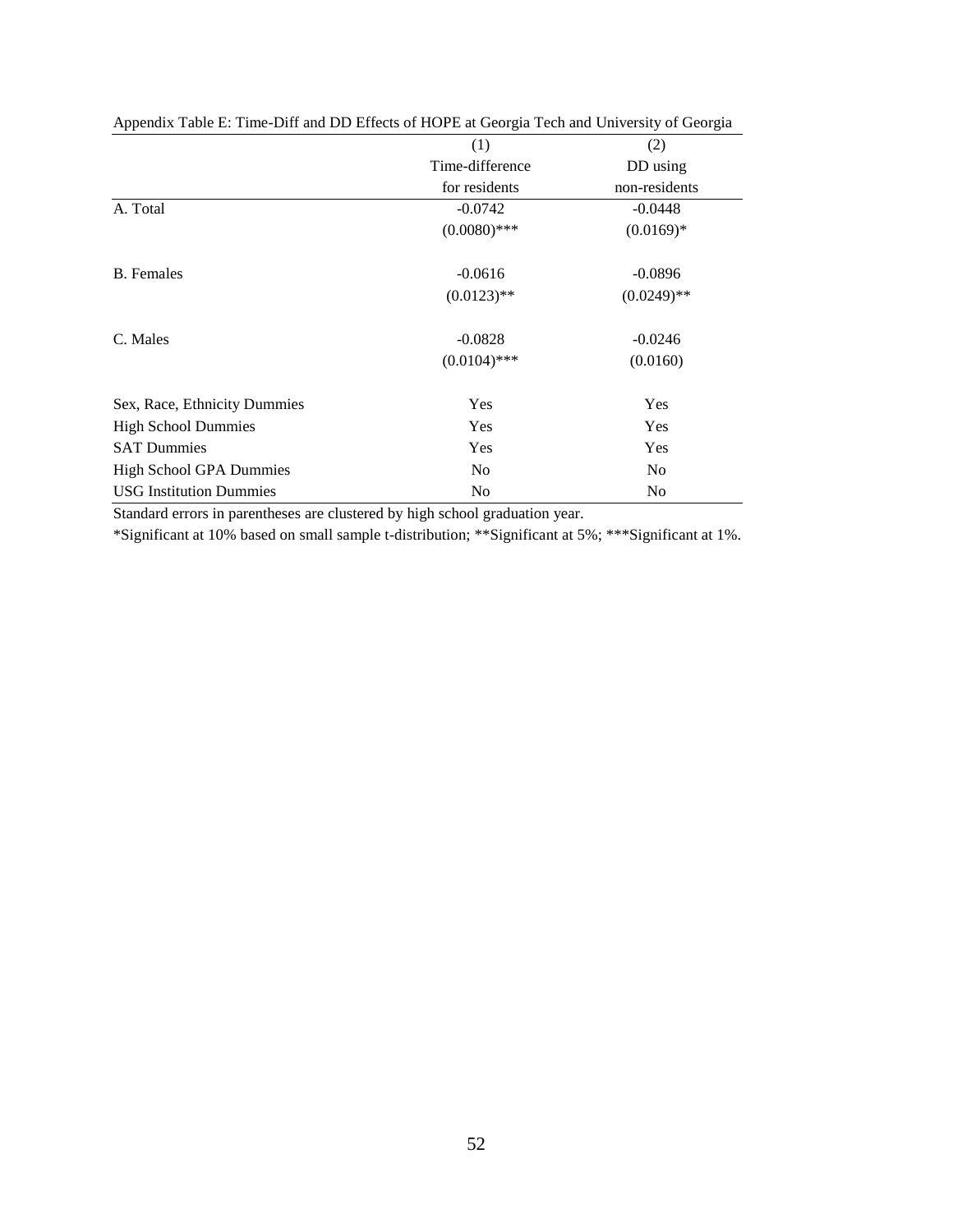Appendix Table E: Time-Diff and DD Effects of HOPE at Georgia Tech and University of Georgia

| | (1)<br>Time-difference<br>for residents | (2)<br>DD using<br>non-residents |
|---|---|---|
| A. Total | -0.0742 | -0.0448 |
| | (0.0080)*** | (0.0169)* |
| B. Females | -0.0616 | -0.0896 |
| | (0.0123)** | (0.0249)** |
| C. Males | -0.0828 | -0.0246 |
| | (0.0104)*** | (0.0160) |
| Sex, Race, Ethnicity Dummies | Yes | Yes |
| High School Dummies | Yes | Yes |
| SAT Dummies | Yes | Yes |
| High School GPA Dummies | No | No |
| USG Institution Dummies | No | No |

Standard errors in parentheses are clustered by high school graduation year.

*Significant at 10% based on small sample t-distribution; **Significant at 5%; ***Significant at 1%.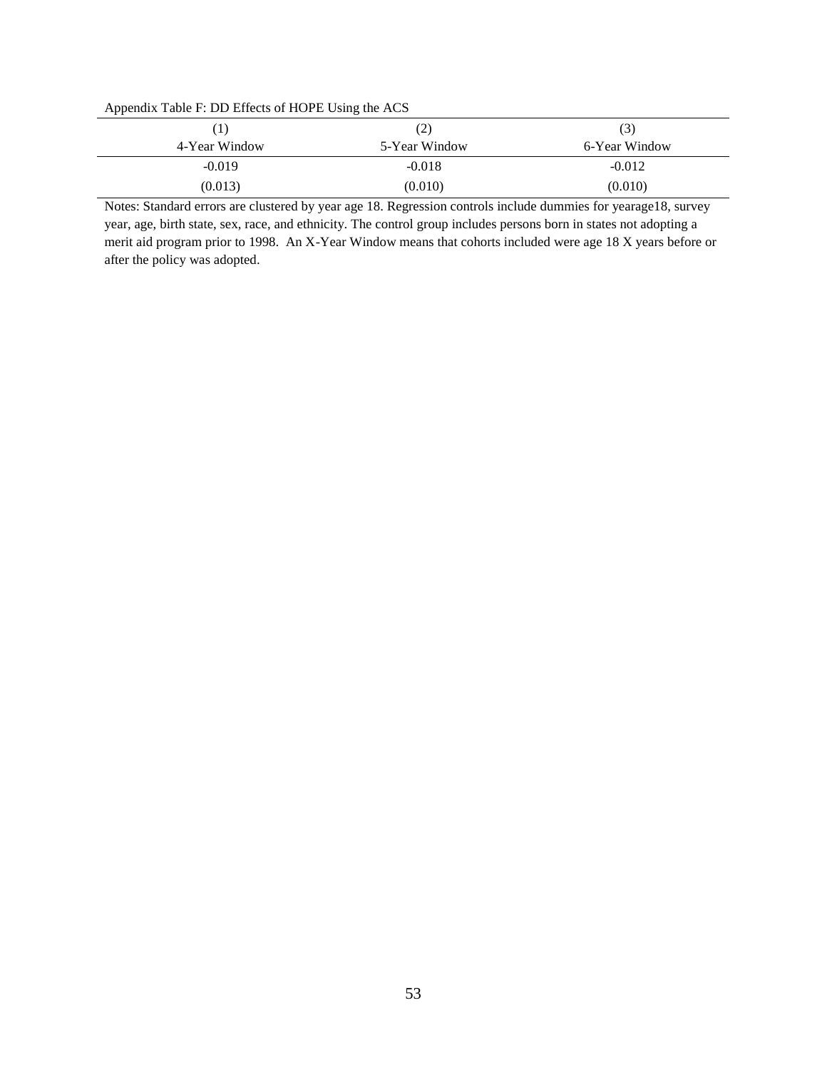Appendix Table F: DD Effects of HOPE Using the ACS

| (1) | (2) | (3) |
|---|---|---|
| 4-Year Window | 5-Year Window | 6-Year Window |
| -0.019 | -0.018 | -0.012 |
| (0.013) | (0.010) | (0.010) |

Notes: Standard errors are clustered by year age 18. Regression controls include dummies for yearage18, survey year, age, birth state, sex, race, and ethnicity. The control group includes persons born in states not adopting a merit aid program prior to 1998. An X-Year Window means that cohorts included were age 18 X years before or after the policy was adopted.